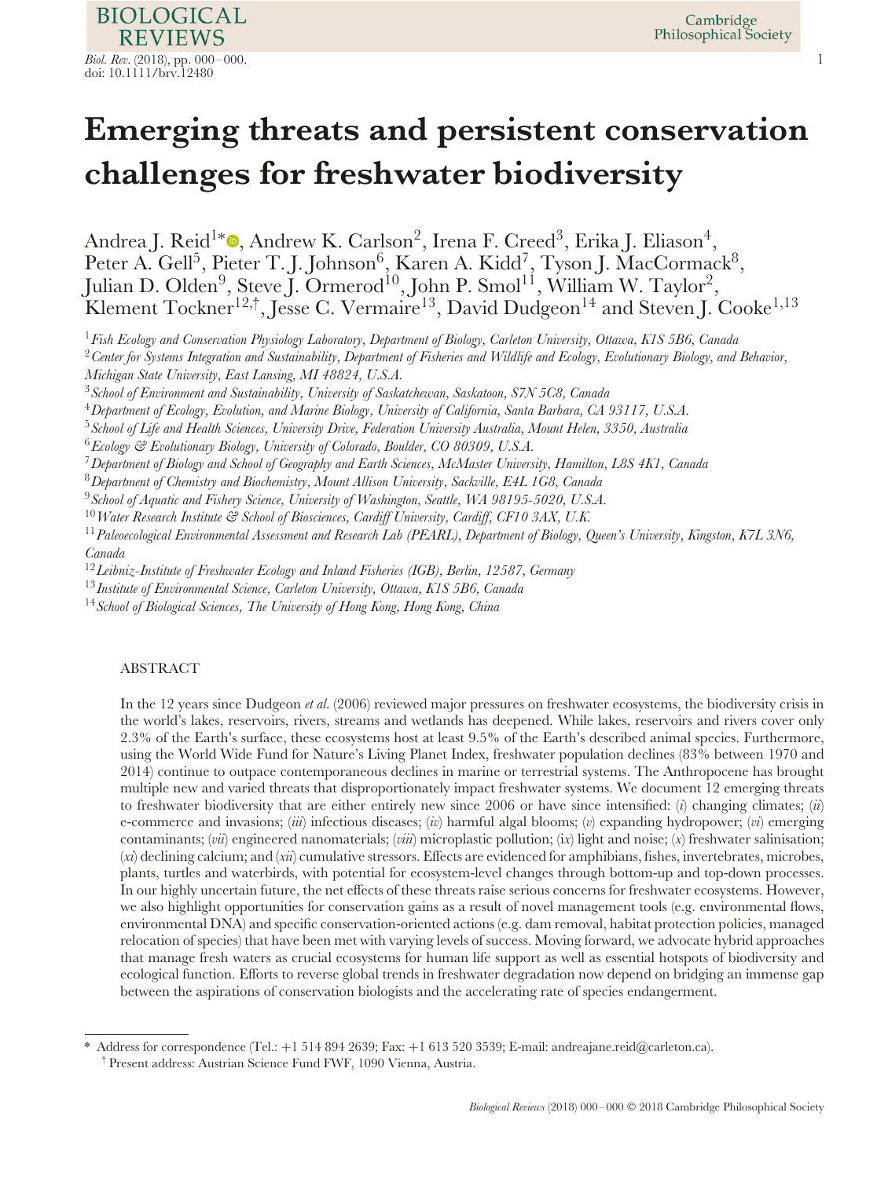# Emerging threats and persistent conservation challenges for freshwater biodiversity

Andrea J. Reid[1*], Andrew K. Carlson[2], Irena F. Creed[3], Erika J. Eliason[4], Peter A. Gell[5], Pieter T. J. Johnson[6], Karen A. Kidd[7], Tyson J. MacCormack[8], Julian D. Olden[9], Steve J. Ormerod[10], John P. Smol[11], William W. Taylor[2], Klement Tockner[12,†], Jesse C. Vermaire[13], David Dudgeon[14] and Steven J. Cooke[1,13]

[1] *Fish Ecology and Conservation Physiology Laboratory, Department of Biology, Carleton University, Ottawa, K1S 5B6, Canada*
[2] *Center for Systems Integration and Sustainability, Department of Fisheries and Wildlife and Ecology, Evolutionary Biology, and Behavior, Michigan State University, East Lansing, MI 48824, U.S.A.*
[3] *School of Environment and Sustainability, University of Saskatchewan, Saskatoon, S7N 5C8, Canada*
[4] *Department of Ecology, Evolution, and Marine Biology, University of California, Santa Barbara, CA 93117, U.S.A.*
[5] *School of Life and Health Sciences, University Drive, Federation University Australia, Mount Helen, 3350, Australia*
[6] *Ecology & Evolutionary Biology, University of Colorado, Boulder, CO 80309, U.S.A.*
[7] *Department of Biology and School of Geography and Earth Sciences, McMaster University, Hamilton, L8S 4K1, Canada*
[8] *Department of Chemistry and Biochemistry, Mount Allison University, Sackville, E4L 1G8, Canada*
[9] *School of Aquatic and Fishery Science, University of Washington, Seattle, WA 98195-5020, U.S.A.*
[10] *Water Research Institute & School of Biosciences, Cardiff University, Cardiff, CF10 3AX, U.K.*
[11] *Paleoecological Environmental Assessment and Research Lab (PEARL), Department of Biology, Queen's University, Kingston, K7L 3N6, Canada*
[12] *Leibniz-Institute of Freshwater Ecology and Inland Fisheries (IGB), Berlin, 12587, Germany*
[13] *Institute of Environmental Science, Carleton University, Ottawa, K1S 5B6, Canada*
[14] *School of Biological Sciences, The University of Hong Kong, Hong Kong, China*

## ABSTRACT

In the 12 years since Dudgeon *et al.* (2006) reviewed major pressures on freshwater ecosystems, the biodiversity crisis in the world's lakes, reservoirs, rivers, streams and wetlands has deepened. While lakes, reservoirs and rivers cover only 2.3% of the Earth's surface, these ecosystems host at least 9.5% of the Earth's described animal species. Furthermore, using the World Wide Fund for Nature's Living Planet Index, freshwater population declines (83% between 1970 and 2014) continue to outpace contemporaneous declines in marine or terrestrial systems. The Anthropocene has brought multiple new and varied threats that disproportionately impact freshwater systems. We document 12 emerging threats to freshwater biodiversity that are either entirely new since 2006 or have since intensified: (*i*) changing climates; (*ii*) e-commerce and invasions; (*iii*) infectious diseases; (*iv*) harmful algal blooms; (*v*) expanding hydropower; (*vi*) emerging contaminants; (*vii*) engineered nanomaterials; (*viii*) microplastic pollution; (*ix*) light and noise; (*x*) freshwater salinisation; (*xi*) declining calcium; and (*xii*) cumulative stressors. Effects are evidenced for amphibians, fishes, invertebrates, microbes, plants, turtles and waterbirds, with potential for ecosystem-level changes through bottom-up and top-down processes. In our highly uncertain future, the net effects of these threats raise serious concerns for freshwater ecosystems. However, we also highlight opportunities for conservation gains as a result of novel management tools (e.g. environmental flows, environmental DNA) and specific conservation-oriented actions (e.g. dam removal, habitat protection policies, managed relocation of species) that have been met with varying levels of success. Moving forward, we advocate hybrid approaches that manage fresh waters as crucial ecosystems for human life support as well as essential hotspots of biodiversity and ecological function. Efforts to reverse global trends in freshwater degradation now depend on bridging an immense gap between the aspirations of conservation biologists and the accelerating rate of species endangerment.

\* Address for correspondence (Tel.: +1 514 894 2639; Fax: +1 613 520 3539; E-mail: andreajane.reid@carleton.ca).
† Present address: Austrian Science Fund FWF, 1090 Vienna, Austria.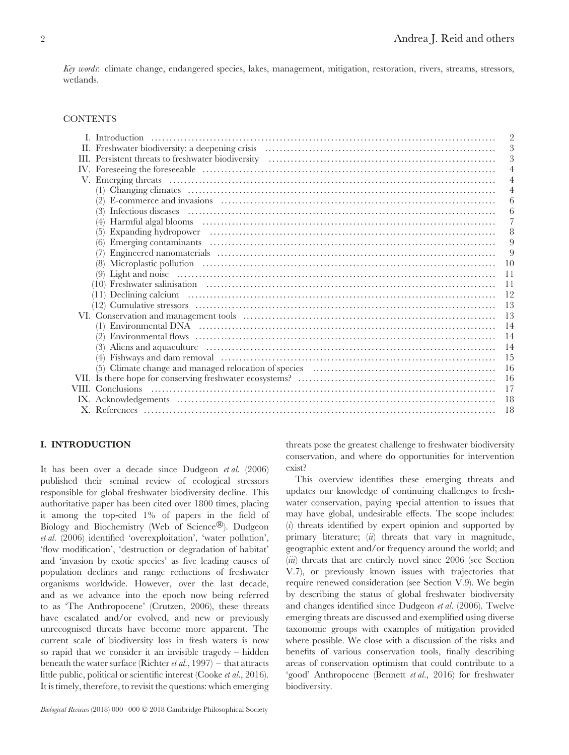*Key words*: climate change, endangered species, lakes, management, mitigation, restoration, rivers, streams, stressors, wetlands.

CONTENTS

- I. Introduction ........ 2
- II. Freshwater biodiversity: a deepening crisis ........ 3
- III. Persistent threats to freshwater biodiversity ........ 3
- IV. Foreseeing the foreseeable ........ 4
- V. Emerging threats ........ 4
  - (1) Changing climates ........ 4
  - (2) E-commerce and invasions ........ 6
  - (3) Infectious diseases ........ 6
  - (4) Harmful algal blooms ........ 7
  - (5) Expanding hydropower ........ 8
  - (6) Emerging contaminants ........ 9
  - (7) Engineered nanomaterials ........ 9
  - (8) Microplastic pollution ........ 10
  - (9) Light and noise ........ 11
  - (10) Freshwater salinisation ........ 11
  - (11) Declining calcium ........ 12
  - (12) Cumulative stressors ........ 13
- VI. Conservation and management tools ........ 13
  - (1) Environmental DNA ........ 14
  - (2) Environmental flows ........ 14
  - (3) Aliens and aquaculture ........ 14
  - (4) Fishways and dam removal ........ 15
  - (5) Climate change and managed relocation of species ........ 16
- VII. Is there hope for conserving freshwater ecosystems? ........ 16
- VIII. Conclusions ........ 17
- IX. Acknowledgements ........ 18
- X. References ........ 18

## I. INTRODUCTION

It has been over a decade since Dudgeon *et al.* (2006) published their seminal review of ecological stressors responsible for global freshwater biodiversity decline. This authoritative paper has been cited over 1800 times, placing it among the top-cited 1% of papers in the field of Biology and Biochemistry (Web of Science®). Dudgeon *et al.* (2006) identified 'overexploitation', 'water pollution', 'flow modification', 'destruction or degradation of habitat' and 'invasion by exotic species' as five leading causes of population declines and range reductions of freshwater organisms worldwide. However, over the last decade, and as we advance into the epoch now being referred to as 'The Anthropocene' (Crutzen, 2006), these threats have escalated and/or evolved, and new or previously unrecognised threats have become more apparent. The current scale of biodiversity loss in fresh waters is now so rapid that we consider it an invisible tragedy – hidden beneath the water surface (Richter *et al.*, 1997) – that attracts little public, political or scientific interest (Cooke *et al.*, 2016). It is timely, therefore, to revisit the questions: which emerging threats pose the greatest challenge to freshwater biodiversity conservation, and where do opportunities for intervention exist?

This overview identifies these emerging threats and updates our knowledge of continuing challenges to freshwater conservation, paying special attention to issues that may have global, undesirable effects. The scope includes: (*i*) threats identified by expert opinion and supported by primary literature; (*ii*) threats that vary in magnitude, geographic extent and/or frequency around the world; and (*iii*) threats that are entirely novel since 2006 (see Section V.7), or previously known issues with trajectories that require renewed consideration (see Section V.9). We begin by describing the status of global freshwater biodiversity and changes identified since Dudgeon *et al.* (2006). Twelve emerging threats are discussed and exemplified using diverse taxonomic groups with examples of mitigation provided where possible. We close with a discussion of the risks and benefits of various conservation tools, finally describing areas of conservation optimism that could contribute to a 'good' Anthropocene (Bennett *et al.*, 2016) for freshwater biodiversity.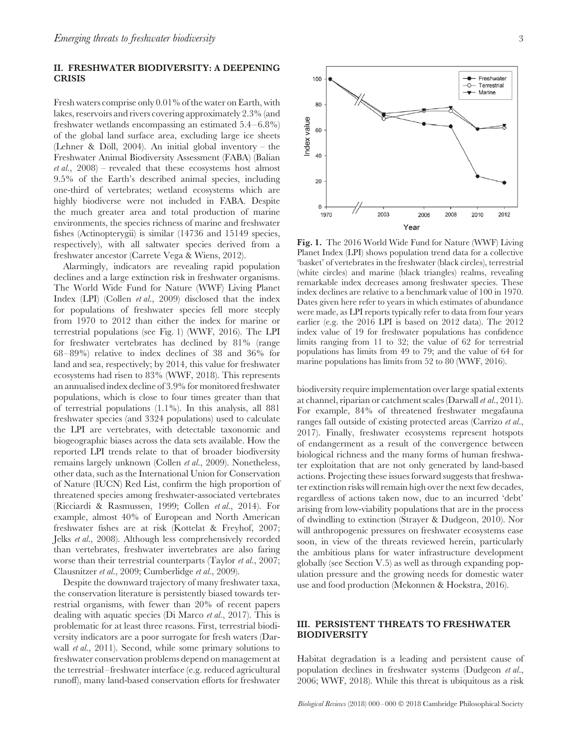## II. FRESHWATER BIODIVERSITY: A DEEPENING CRISIS

Fresh waters comprise only 0.01% of the water on Earth, with lakes, reservoirs and rivers covering approximately 2.3% (and freshwater wetlands encompassing an estimated 5.4–6.8%) of the global land surface area, excluding large ice sheets (Lehner & Döll, 2004). An initial global inventory – the Freshwater Animal Biodiversity Assessment (FABA) (Balian *et al.*, 2008) – revealed that these ecosystems host almost 9.5% of the Earth's described animal species, including one-third of vertebrates; wetland ecosystems which are highly biodiverse were not included in FABA. Despite the much greater area and total production of marine environments, the species richness of marine and freshwater fishes (Actinopterygii) is similar (14736 and 15149 species, respectively), with all saltwater species derived from a freshwater ancestor (Carrete Vega & Wiens, 2012).

Alarmingly, indicators are revealing rapid population declines and a large extinction risk in freshwater organisms. The World Wide Fund for Nature (WWF) Living Planet Index (LPI) (Collen *et al.*, 2009) disclosed that the index for populations of freshwater species fell more steeply from 1970 to 2012 than either the index for marine or terrestrial populations (see Fig. 1) (WWF, 2016). The LPI for freshwater vertebrates has declined by 81% (range 68–89%) relative to index declines of 38 and 36% for land and sea, respectively; by 2014, this value for freshwater ecosystems had risen to 83% (WWF, 2018). This represents an annualised index decline of 3.9% for monitored freshwater populations, which is close to four times greater than that of terrestrial populations (1.1%). In this analysis, all 881 freshwater species (and 3324 populations) used to calculate the LPI are vertebrates, with detectable taxonomic and biogeographic biases across the data sets available. How the reported LPI trends relate to that of broader biodiversity remains largely unknown (Collen *et al.*, 2009). Nonetheless, other data, such as the International Union for Conservation of Nature (IUCN) Red List, confirm the high proportion of threatened species among freshwater-associated vertebrates (Ricciardi & Rasmussen, 1999; Collen *et al.*, 2014). For example, almost 40% of European and North American freshwater fishes are at risk (Kottelat & Freyhof, 2007; Jelks *et al.*, 2008). Although less comprehensively recorded than vertebrates, freshwater invertebrates are also faring worse than their terrestrial counterparts (Taylor *et al.*, 2007; Clausnitzer *et al.*, 2009; Cumberlidge *et al.*, 2009).

Despite the downward trajectory of many freshwater taxa, the conservation literature is persistently biased towards terrestrial organisms, with fewer than 20% of recent papers dealing with aquatic species (Di Marco *et al.*, 2017). This is problematic for at least three reasons. First, terrestrial biodiversity indicators are a poor surrogate for fresh waters (Darwall *et al.*, 2011). Second, while some primary solutions to freshwater conservation problems depend on management at the terrestrial–freshwater interface (e.g. reduced agricultural runoff), many land-based conservation efforts for freshwater biodiversity require implementation over large spatial extents at channel, riparian or catchment scales (Darwall *et al.*, 2011). For example, 84% of threatened freshwater megafauna ranges fall outside of existing protected areas (Carrizo *et al.*, 2017). Finally, freshwater ecosystems represent hotspots of endangerment as a result of the convergence between biological richness and the many forms of human freshwater exploitation that are not only generated by land-based actions. Projecting these issues forward suggests that freshwater extinction risks will remain high over the next few decades, regardless of actions taken now, due to an incurred 'debt' arising from low-viability populations that are in the process of dwindling to extinction (Strayer & Dudgeon, 2010). Nor will anthropogenic pressures on freshwater ecosystems ease soon, in view of the threats reviewed herein, particularly the ambitious plans for water infrastructure development globally (see Section V.5) as well as through expanding population pressure and the growing needs for domestic water use and food production (Mekonnen & Hoekstra, 2016).

**Fig. 1.** The 2016 World Wide Fund for Nature (WWF) Living Planet Index (LPI) shows population trend data for a collective 'basket' of vertebrates in the freshwater (black circles), terrestrial (white circles) and marine (black triangles) realms, revealing remarkable index decreases among freshwater species. These index declines are relative to a benchmark value of 100 in 1970. Dates given here refer to years in which estimates of abundance were made, as LPI reports typically refer to data from four years earlier (e.g. the 2016 LPI is based on 2012 data). The 2012 index value of 19 for freshwater populations has confidence limits ranging from 11 to 32; the value of 62 for terrestrial populations has limits from 49 to 79; and the value of 64 for marine populations has limits from 52 to 80 (WWF, 2016).

## III. PERSISTENT THREATS TO FRESHWATER BIODIVERSITY

Habitat degradation is a leading and persistent cause of population declines in freshwater systems (Dudgeon *et al.*, 2006; WWF, 2018). While this threat is ubiquitous as a risk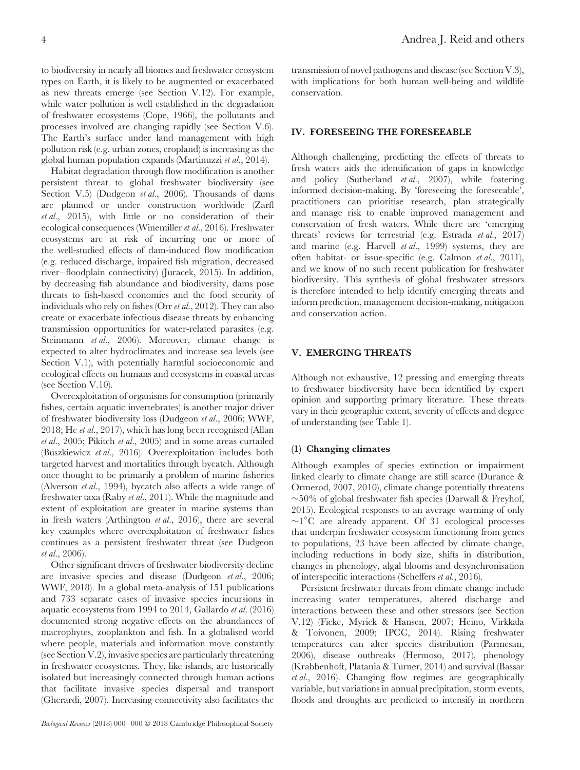to biodiversity in nearly all biomes and freshwater ecosystem types on Earth, it is likely to be augmented or exacerbated as new threats emerge (see Section V.12). For example, while water pollution is well established in the degradation of freshwater ecosystems (Cope, 1966), the pollutants and processes involved are changing rapidly (see Section V.6). The Earth's surface under land management with high pollution risk (e.g. urban zones, cropland) is increasing as the global human population expands (Martinuzzi *et al.*, 2014).

Habitat degradation through flow modification is another persistent threat to global freshwater biodiversity (see Section V.5) (Dudgeon *et al.*, 2006). Thousands of dams are planned or under construction worldwide (Zarfl *et al.*, 2015), with little or no consideration of their ecological consequences (Winemiller *et al.*, 2016). Freshwater ecosystems are at risk of incurring one or more of the well-studied effects of dam-induced flow modification (e.g. reduced discharge, impaired fish migration, decreased river–floodplain connectivity) (Juracek, 2015). In addition, by decreasing fish abundance and biodiversity, dams pose threats to fish-based economies and the food security of individuals who rely on fishes (Orr *et al.*, 2012). They can also create or exacerbate infectious disease threats by enhancing transmission opportunities for water-related parasites (e.g. Steinmann *et al.*, 2006). Moreover, climate change is expected to alter hydroclimates and increase sea levels (see Section V.1), with potentially harmful socioeconomic and ecological effects on humans and ecosystems in coastal areas (see Section V.10).

Overexploitation of organisms for consumption (primarily fishes, certain aquatic invertebrates) is another major driver of freshwater biodiversity loss (Dudgeon *et al.*, 2006; WWF, 2018; He *et al.*, 2017), which has long been recognised (Allan *et al.*, 2005; Pikitch *et al.*, 2005) and in some areas curtailed (Buszkiewicz *et al.*, 2016). Overexploitation includes both targeted harvest and mortalities through bycatch. Although once thought to be primarily a problem of marine fisheries (Alverson *et al.*, 1994), bycatch also affects a wide range of freshwater taxa (Raby *et al.*, 2011). While the magnitude and extent of exploitation are greater in marine systems than in fresh waters (Arthington *et al.*, 2016), there are several key examples where overexploitation of freshwater fishes continues as a persistent freshwater threat (see Dudgeon *et al.*, 2006).

Other significant drivers of freshwater biodiversity decline are invasive species and disease (Dudgeon *et al.*, 2006; WWF, 2018). In a global meta-analysis of 151 publications and 733 separate cases of invasive species incursions in aquatic ecosystems from 1994 to 2014, Gallardo *et al.* (2016) documented strong negative effects on the abundances of macrophytes, zooplankton and fish. In a globalised world where people, materials and information move constantly (see Section V.2), invasive species are particularly threatening in freshwater ecosystems. They, like islands, are historically isolated but increasingly connected through human actions that facilitate invasive species dispersal and transport (Gherardi, 2007). Increasing connectivity also facilitates the transmission of novel pathogens and disease (see Section V.3), with implications for both human well-being and wildlife conservation.

## IV. FORESEEING THE FORESEEABLE

Although challenging, predicting the effects of threats to fresh waters aids the identification of gaps in knowledge and policy (Sutherland *et al.*, 2007), while fostering informed decision-making. By 'foreseeing the foreseeable', practitioners can prioritise research, plan strategically and manage risk to enable improved management and conservation of fresh waters. While there are 'emerging threats' reviews for terrestrial (e.g. Estrada *et al.*, 2017) and marine (e.g. Harvell *et al.*, 1999) systems, they are often habitat- or issue-specific (e.g. Calmon *et al.*, 2011), and we know of no such recent publication for freshwater biodiversity. This synthesis of global freshwater stressors is therefore intended to help identify emerging threats and inform prediction, management decision-making, mitigation and conservation action.

## V. EMERGING THREATS

Although not exhaustive, 12 pressing and emerging threats to freshwater biodiversity have been identified by expert opinion and supporting primary literature. These threats vary in their geographic extent, severity of effects and degree of understanding (see Table 1).

### (1) Changing climates

Although examples of species extinction or impairment linked clearly to climate change are still scarce (Durance & Ormerod, 2007, 2010), climate change potentially threatens ∼50% of global freshwater fish species (Darwall & Freyhof, 2015). Ecological responses to an average warming of only ∼1°C are already apparent. Of 31 ecological processes that underpin freshwater ecosystem functioning from genes to populations, 23 have been affected by climate change, including reductions in body size, shifts in distribution, changes in phenology, algal blooms and desynchronisation of interspecific interactions (Scheffers *et al.*, 2016).

Persistent freshwater threats from climate change include increasing water temperatures, altered discharge and interactions between these and other stressors (see Section V.12) (Ficke, Myrick & Hansen, 2007; Heino, Virkkala & Toivonen, 2009; IPCC, 2014). Rising freshwater temperatures can alter species distribution (Parmesan, 2006), disease outbreaks (Hermoso, 2017), phenology (Krabbenhoft, Platania & Turner, 2014) and survival (Bassar *et al.*, 2016). Changing flow regimes are geographically variable, but variations in annual precipitation, storm events, floods and droughts are predicted to intensify in northern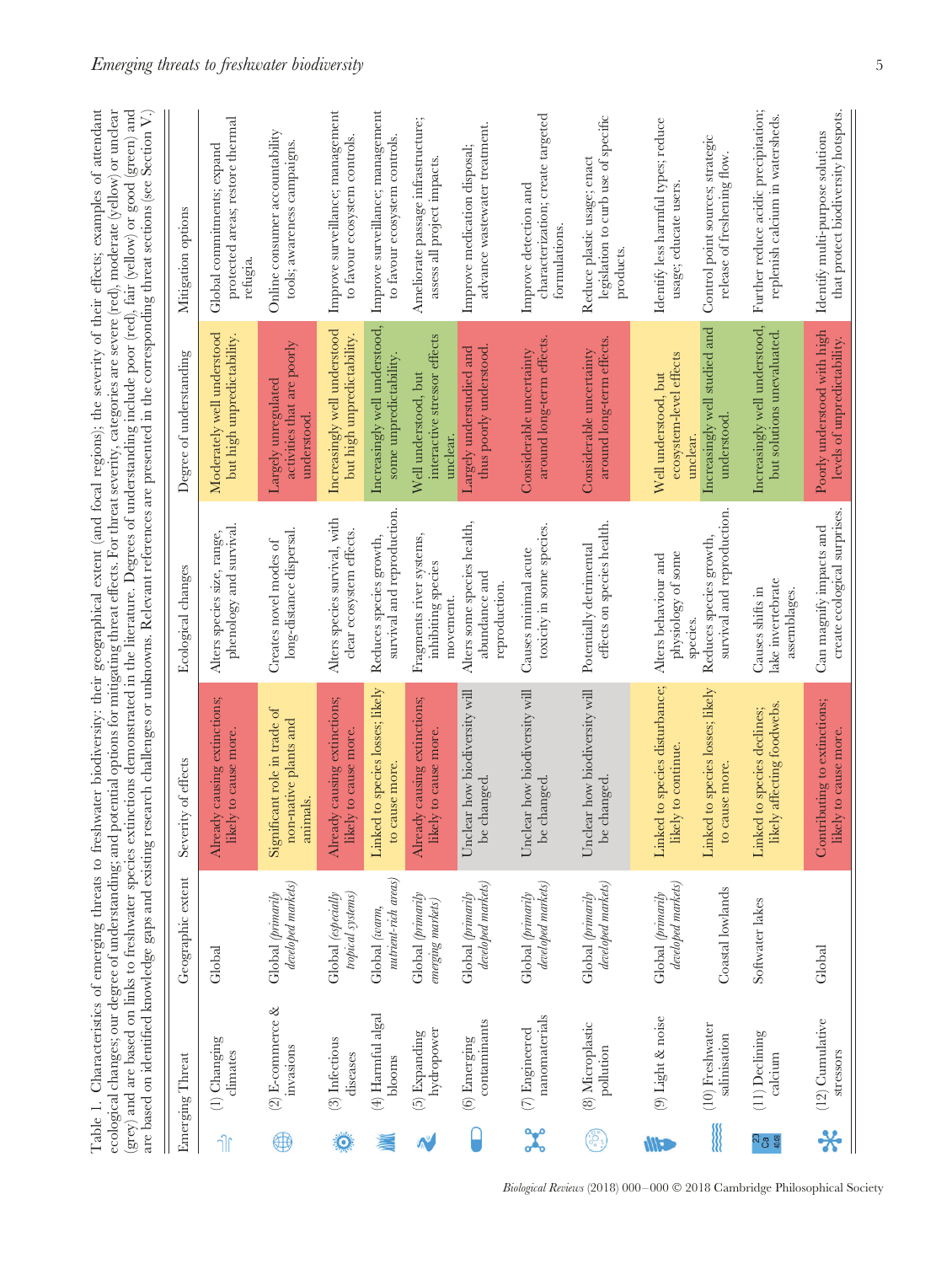Table 1. Characteristics of emerging threats to freshwater biodiversity: their geographical extent (and focal regions); the severity of their effects; examples of attendant ecological changes; our degree of understanding; and potential options for mitigating threat effects. For threat severity, categories are severe (red), moderate (yellow) or unclear (grey) and are based on links to freshwater species extinctions demonstrated in the literature. Degrees of understanding include poor (red), fair (yellow) or good (green) and are based on identified knowledge gaps and existing research challenges or unknowns. Relevant references are presented in the corresponding threat sections (see Section V.)

| Emerging Threat | Geographic extent | Severity of effects | Ecological changes | Degree of understanding | Mitigation options |
|---|---|---|---|---|---|
| (1) Changing climates | Global | Already causing extinctions; likely to cause more. | Alters species size, range, phenology and survival. | Moderately well understood but high unpredictability. | Global commitments; expand protected areas; restore thermal refugia. |
| (2) E-commerce & invasions | Global (*primarily developed markets*) | Significant role in trade of non-native plants and animals. | Creates novel modes of long-distance dispersal. | Largely unregulated activities that are poorly understood. | Online consumer accountability tools; awareness campaigns. |
| (3) Infectious diseases | Global (*especially tropical systems*) | Already causing extinctions; likely to cause more. | Alters species survival, with clear ecosystem effects. | Increasingly well understood but high unpredictability. | Improve surveillance; management to favour ecosystem controls. |
| (4) Harmful algal blooms | Global (*warm, nutrient-rich areas*) | Linked to species losses; likely to cause more. | Reduces species growth, survival and reproduction. | Increasingly well understood, some unpredictability. | Improve surveillance; management to favour ecosystem controls. |
| (5) Expanding hydropower | Global (*primarily emerging markets*) | Already causing extinctions; likely to cause more. | Fragments river systems, inhibiting species movement. | Well understood, but interactive stressor effects unclear. | Ameliorate passage infrastructure; assess all project impacts. |
| (6) Emerging contaminants | Global (*primarily developed markets*) | Unclear how biodiversity will be changed. | Alters some species health, abundance and reproduction. | Largely understudied and thus poorly understood. | Improve medication disposal; advance wastewater treatment. |
| (7) Engineered nanomaterials | Global (*primarily developed markets*) | Unclear how biodiversity will be changed. | Causes minimal acute toxicity in some species. | Considerable uncertainty around long-term effects. | Improve detection and characterization; create targeted formulations. |
| (8) Microplastic pollution | Global (*primarily developed markets*) | Unclear how biodiversity will be changed. | Potentially detrimental effects on species health. | Considerable uncertainty around long-term effects. | Reduce plastic usage; enact legislation to curb use of specific products. |
| (9) Light & noise | Global (*primarily developed markets*) | Linked to species disturbance; likely to continue. | Alters behaviour and physiology of some species. | Well understood, but ecosystem-level effects unclear. | Identify less harmful types; reduce usage; educate users. |
| (10) Freshwater salinisation | Coastal lowlands | Linked to species losses; likely to cause more. | Reduces species growth, survival and reproduction. | Increasingly well studied and understood. | Control point sources; strategic release of freshening flow. |
| (11) Declining calcium | Softwater lakes | Linked to species declines; likely affecting foodwebs. | Causes shifts in lake invertebrate assemblages. | Increasingly well understood, but solutions unevaluated. | Further reduce acidic precipitation; replenish calcium in watersheds. |
| (12) Cumulative stressors | Global | Contributing to extinctions; likely to cause more. | Can magnify impacts and create ecological surprises. | Poorly understood with high levels of unpredictability. | Identify multi-purpose solutions that protect biodiversity hotspots. |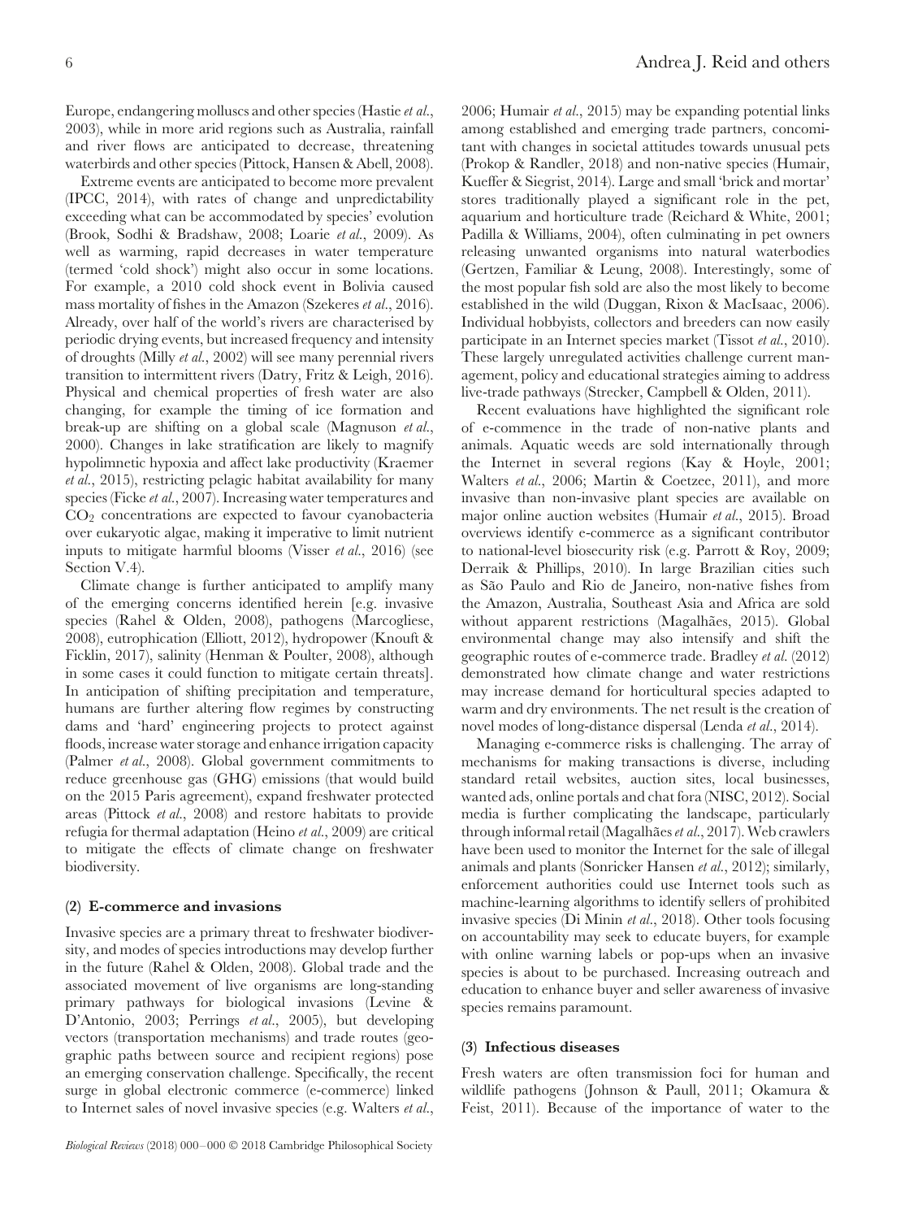Europe, endangering molluscs and other species (Hastie *et al.*, 2003), while in more arid regions such as Australia, rainfall and river flows are anticipated to decrease, threatening waterbirds and other species (Pittock, Hansen & Abell, 2008).

Extreme events are anticipated to become more prevalent (IPCC, 2014), with rates of change and unpredictability exceeding what can be accommodated by species' evolution (Brook, Sodhi & Bradshaw, 2008; Loarie *et al.*, 2009). As well as warming, rapid decreases in water temperature (termed 'cold shock') might also occur in some locations. For example, a 2010 cold shock event in Bolivia caused mass mortality of fishes in the Amazon (Szekeres *et al.*, 2016). Already, over half of the world's rivers are characterised by periodic drying events, but increased frequency and intensity of droughts (Milly *et al.*, 2002) will see many perennial rivers transition to intermittent rivers (Datry, Fritz & Leigh, 2016). Physical and chemical properties of fresh water are also changing, for example the timing of ice formation and break-up are shifting on a global scale (Magnuson *et al.*, 2000). Changes in lake stratification are likely to magnify hypolimnetic hypoxia and affect lake productivity (Kraemer *et al.*, 2015), restricting pelagic habitat availability for many species (Ficke *et al.*, 2007). Increasing water temperatures and $CO_2$ concentrations are expected to favour cyanobacteria over eukaryotic algae, making it imperative to limit nutrient inputs to mitigate harmful blooms (Visser *et al.*, 2016) (see Section V.4).

Climate change is further anticipated to amplify many of the emerging concerns identified herein [e.g. invasive species (Rahel & Olden, 2008), pathogens (Marcogliese, 2008), eutrophication (Elliott, 2012), hydropower (Knouft & Ficklin, 2017), salinity (Henman & Poulter, 2008), although in some cases it could function to mitigate certain threats]. In anticipation of shifting precipitation and temperature, humans are further altering flow regimes by constructing dams and 'hard' engineering projects to protect against floods, increase water storage and enhance irrigation capacity (Palmer *et al.*, 2008). Global government commitments to reduce greenhouse gas (GHG) emissions (that would build on the 2015 Paris agreement), expand freshwater protected areas (Pittock *et al.*, 2008) and restore habitats to provide refugia for thermal adaptation (Heino *et al.*, 2009) are critical to mitigate the effects of climate change on freshwater biodiversity.

### (2) E-commerce and invasions

Invasive species are a primary threat to freshwater biodiversity, and modes of species introductions may develop further in the future (Rahel & Olden, 2008). Global trade and the associated movement of live organisms are long-standing primary pathways for biological invasions (Levine & D'Antonio, 2003; Perrings *et al.*, 2005), but developing vectors (transportation mechanisms) and trade routes (geographic paths between source and recipient regions) pose an emerging conservation challenge. Specifically, the recent surge in global electronic commerce (e-commerce) linked to Internet sales of novel invasive species (e.g. Walters *et al.*, 2006; Humair *et al.*, 2015) may be expanding potential links among established and emerging trade partners, concomitant with changes in societal attitudes towards unusual pets (Prokop & Randler, 2018) and non-native species (Humair, Kueffer & Siegrist, 2014). Large and small 'brick and mortar' stores traditionally played a significant role in the pet, aquarium and horticulture trade (Reichard & White, 2001; Padilla & Williams, 2004), often culminating in pet owners releasing unwanted organisms into natural waterbodies (Gertzen, Familiar & Leung, 2008). Interestingly, some of the most popular fish sold are also the most likely to become established in the wild (Duggan, Rixon & MacIsaac, 2006). Individual hobbyists, collectors and breeders can now easily participate in an Internet species market (Tissot *et al.*, 2010). These largely unregulated activities challenge current management, policy and educational strategies aiming to address live-trade pathways (Strecker, Campbell & Olden, 2011).

Recent evaluations have highlighted the significant role of e-commerce in the trade of non-native plants and animals. Aquatic weeds are sold internationally through the Internet in several regions (Kay & Hoyle, 2001; Walters *et al.*, 2006; Martin & Coetzee, 2011), and more invasive than non-invasive plant species are available on major online auction websites (Humair *et al.*, 2015). Broad overviews identify e-commerce as a significant contributor to national-level biosecurity risk (e.g. Parrott & Roy, 2009; Derraik & Phillips, 2010). In large Brazilian cities such as São Paulo and Rio de Janeiro, non-native fishes from the Amazon, Australia, Southeast Asia and Africa are sold without apparent restrictions (Magalhães, 2015). Global environmental change may also intensify and shift the geographic routes of e-commerce trade. Bradley *et al.* (2012) demonstrated how climate change and water restrictions may increase demand for horticultural species adapted to warm and dry environments. The net result is the creation of novel modes of long-distance dispersal (Lenda *et al.*, 2014).

Managing e-commerce risks is challenging. The array of mechanisms for making transactions is diverse, including standard retail websites, auction sites, local businesses, wanted ads, online portals and chat fora (NISC, 2012). Social media is further complicating the landscape, particularly through informal retail (Magalhães *et al.*, 2017). Web crawlers have been used to monitor the Internet for the sale of illegal animals and plants (Sonricker Hansen *et al.*, 2012); similarly, enforcement authorities could use Internet tools such as machine-learning algorithms to identify sellers of prohibited invasive species (Di Minin *et al.*, 2018). Other tools focusing on accountability may seek to educate buyers, for example with online warning labels or pop-ups when an invasive species is about to be purchased. Increasing outreach and education to enhance buyer and seller awareness of invasive species remains paramount.

### (3) Infectious diseases

Fresh waters are often transmission foci for human and wildlife pathogens (Johnson & Paull, 2011; Okamura & Feist, 2011). Because of the importance of water to the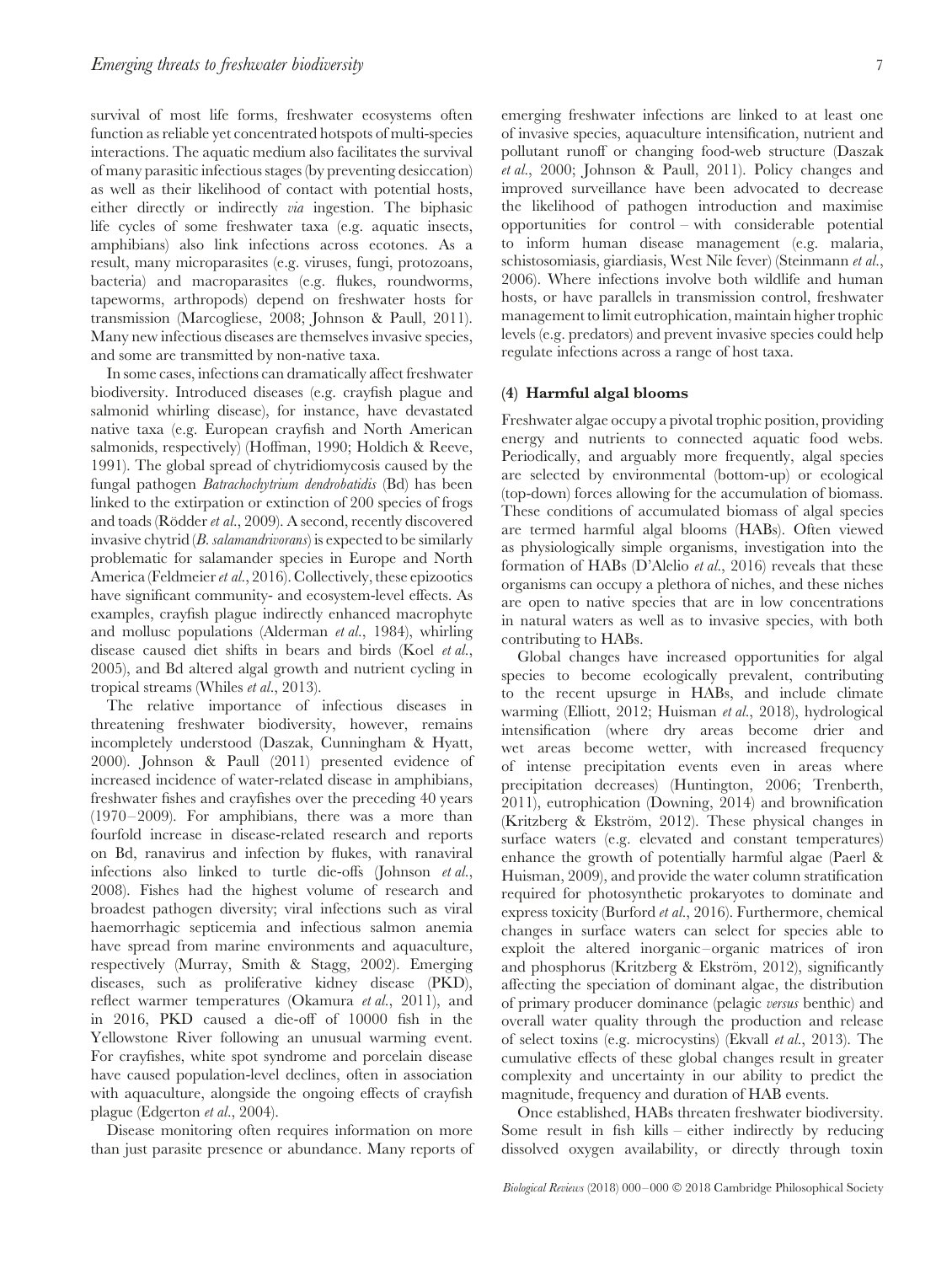survival of most life forms, freshwater ecosystems often function as reliable yet concentrated hotspots of multi-species interactions. The aquatic medium also facilitates the survival of many parasitic infectious stages (by preventing desiccation) as well as their likelihood of contact with potential hosts, either directly or indirectly *via* ingestion. The biphasic life cycles of some freshwater taxa (e.g. aquatic insects, amphibians) also link infections across ecotones. As a result, many microparasites (e.g. viruses, fungi, protozoans, bacteria) and macroparasites (e.g. flukes, roundworms, tapeworms, arthropods) depend on freshwater hosts for transmission (Marcogliese, 2008; Johnson & Paull, 2011). Many new infectious diseases are themselves invasive species, and some are transmitted by non-native taxa.

In some cases, infections can dramatically affect freshwater biodiversity. Introduced diseases (e.g. crayfish plague and salmonid whirling disease), for instance, have devastated native taxa (e.g. European crayfish and North American salmonids, respectively) (Hoffman, 1990; Holdich & Reeve, 1991). The global spread of chytridiomycosis caused by the fungal pathogen *Batrachochytrium dendrobatidis* (Bd) has been linked to the extirpation or extinction of 200 species of frogs and toads (Rödder *et al.*, 2009). A second, recently discovered invasive chytrid (*B. salamandrivorans*) is expected to be similarly problematic for salamander species in Europe and North America (Feldmeier *et al.*, 2016). Collectively, these epizootics have significant community- and ecosystem-level effects. As examples, crayfish plague indirectly enhanced macrophyte and mollusc populations (Alderman *et al.*, 1984), whirling disease caused diet shifts in bears and birds (Koel *et al.*, 2005), and Bd altered algal growth and nutrient cycling in tropical streams (Whiles *et al.*, 2013).

The relative importance of infectious diseases in threatening freshwater biodiversity, however, remains incompletely understood (Daszak, Cunningham & Hyatt, 2000). Johnson & Paull (2011) presented evidence of increased incidence of water-related disease in amphibians, freshwater fishes and crayfishes over the preceding 40 years (1970–2009). For amphibians, there was a more than fourfold increase in disease-related research and reports on Bd, ranavirus and infection by flukes, with ranaviral infections also linked to turtle die-offs (Johnson *et al.*, 2008). Fishes had the highest volume of research and broadest pathogen diversity; viral infections such as viral haemorrhagic septicemia and infectious salmon anemia have spread from marine environments and aquaculture, respectively (Murray, Smith & Stagg, 2002). Emerging diseases, such as proliferative kidney disease (PKD), reflect warmer temperatures (Okamura *et al.*, 2011), and in 2016, PKD caused a die-off of 10000 fish in the Yellowstone River following an unusual warming event. For crayfishes, white spot syndrome and porcelain disease have caused population-level declines, often in association with aquaculture, alongside the ongoing effects of crayfish plague (Edgerton *et al.*, 2004).

Disease monitoring often requires information on more than just parasite presence or abundance. Many reports of emerging freshwater infections are linked to at least one of invasive species, aquaculture intensification, nutrient and pollutant runoff or changing food-web structure (Daszak *et al.*, 2000; Johnson & Paull, 2011). Policy changes and improved surveillance have been advocated to decrease the likelihood of pathogen introduction and maximise opportunities for control – with considerable potential to inform human disease management (e.g. malaria, schistosomiasis, giardiasis, West Nile fever) (Steinmann *et al.*, 2006). Where infections involve both wildlife and human hosts, or have parallels in transmission control, freshwater management to limit eutrophication, maintain higher trophic levels (e.g. predators) and prevent invasive species could help regulate infections across a range of host taxa.

### (4) Harmful algal blooms

Freshwater algae occupy a pivotal trophic position, providing energy and nutrients to connected aquatic food webs. Periodically, and arguably more frequently, algal species are selected by environmental (bottom-up) or ecological (top-down) forces allowing for the accumulation of biomass. These conditions of accumulated biomass of algal species are termed harmful algal blooms (HABs). Often viewed as physiologically simple organisms, investigation into the formation of HABs (D'Alelio *et al.*, 2016) reveals that these organisms can occupy a plethora of niches, and these niches are open to native species that are in low concentrations in natural waters as well as to invasive species, with both contributing to HABs.

Global changes have increased opportunities for algal species to become ecologically prevalent, contributing to the recent upsurge in HABs, and include climate warming (Elliott, 2012; Huisman *et al.*, 2018), hydrological intensification (where dry areas become drier and wet areas become wetter, with increased frequency of intense precipitation events even in areas where precipitation decreases) (Huntington, 2006; Trenberth, 2011), eutrophication (Downing, 2014) and brownification (Kritzberg & Ekström, 2012). These physical changes in surface waters (e.g. elevated and constant temperatures) enhance the growth of potentially harmful algae (Paerl & Huisman, 2009), and provide the water column stratification required for photosynthetic prokaryotes to dominate and express toxicity (Burford *et al.*, 2016). Furthermore, chemical changes in surface waters can select for species able to exploit the altered inorganic–organic matrices of iron and phosphorus (Kritzberg & Ekström, 2012), significantly affecting the speciation of dominant algae, the distribution of primary producer dominance (pelagic *versus* benthic) and overall water quality through the production and release of select toxins (e.g. microcystins) (Ekvall *et al.*, 2013). The cumulative effects of these global changes result in greater complexity and uncertainty in our ability to predict the magnitude, frequency and duration of HAB events.

Once established, HABs threaten freshwater biodiversity. Some result in fish kills – either indirectly by reducing dissolved oxygen availability, or directly through toxin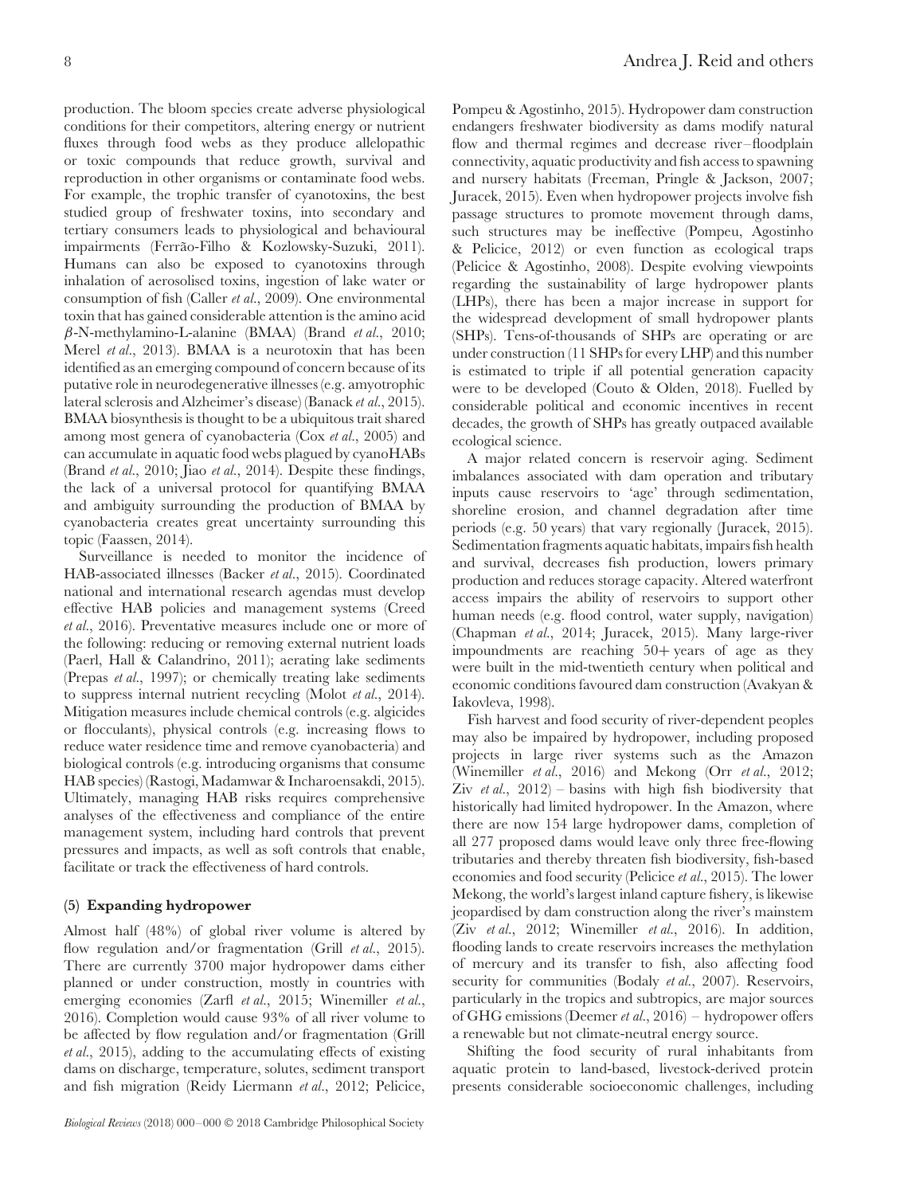production. The bloom species create adverse physiological conditions for their competitors, altering energy or nutrient fluxes through food webs as they produce allelopathic or toxic compounds that reduce growth, survival and reproduction in other organisms or contaminate food webs. For example, the trophic transfer of cyanotoxins, the best studied group of freshwater toxins, into secondary and tertiary consumers leads to physiological and behavioural impairments (Ferrão-Filho & Kozlowsky-Suzuki, 2011). Humans can also be exposed to cyanotoxins through inhalation of aerosolised toxins, ingestion of lake water or consumption of fish (Caller *et al.*, 2009). One environmental toxin that has gained considerable attention is the amino acid $\beta$-N-methylamino-L-alanine (BMAA) (Brand *et al.*, 2010; Merel *et al.*, 2013). BMAA is a neurotoxin that has been identified as an emerging compound of concern because of its putative role in neurodegenerative illnesses (e.g. amyotrophic lateral sclerosis and Alzheimer's disease) (Banack *et al.*, 2015). BMAA biosynthesis is thought to be a ubiquitous trait shared among most genera of cyanobacteria (Cox *et al.*, 2005) and can accumulate in aquatic food webs plagued by cyanoHABs (Brand *et al.*, 2010; Jiao *et al.*, 2014). Despite these findings, the lack of a universal protocol for quantifying BMAA and ambiguity surrounding the production of BMAA by cyanobacteria creates great uncertainty surrounding this topic (Faassen, 2014).

Surveillance is needed to monitor the incidence of HAB-associated illnesses (Backer *et al.*, 2015). Coordinated national and international research agendas must develop effective HAB policies and management systems (Creed *et al.*, 2016). Preventative measures include one or more of the following: reducing or removing external nutrient loads (Paerl, Hall & Calandrino, 2011); aerating lake sediments (Prepas *et al.*, 1997); or chemically treating lake sediments to suppress internal nutrient recycling (Molot *et al.*, 2014). Mitigation measures include chemical controls (e.g. algicides or flocculants), physical controls (e.g. increasing flows to reduce water residence time and remove cyanobacteria) and biological controls (e.g. introducing organisms that consume HAB species) (Rastogi, Madamwar & Incharoensakdi, 2015). Ultimately, managing HAB risks requires comprehensive analyses of the effectiveness and compliance of the entire management system, including hard controls that prevent pressures and impacts, as well as soft controls that enable, facilitate or track the effectiveness of hard controls.

### (5) Expanding hydropower

Almost half (48%) of global river volume is altered by flow regulation and/or fragmentation (Grill *et al.*, 2015). There are currently 3700 major hydropower dams either planned or under construction, mostly in countries with emerging economies (Zarfl *et al.*, 2015; Winemiller *et al.*, 2016). Completion would cause 93% of all river volume to be affected by flow regulation and/or fragmentation (Grill *et al.*, 2015), adding to the accumulating effects of existing dams on discharge, temperature, solutes, sediment transport and fish migration (Reidy Liermann *et al.*, 2012; Pelicice, Pompeu & Agostinho, 2015). Hydropower dam construction endangers freshwater biodiversity as dams modify natural flow and thermal regimes and decrease river–floodplain connectivity, aquatic productivity and fish access to spawning and nursery habitats (Freeman, Pringle & Jackson, 2007; Juracek, 2015). Even when hydropower projects involve fish passage structures to promote movement through dams, such structures may be ineffective (Pompeu, Agostinho & Pelicice, 2012) or even function as ecological traps (Pelicice & Agostinho, 2008). Despite evolving viewpoints regarding the sustainability of large hydropower plants (LHPs), there has been a major increase in support for the widespread development of small hydropower plants (SHPs). Tens-of-thousands of SHPs are operating or are under construction (11 SHPs for every LHP) and this number is estimated to triple if all potential generation capacity were to be developed (Couto & Olden, 2018). Fuelled by considerable political and economic incentives in recent decades, the growth of SHPs has greatly outpaced available ecological science.

A major related concern is reservoir aging. Sediment imbalances associated with dam operation and tributary inputs cause reservoirs to 'age' through sedimentation, shoreline erosion, and channel degradation after time periods (e.g. 50 years) that vary regionally (Juracek, 2015). Sedimentation fragments aquatic habitats, impairs fish health and survival, decreases fish production, lowers primary production and reduces storage capacity. Altered waterfront access impairs the ability of reservoirs to support other human needs (e.g. flood control, water supply, navigation) (Chapman *et al.*, 2014; Juracek, 2015). Many large-river impoundments are reaching 50+ years of age as they were built in the mid-twentieth century when political and economic conditions favoured dam construction (Avakyan & Iakovleva, 1998).

Fish harvest and food security of river-dependent peoples may also be impaired by hydropower, including proposed projects in large river systems such as the Amazon (Winemiller *et al.*, 2016) and Mekong (Orr *et al.*, 2012; Ziv *et al.*, 2012) – basins with high fish biodiversity that historically had limited hydropower. In the Amazon, where there are now 154 large hydropower dams, completion of all 277 proposed dams would leave only three free-flowing tributaries and thereby threaten fish biodiversity, fish-based economies and food security (Pelicice *et al.*, 2015). The lower Mekong, the world's largest inland capture fishery, is likewise jeopardised by dam construction along the river's mainstem (Ziv *et al.*, 2012; Winemiller *et al.*, 2016). In addition, flooding lands to create reservoirs increases the methylation of mercury and its transfer to fish, also affecting food security for communities (Bodaly *et al.*, 2007). Reservoirs, particularly in the tropics and subtropics, are major sources of GHG emissions (Deemer *et al.*, 2016) – hydropower offers a renewable but not climate-neutral energy source.

Shifting the food security of rural inhabitants from aquatic protein to land-based, livestock-derived protein presents considerable socioeconomic challenges, including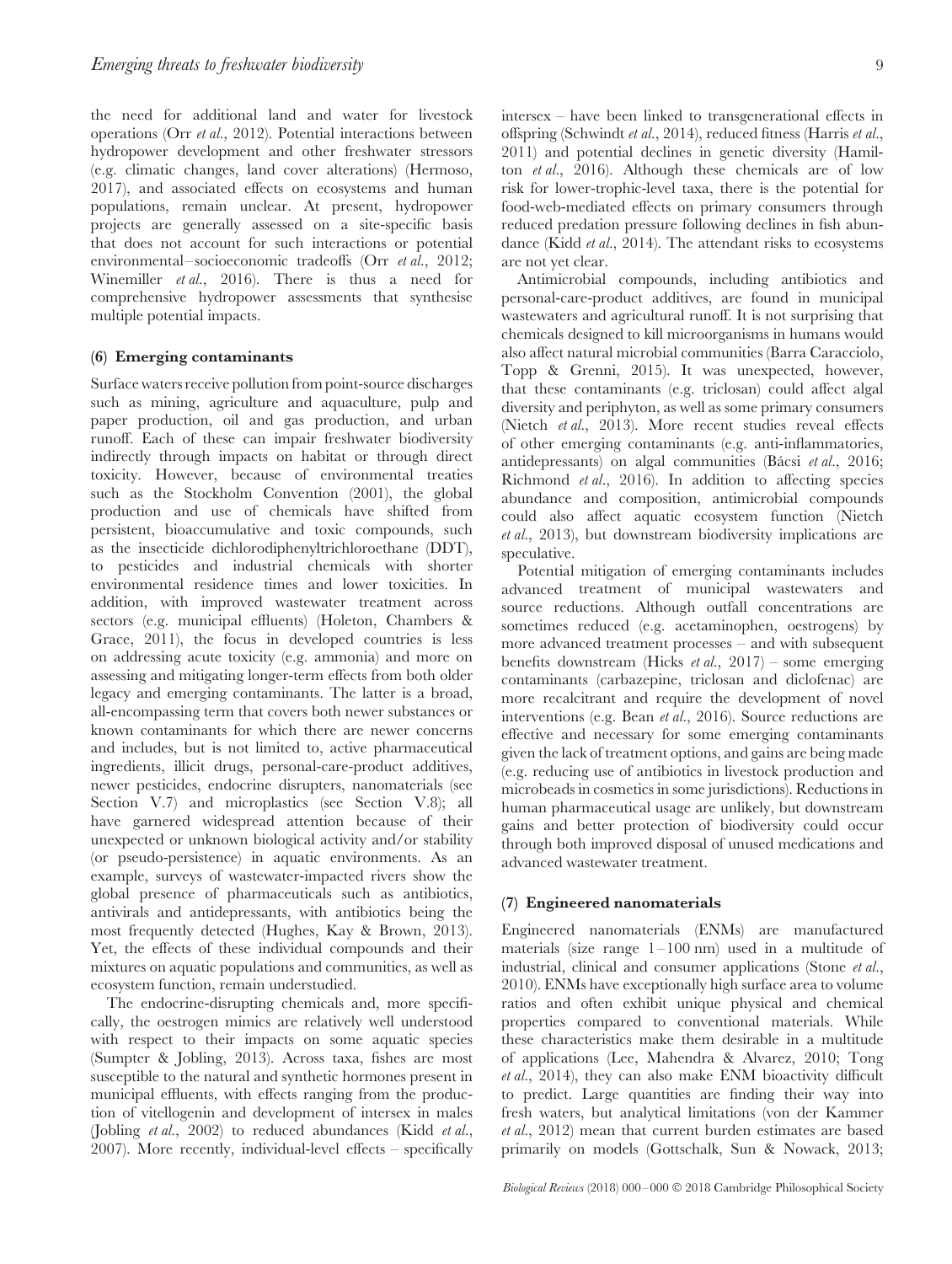the need for additional land and water for livestock operations (Orr *et al.*, 2012). Potential interactions between hydropower development and other freshwater stressors (e.g. climatic changes, land cover alterations) (Hermoso, 2017), and associated effects on ecosystems and human populations, remain unclear. At present, hydropower projects are generally assessed on a site-specific basis that does not account for such interactions or potential environmental–socioeconomic tradeoffs (Orr *et al.*, 2012; Winemiller *et al.*, 2016). There is thus a need for comprehensive hydropower assessments that synthesise multiple potential impacts.

### (6) Emerging contaminants

Surface waters receive pollution from point-source discharges such as mining, agriculture and aquaculture, pulp and paper production, oil and gas production, and urban runoff. Each of these can impair freshwater biodiversity indirectly through impacts on habitat or through direct toxicity. However, because of environmental treaties such as the Stockholm Convention (2001), the global production and use of chemicals have shifted from persistent, bioaccumulative and toxic compounds, such as the insecticide dichlorodiphenyltrichloroethane (DDT), to pesticides and industrial chemicals with shorter environmental residence times and lower toxicities. In addition, with improved wastewater treatment across sectors (e.g. municipal effluents) (Holeton, Chambers & Grace, 2011), the focus in developed countries is less on addressing acute toxicity (e.g. ammonia) and more on assessing and mitigating longer-term effects from both older legacy and emerging contaminants. The latter is a broad, all-encompassing term that covers both newer substances or known contaminants for which there are newer concerns and includes, but is not limited to, active pharmaceutical ingredients, illicit drugs, personal-care-product additives, newer pesticides, endocrine disrupters, nanomaterials (see Section V.7) and microplastics (see Section V.8); all have garnered widespread attention because of their unexpected or unknown biological activity and/or stability (or pseudo-persistence) in aquatic environments. As an example, surveys of wastewater-impacted rivers show the global presence of pharmaceuticals such as antibiotics, antivirals and antidepressants, with antibiotics being the most frequently detected (Hughes, Kay & Brown, 2013). Yet, the effects of these individual compounds and their mixtures on aquatic populations and communities, as well as ecosystem function, remain understudied.

The endocrine-disrupting chemicals and, more specifically, the oestrogen mimics are relatively well understood with respect to their impacts on some aquatic species (Sumpter & Jobling, 2013). Across taxa, fishes are most susceptible to the natural and synthetic hormones present in municipal effluents, with effects ranging from the production of vitellogenin and development of intersex in males (Jobling *et al.*, 2002) to reduced abundances (Kidd *et al.*, 2007). More recently, individual-level effects – specifically intersex – have been linked to transgenerational effects in offspring (Schwindt *et al.*, 2014), reduced fitness (Harris *et al.*, 2011) and potential declines in genetic diversity (Hamilton *et al.*, 2016). Although these chemicals are of low risk for lower-trophic-level taxa, there is the potential for food-web-mediated effects on primary consumers through reduced predation pressure following declines in fish abundance (Kidd *et al.*, 2014). The attendant risks to ecosystems are not yet clear.

Antimicrobial compounds, including antibiotics and personal-care-product additives, are found in municipal wastewaters and agricultural runoff. It is not surprising that chemicals designed to kill microorganisms in humans would also affect natural microbial communities (Barra Caracciolo, Topp & Grenni, 2015). It was unexpected, however, that these contaminants (e.g. triclosan) could affect algal diversity and periphyton, as well as some primary consumers (Nietch *et al.*, 2013). More recent studies reveal effects of other emerging contaminants (e.g. anti-inflammatories, antidepressants) on algal communities (Bácsi *et al.*, 2016; Richmond *et al.*, 2016). In addition to affecting species abundance and composition, antimicrobial compounds could also affect aquatic ecosystem function (Nietch *et al.*, 2013), but downstream biodiversity implications are speculative.

Potential mitigation of emerging contaminants includes advanced treatment of municipal wastewaters and source reductions. Although outfall concentrations are sometimes reduced (e.g. acetaminophen, oestrogens) by more advanced treatment processes – and with subsequent benefits downstream (Hicks *et al.*, 2017) – some emerging contaminants (carbazepine, triclosan and diclofenac) are more recalcitrant and require the development of novel interventions (e.g. Bean *et al.*, 2016). Source reductions are effective and necessary for some emerging contaminants given the lack of treatment options, and gains are being made (e.g. reducing use of antibiotics in livestock production and microbeads in cosmetics in some jurisdictions). Reductions in human pharmaceutical usage are unlikely, but downstream gains and better protection of biodiversity could occur through both improved disposal of unused medications and advanced wastewater treatment.

### (7) Engineered nanomaterials

Engineered nanomaterials (ENMs) are manufactured materials (size range 1–100 nm) used in a multitude of industrial, clinical and consumer applications (Stone *et al.*, 2010). ENMs have exceptionally high surface area to volume ratios and often exhibit unique physical and chemical properties compared to conventional materials. While these characteristics make them desirable in a multitude of applications (Lee, Mahendra & Alvarez, 2010; Tong *et al.*, 2014), they can also make ENM bioactivity difficult to predict. Large quantities are finding their way into fresh waters, but analytical limitations (von der Kammer *et al.*, 2012) mean that current burden estimates are based primarily on models (Gottschalk, Sun & Nowack, 2013;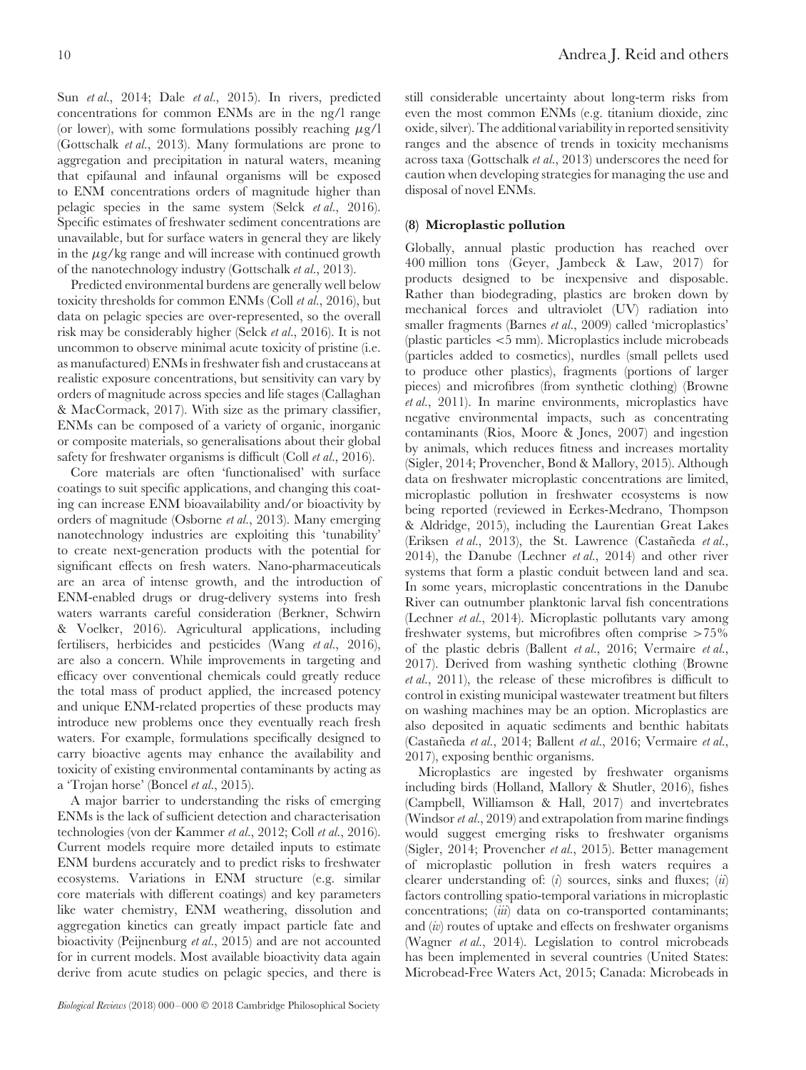Sun *et al.*, 2014; Dale *et al.*, 2015). In rivers, predicted concentrations for common ENMs are in the ng/l range (or lower), with some formulations possibly reaching $\mu$g/l (Gottschalk *et al.*, 2013). Many formulations are prone to aggregation and precipitation in natural waters, meaning that epifaunal and infaunal organisms will be exposed to ENM concentrations orders of magnitude higher than pelagic species in the same system (Selck *et al.*, 2016). Specific estimates of freshwater sediment concentrations are unavailable, but for surface waters in general they are likely in the $\mu$g/kg range and will increase with continued growth of the nanotechnology industry (Gottschalk *et al.*, 2013).

Predicted environmental burdens are generally well below toxicity thresholds for common ENMs (Coll *et al.*, 2016), but data on pelagic species are over-represented, so the overall risk may be considerably higher (Selck *et al.*, 2016). It is not uncommon to observe minimal acute toxicity of pristine (i.e. as manufactured) ENMs in freshwater fish and crustaceans at realistic exposure concentrations, but sensitivity can vary by orders of magnitude across species and life stages (Callaghan & MacCormack, 2017). With size as the primary classifier, ENMs can be composed of a variety of organic, inorganic or composite materials, so generalisations about their global safety for freshwater organisms is difficult (Coll *et al.*, 2016).

Core materials are often 'functionalised' with surface coatings to suit specific applications, and changing this coating can increase ENM bioavailability and/or bioactivity by orders of magnitude (Osborne *et al.*, 2013). Many emerging nanotechnology industries are exploiting this 'tunability' to create next-generation products with the potential for significant effects on fresh waters. Nano-pharmaceuticals are an area of intense growth, and the introduction of ENM-enabled drugs or drug-delivery systems into fresh waters warrants careful consideration (Berkner, Schwirn & Voelker, 2016). Agricultural applications, including fertilisers, herbicides and pesticides (Wang *et al.*, 2016), are also a concern. While improvements in targeting and efficacy over conventional chemicals could greatly reduce the total mass of product applied, the increased potency and unique ENM-related properties of these products may introduce new problems once they eventually reach fresh waters. For example, formulations specifically designed to carry bioactive agents may enhance the availability and toxicity of existing environmental contaminants by acting as a 'Trojan horse' (Boncel *et al.*, 2015).

A major barrier to understanding the risks of emerging ENMs is the lack of sufficient detection and characterisation technologies (von der Kammer *et al.*, 2012; Coll *et al.*, 2016). Current models require more detailed inputs to estimate ENM burdens accurately and to predict risks to freshwater ecosystems. Variations in ENM structure (e.g. similar core materials with different coatings) and key parameters like water chemistry, ENM weathering, dissolution and aggregation kinetics can greatly impact particle fate and bioactivity (Peijnenburg *et al.*, 2015) and are not accounted for in current models. Most available bioactivity data again derive from acute studies on pelagic species, and there is still considerable uncertainty about long-term risks from even the most common ENMs (e.g. titanium dioxide, zinc oxide, silver). The additional variability in reported sensitivity ranges and the absence of trends in toxicity mechanisms across taxa (Gottschalk *et al.*, 2013) underscores the need for caution when developing strategies for managing the use and disposal of novel ENMs.

### (8) Microplastic pollution

Globally, annual plastic production has reached over 400 million tons (Geyer, Jambeck & Law, 2017) for products designed to be inexpensive and disposable. Rather than biodegrading, plastics are broken down by mechanical forces and ultraviolet (UV) radiation into smaller fragments (Barnes *et al.*, 2009) called 'microplastics' (plastic particles <5 mm). Microplastics include microbeads (particles added to cosmetics), nurdles (small pellets used to produce other plastics), fragments (portions of larger pieces) and microfibres (from synthetic clothing) (Browne *et al.*, 2011). In marine environments, microplastics have negative environmental impacts, such as concentrating contaminants (Rios, Moore & Jones, 2007) and ingestion by animals, which reduces fitness and increases mortality (Sigler, 2014; Provencher, Bond & Mallory, 2015). Although data on freshwater microplastic concentrations are limited, microplastic pollution in freshwater ecosystems is now being reported (reviewed in Eerkes-Medrano, Thompson & Aldridge, 2015), including the Laurentian Great Lakes (Eriksen *et al.*, 2013), the St. Lawrence (Castañeda *et al.*, 2014), the Danube (Lechner *et al.*, 2014) and other river systems that form a plastic conduit between land and sea. In some years, microplastic concentrations in the Danube River can outnumber planktonic larval fish concentrations (Lechner *et al.*, 2014). Microplastic pollutants vary among freshwater systems, but microfibres often comprise >75% of the plastic debris (Ballent *et al.*, 2016; Vermaire *et al.*, 2017). Derived from washing synthetic clothing (Browne *et al.*, 2011), the release of these microfibres is difficult to control in existing municipal wastewater treatment but filters on washing machines may be an option. Microplastics are also deposited in aquatic sediments and benthic habitats (Castañeda *et al.*, 2014; Ballent *et al.*, 2016; Vermaire *et al.*, 2017), exposing benthic organisms.

Microplastics are ingested by freshwater organisms including birds (Holland, Mallory & Shutler, 2016), fishes (Campbell, Williamson & Hall, 2017) and invertebrates (Windsor *et al.*, 2019) and extrapolation from marine findings would suggest emerging risks to freshwater organisms (Sigler, 2014; Provencher *et al.*, 2015). Better management of microplastic pollution in fresh waters requires a clearer understanding of: (*i*) sources, sinks and fluxes; (*ii*) factors controlling spatio-temporal variations in microplastic concentrations; (*iii*) data on co-transported contaminants; and (*iv*) routes of uptake and effects on freshwater organisms (Wagner *et al.*, 2014). Legislation to control microbeads has been implemented in several countries (United States: Microbead-Free Waters Act, 2015; Canada: Microbeads in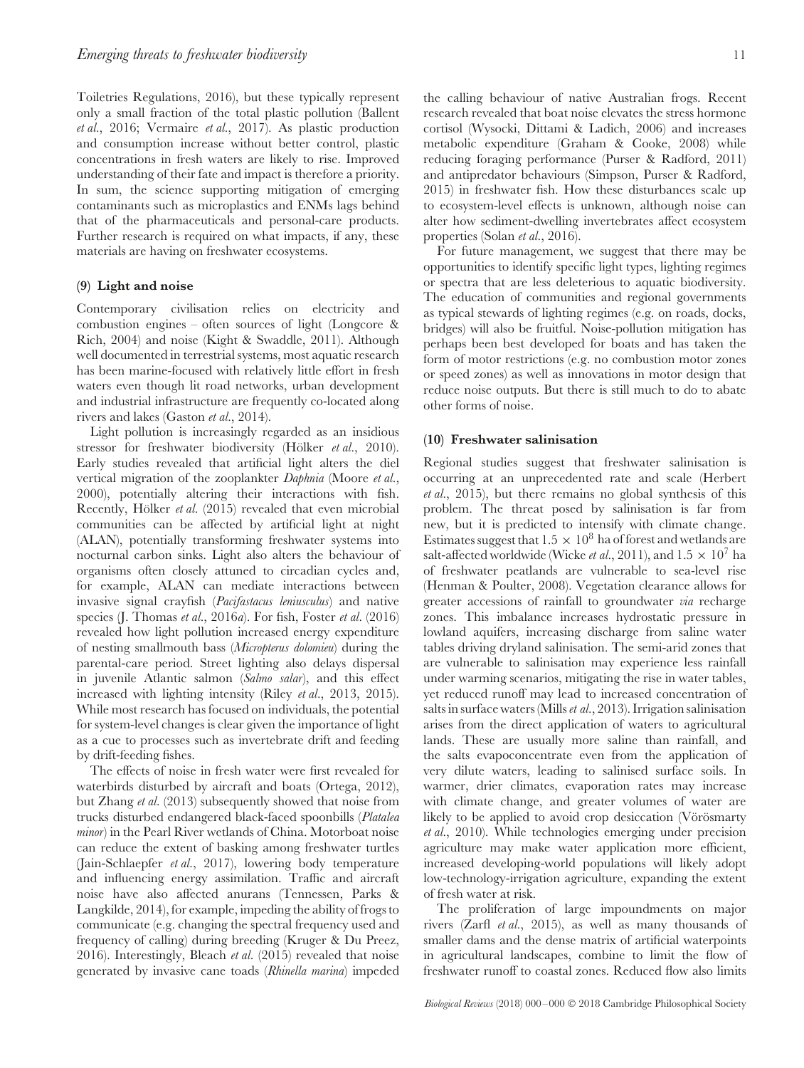Toiletries Regulations, 2016), but these typically represent only a small fraction of the total plastic pollution (Ballent *et al.*, 2016; Vermaire *et al.*, 2017). As plastic production and consumption increase without better control, plastic concentrations in fresh waters are likely to rise. Improved understanding of their fate and impact is therefore a priority. In sum, the science supporting mitigation of emerging contaminants such as microplastics and ENMs lags behind that of the pharmaceuticals and personal-care products. Further research is required on what impacts, if any, these materials are having on freshwater ecosystems.

### (9) Light and noise

Contemporary civilisation relies on electricity and combustion engines – often sources of light (Longcore & Rich, 2004) and noise (Kight & Swaddle, 2011). Although well documented in terrestrial systems, most aquatic research has been marine-focused with relatively little effort in fresh waters even though lit road networks, urban development and industrial infrastructure are frequently co-located along rivers and lakes (Gaston *et al.*, 2014).

Light pollution is increasingly regarded as an insidious stressor for freshwater biodiversity (Hölker *et al.*, 2010). Early studies revealed that artificial light alters the diel vertical migration of the zooplankter *Daphnia* (Moore *et al.*, 2000), potentially altering their interactions with fish. Recently, Hölker *et al.* (2015) revealed that even microbial communities can be affected by artificial light at night (ALAN), potentially transforming freshwater systems into nocturnal carbon sinks. Light also alters the behaviour of organisms often closely attuned to circadian cycles and, for example, ALAN can mediate interactions between invasive signal crayfish (*Pacifastacus leniusculus*) and native species (J. Thomas *et al.*, 2016*a*). For fish, Foster *et al.* (2016) revealed how light pollution increased energy expenditure of nesting smallmouth bass (*Micropterus dolomieu*) during the parental-care period. Street lighting also delays dispersal in juvenile Atlantic salmon (*Salmo salar*), and this effect increased with lighting intensity (Riley *et al.*, 2013, 2015). While most research has focused on individuals, the potential for system-level changes is clear given the importance of light as a cue to processes such as invertebrate drift and feeding by drift-feeding fishes.

The effects of noise in fresh water were first revealed for waterbirds disturbed by aircraft and boats (Ortega, 2012), but Zhang *et al.* (2013) subsequently showed that noise from trucks disturbed endangered black-faced spoonbills (*Platalea minor*) in the Pearl River wetlands of China. Motorboat noise can reduce the extent of basking among freshwater turtles (Jain-Schlaepfer *et al.*, 2017), lowering body temperature and influencing energy assimilation. Traffic and aircraft noise have also affected anurans (Tennessen, Parks & Langkilde, 2014), for example, impeding the ability of frogs to communicate (e.g. changing the spectral frequency used and frequency of calling) during breeding (Kruger & Du Preez, 2016). Interestingly, Bleach *et al.* (2015) revealed that noise generated by invasive cane toads (*Rhinella marina*) impeded the calling behaviour of native Australian frogs. Recent research revealed that boat noise elevates the stress hormone cortisol (Wysocki, Dittami & Ladich, 2006) and increases metabolic expenditure (Graham & Cooke, 2008) while reducing foraging performance (Purser & Radford, 2011) and antipredator behaviours (Simpson, Purser & Radford, 2015) in freshwater fish. How these disturbances scale up to ecosystem-level effects is unknown, although noise can alter how sediment-dwelling invertebrates affect ecosystem properties (Solan *et al.*, 2016).

For future management, we suggest that there may be opportunities to identify specific light types, lighting regimes or spectra that are less deleterious to aquatic biodiversity. The education of communities and regional governments as typical stewards of lighting regimes (e.g. on roads, docks, bridges) will also be fruitful. Noise-pollution mitigation has perhaps been best developed for boats and has taken the form of motor restrictions (e.g. no combustion motor zones or speed zones) as well as innovations in motor design that reduce noise outputs. But there is still much to do to abate other forms of noise.

### (10) Freshwater salinisation

Regional studies suggest that freshwater salinisation is occurring at an unprecedented rate and scale (Herbert *et al.*, 2015), but there remains no global synthesis of this problem. The threat posed by salinisation is far from new, but it is predicted to intensify with climate change. Estimates suggest that $1.5 \times 10^8$ ha of forest and wetlands are salt-affected worldwide (Wicke *et al.*, 2011), and $1.5 \times 10^7$ ha of freshwater peatlands are vulnerable to sea-level rise (Henman & Poulter, 2008). Vegetation clearance allows for greater accessions of rainfall to groundwater *via* recharge zones. This imbalance increases hydrostatic pressure in lowland aquifers, increasing discharge from saline water tables driving dryland salinisation. The semi-arid zones that are vulnerable to salinisation may experience less rainfall under warming scenarios, mitigating the rise in water tables, yet reduced runoff may lead to increased concentration of salts in surface waters (Mills *et al.*, 2013). Irrigation salinisation arises from the direct application of waters to agricultural lands. These are usually more saline than rainfall, and the salts evapoconcentrate even from the application of very dilute waters, leading to salinised surface soils. In warmer, drier climates, evaporation rates may increase with climate change, and greater volumes of water are likely to be applied to avoid crop desiccation (Vörösmarty *et al.*, 2010). While technologies emerging under precision agriculture may make water application more efficient, increased developing-world populations will likely adopt low-technology-irrigation agriculture, expanding the extent of fresh water at risk.

The proliferation of large impoundments on major rivers (Zarfl *et al.*, 2015), as well as many thousands of smaller dams and the dense matrix of artificial waterpoints in agricultural landscapes, combine to limit the flow of freshwater runoff to coastal zones. Reduced flow also limits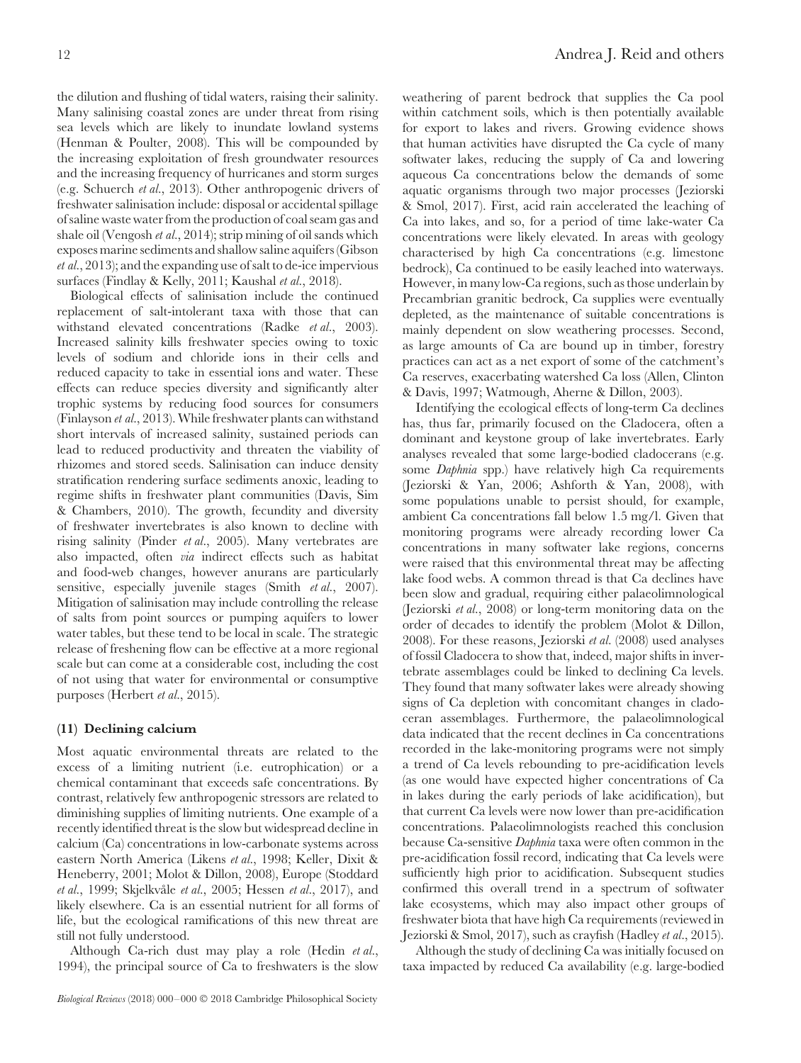the dilution and flushing of tidal waters, raising their salinity. Many salinising coastal zones are under threat from rising sea levels which are likely to inundate lowland systems (Henman & Poulter, 2008). This will be compounded by the increasing exploitation of fresh groundwater resources and the increasing frequency of hurricanes and storm surges (e.g. Schuerch *et al.*, 2013). Other anthropogenic drivers of freshwater salinisation include: disposal or accidental spillage of saline waste water from the production of coal seam gas and shale oil (Vengosh *et al.*, 2014); strip mining of oil sands which exposes marine sediments and shallow saline aquifers (Gibson *et al.*, 2013); and the expanding use of salt to de-ice impervious surfaces (Findlay & Kelly, 2011; Kaushal *et al.*, 2018).

Biological effects of salinisation include the continued replacement of salt-intolerant taxa with those that can withstand elevated concentrations (Radke *et al.*, 2003). Increased salinity kills freshwater species owing to toxic levels of sodium and chloride ions in their cells and reduced capacity to take in essential ions and water. These effects can reduce species diversity and significantly alter trophic systems by reducing food sources for consumers (Finlayson *et al.*, 2013). While freshwater plants can withstand short intervals of increased salinity, sustained periods can lead to reduced productivity and threaten the viability of rhizomes and stored seeds. Salinisation can induce density stratification rendering surface sediments anoxic, leading to regime shifts in freshwater plant communities (Davis, Sim & Chambers, 2010). The growth, fecundity and diversity of freshwater invertebrates is also known to decline with rising salinity (Pinder *et al.*, 2005). Many vertebrates are also impacted, often *via* indirect effects such as habitat and food-web changes, however anurans are particularly sensitive, especially juvenile stages (Smith *et al.*, 2007). Mitigation of salinisation may include controlling the release of salts from point sources or pumping aquifers to lower water tables, but these tend to be local in scale. The strategic release of freshening flow can be effective at a more regional scale but can come at a considerable cost, including the cost of not using that water for environmental or consumptive purposes (Herbert *et al.*, 2015).

### (11) Declining calcium

Most aquatic environmental threats are related to the excess of a limiting nutrient (i.e. eutrophication) or a chemical contaminant that exceeds safe concentrations. By contrast, relatively few anthropogenic stressors are related to diminishing supplies of limiting nutrients. One example of a recently identified threat is the slow but widespread decline in calcium (Ca) concentrations in low-carbonate systems across eastern North America (Likens *et al.*, 1998; Keller, Dixit & Heneberry, 2001; Molot & Dillon, 2008), Europe (Stoddard *et al.*, 1999; Skjelkvåle *et al.*, 2005; Hessen *et al.*, 2017), and likely elsewhere. Ca is an essential nutrient for all forms of life, but the ecological ramifications of this new threat are still not fully understood.

Although Ca-rich dust may play a role (Hedin *et al.*, 1994), the principal source of Ca to freshwaters is the slow weathering of parent bedrock that supplies the Ca pool within catchment soils, which is then potentially available for export to lakes and rivers. Growing evidence shows that human activities have disrupted the Ca cycle of many softwater lakes, reducing the supply of Ca and lowering aqueous Ca concentrations below the demands of some aquatic organisms through two major processes (Jeziorski & Smol, 2017). First, acid rain accelerated the leaching of Ca into lakes, and so, for a period of time lake-water Ca concentrations were likely elevated. In areas with geology characterised by high Ca concentrations (e.g. limestone bedrock), Ca continued to be easily leached into waterways. However, in many low-Ca regions, such as those underlain by Precambrian granitic bedrock, Ca supplies were eventually depleted, as the maintenance of suitable concentrations is mainly dependent on slow weathering processes. Second, as large amounts of Ca are bound up in timber, forestry practices can act as a net export of some of the catchment's Ca reserves, exacerbating watershed Ca loss (Allen, Clinton & Davis, 1997; Watmough, Aherne & Dillon, 2003).

Identifying the ecological effects of long-term Ca declines has, thus far, primarily focused on the Cladocera, often a dominant and keystone group of lake invertebrates. Early analyses revealed that some large-bodied cladocerans (e.g. some *Daphnia* spp.) have relatively high Ca requirements (Jeziorski & Yan, 2006; Ashforth & Yan, 2008), with some populations unable to persist should, for example, ambient Ca concentrations fall below 1.5 mg/l. Given that monitoring programs were already recording lower Ca concentrations in many softwater lake regions, concerns were raised that this environmental threat may be affecting lake food webs. A common thread is that Ca declines have been slow and gradual, requiring either palaeolimnological (Jeziorski *et al.*, 2008) or long-term monitoring data on the order of decades to identify the problem (Molot & Dillon, 2008). For these reasons, Jeziorski *et al.* (2008) used analyses of fossil Cladocera to show that, indeed, major shifts in invertebrate assemblages could be linked to declining Ca levels. They found that many softwater lakes were already showing signs of Ca depletion with concomitant changes in cladoceran assemblages. Furthermore, the palaeolimnological data indicated that the recent declines in Ca concentrations recorded in the lake-monitoring programs were not simply a trend of Ca levels rebounding to pre-acidification levels (as one would have expected higher concentrations of Ca in lakes during the early periods of lake acidification), but that current Ca levels were now lower than pre-acidification concentrations. Palaeolimnologists reached this conclusion because Ca-sensitive *Daphnia* taxa were often common in the pre-acidification fossil record, indicating that Ca levels were sufficiently high prior to acidification. Subsequent studies confirmed this overall trend in a spectrum of softwater lake ecosystems, which may also impact other groups of freshwater biota that have high Ca requirements (reviewed in Jeziorski & Smol, 2017), such as crayfish (Hadley *et al.*, 2015).

Although the study of declining Ca was initially focused on taxa impacted by reduced Ca availability (e.g. large-bodied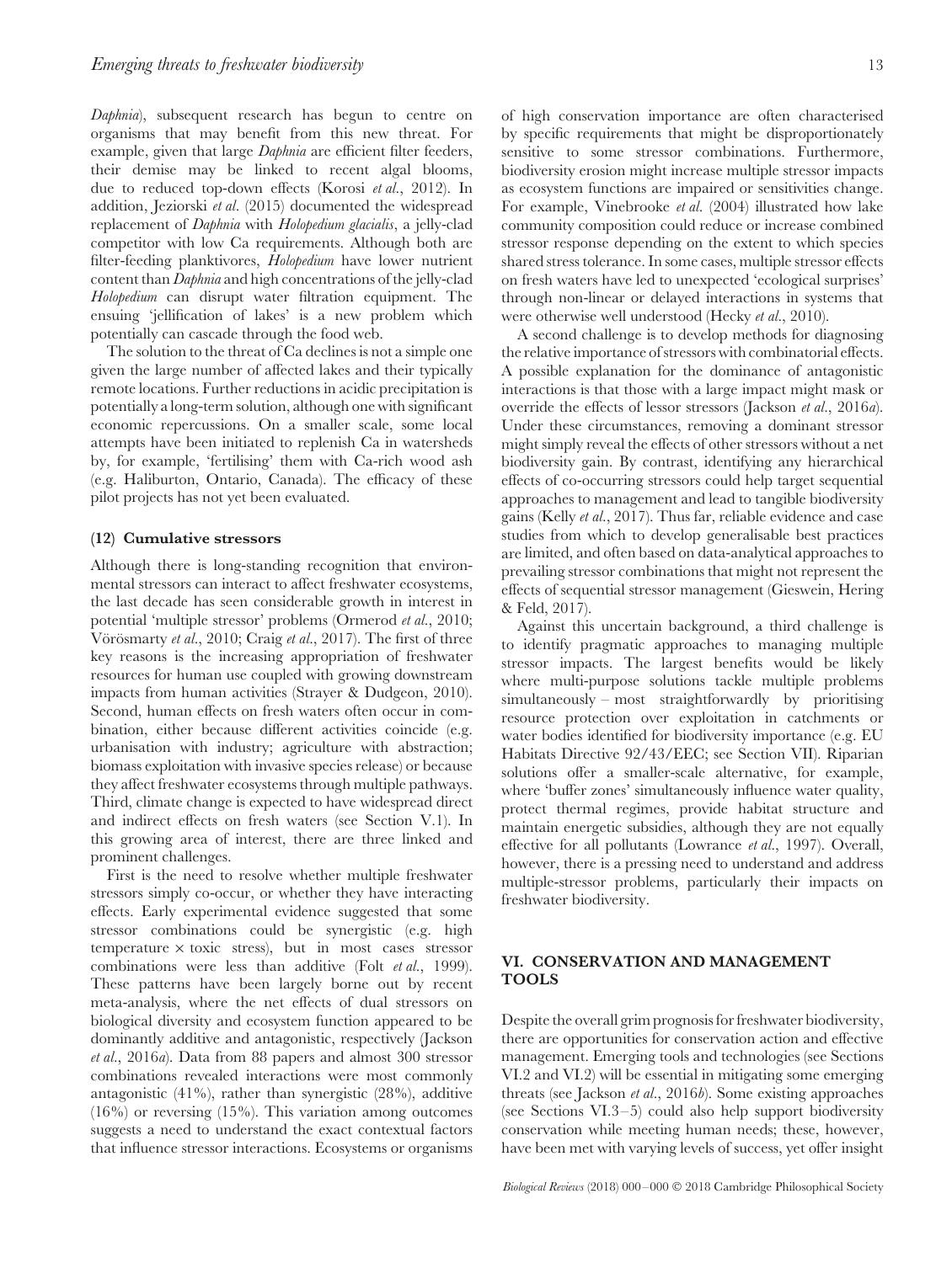*Daphnia*), subsequent research has begun to centre on organisms that may benefit from this new threat. For example, given that large *Daphnia* are efficient filter feeders, their demise may be linked to recent algal blooms, due to reduced top-down effects (Korosi *et al.*, 2012). In addition, Jeziorski *et al.* (2015) documented the widespread replacement of *Daphnia* with *Holopedium glacialis*, a jelly-clad competitor with low Ca requirements. Although both are filter-feeding planktivores, *Holopedium* have lower nutrient content than *Daphnia* and high concentrations of the jelly-clad *Holopedium* can disrupt water filtration equipment. The ensuing 'jellification of lakes' is a new problem which potentially can cascade through the food web.

The solution to the threat of Ca declines is not a simple one given the large number of affected lakes and their typically remote locations. Further reductions in acidic precipitation is potentially a long-term solution, although one with significant economic repercussions. On a smaller scale, some local attempts have been initiated to replenish Ca in watersheds by, for example, 'fertilising' them with Ca-rich wood ash (e.g. Haliburton, Ontario, Canada). The efficacy of these pilot projects has not yet been evaluated.

### (12) Cumulative stressors

Although there is long-standing recognition that environmental stressors can interact to affect freshwater ecosystems, the last decade has seen considerable growth in interest in potential 'multiple stressor' problems (Ormerod *et al.*, 2010; Vörösmarty *et al.*, 2010; Craig *et al.*, 2017). The first of three key reasons is the increasing appropriation of freshwater resources for human use coupled with growing downstream impacts from human activities (Strayer & Dudgeon, 2010). Second, human effects on fresh waters often occur in combination, either because different activities coincide (e.g. urbanisation with industry; agriculture with abstraction; biomass exploitation with invasive species release) or because they affect freshwater ecosystems through multiple pathways. Third, climate change is expected to have widespread direct and indirect effects on fresh waters (see Section V.1). In this growing area of interest, there are three linked and prominent challenges.

First is the need to resolve whether multiple freshwater stressors simply co-occur, or whether they have interacting effects. Early experimental evidence suggested that some stressor combinations could be synergistic (e.g. high temperature × toxic stress), but in most cases stressor combinations were less than additive (Folt *et al.*, 1999). These patterns have been largely borne out by recent meta-analysis, where the net effects of dual stressors on biological diversity and ecosystem function appeared to be dominantly additive and antagonistic, respectively (Jackson *et al.*, 2016*a*). Data from 88 papers and almost 300 stressor combinations revealed interactions were most commonly antagonistic (41%), rather than synergistic (28%), additive (16%) or reversing (15%). This variation among outcomes suggests a need to understand the exact contextual factors that influence stressor interactions. Ecosystems or organisms of high conservation importance are often characterised by specific requirements that might be disproportionately sensitive to some stressor combinations. Furthermore, biodiversity erosion might increase multiple stressor impacts as ecosystem functions are impaired or sensitivities change. For example, Vinebrooke *et al.* (2004) illustrated how lake community composition could reduce or increase combined stressor response depending on the extent to which species shared stress tolerance. In some cases, multiple stressor effects on fresh waters have led to unexpected 'ecological surprises' through non-linear or delayed interactions in systems that were otherwise well understood (Hecky *et al.*, 2010).

A second challenge is to develop methods for diagnosing the relative importance of stressors with combinatorial effects. A possible explanation for the dominance of antagonistic interactions is that those with a large impact might mask or override the effects of lessor stressors (Jackson *et al.*, 2016*a*). Under these circumstances, removing a dominant stressor might simply reveal the effects of other stressors without a net biodiversity gain. By contrast, identifying any hierarchical effects of co-occurring stressors could help target sequential approaches to management and lead to tangible biodiversity gains (Kelly *et al.*, 2017). Thus far, reliable evidence and case studies from which to develop generalisable best practices are limited, and often based on data-analytical approaches to prevailing stressor combinations that might not represent the effects of sequential stressor management (Gieswein, Hering & Feld, 2017).

Against this uncertain background, a third challenge is to identify pragmatic approaches to managing multiple stressor impacts. The largest benefits would be likely where multi-purpose solutions tackle multiple problems simultaneously – most straightforwardly by prioritising resource protection over exploitation in catchments or water bodies identified for biodiversity importance (e.g. EU Habitats Directive 92/43/EEC; see Section VII). Riparian solutions offer a smaller-scale alternative, for example, where 'buffer zones' simultaneously influence water quality, protect thermal regimes, provide habitat structure and maintain energetic subsidies, although they are not equally effective for all pollutants (Lowrance *et al.*, 1997). Overall, however, there is a pressing need to understand and address multiple-stressor problems, particularly their impacts on freshwater biodiversity.

## VI. CONSERVATION AND MANAGEMENT TOOLS

Despite the overall grim prognosis for freshwater biodiversity, there are opportunities for conservation action and effective management. Emerging tools and technologies (see Sections VI.2 and VI.2) will be essential in mitigating some emerging threats (see Jackson *et al.*, 2016*b*). Some existing approaches (see Sections VI.3–5) could also help support biodiversity conservation while meeting human needs; these, however, have been met with varying levels of success, yet offer insight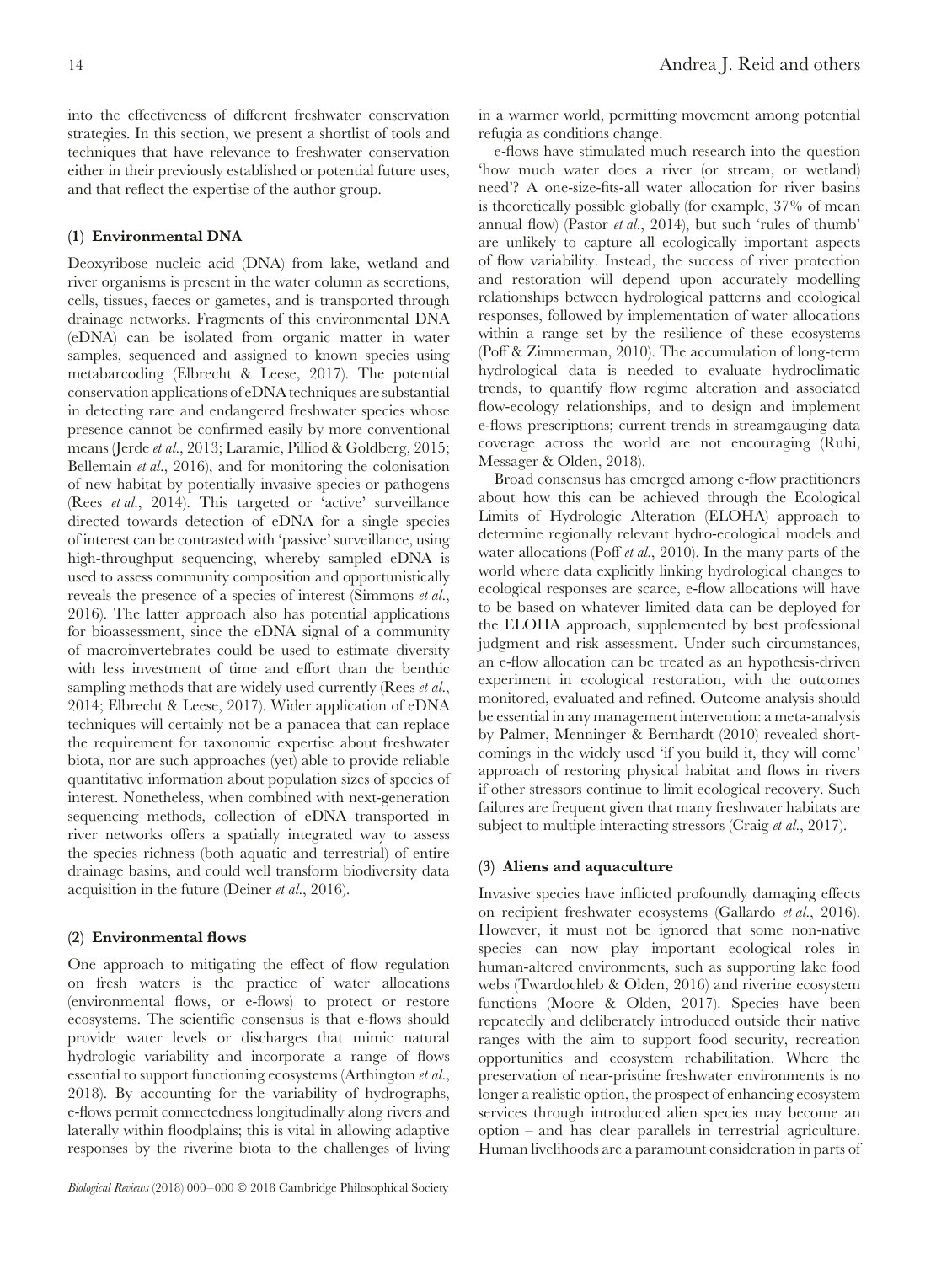into the effectiveness of different freshwater conservation strategies. In this section, we present a shortlist of tools and techniques that have relevance to freshwater conservation either in their previously established or potential future uses, and that reflect the expertise of the author group.

### (1) Environmental DNA

Deoxyribose nucleic acid (DNA) from lake, wetland and river organisms is present in the water column as secretions, cells, tissues, faeces or gametes, and is transported through drainage networks. Fragments of this environmental DNA (eDNA) can be isolated from organic matter in water samples, sequenced and assigned to known species using metabarcoding (Elbrecht & Leese, 2017). The potential conservation applications of eDNA techniques are substantial in detecting rare and endangered freshwater species whose presence cannot be confirmed easily by more conventional means (Jerde *et al.*, 2013; Laramie, Pilliod & Goldberg, 2015; Bellemain *et al.*, 2016), and for monitoring the colonisation of new habitat by potentially invasive species or pathogens (Rees *et al.*, 2014). This targeted or 'active' surveillance directed towards detection of eDNA for a single species of interest can be contrasted with 'passive' surveillance, using high-throughput sequencing, whereby sampled eDNA is used to assess community composition and opportunistically reveals the presence of a species of interest (Simmons *et al.*, 2016). The latter approach also has potential applications for bioassessment, since the eDNA signal of a community of macroinvertebrates could be used to estimate diversity with less investment of time and effort than the benthic sampling methods that are widely used currently (Rees *et al.*, 2014; Elbrecht & Leese, 2017). Wider application of eDNA techniques will certainly not be a panacea that can replace the requirement for taxonomic expertise about freshwater biota, nor are such approaches (yet) able to provide reliable quantitative information about population sizes of species of interest. Nonetheless, when combined with next-generation sequencing methods, collection of eDNA transported in river networks offers a spatially integrated way to assess the species richness (both aquatic and terrestrial) of entire drainage basins, and could well transform biodiversity data acquisition in the future (Deiner *et al.*, 2016).

### (2) Environmental flows

One approach to mitigating the effect of flow regulation on fresh waters is the practice of water allocations (environmental flows, or e-flows) to protect or restore ecosystems. The scientific consensus is that e-flows should provide water levels or discharges that mimic natural hydrologic variability and incorporate a range of flows essential to support functioning ecosystems (Arthington *et al.*, 2018). By accounting for the variability of hydrographs, e-flows permit connectedness longitudinally along rivers and laterally within floodplains; this is vital in allowing adaptive responses by the riverine biota to the challenges of living in a warmer world, permitting movement among potential refugia as conditions change.

e-flows have stimulated much research into the question 'how much water does a river (or stream, or wetland) need'? A one-size-fits-all water allocation for river basins is theoretically possible globally (for example, 37% of mean annual flow) (Pastor *et al.*, 2014), but such 'rules of thumb' are unlikely to capture all ecologically important aspects of flow variability. Instead, the success of river protection and restoration will depend upon accurately modelling relationships between hydrological patterns and ecological responses, followed by implementation of water allocations within a range set by the resilience of these ecosystems (Poff & Zimmerman, 2010). The accumulation of long-term hydrological data is needed to evaluate hydroclimatic trends, to quantify flow regime alteration and associated flow-ecology relationships, and to design and implement e-flows prescriptions; current trends in streamgauging data coverage across the world are not encouraging (Ruhi, Messager & Olden, 2018).

Broad consensus has emerged among e-flow practitioners about how this can be achieved through the Ecological Limits of Hydrologic Alteration (ELOHA) approach to determine regionally relevant hydro-ecological models and water allocations (Poff *et al.*, 2010). In the many parts of the world where data explicitly linking hydrological changes to ecological responses are scarce, e-flow allocations will have to be based on whatever limited data can be deployed for the ELOHA approach, supplemented by best professional judgment and risk assessment. Under such circumstances, an e-flow allocation can be treated as an hypothesis-driven experiment in ecological restoration, with the outcomes monitored, evaluated and refined. Outcome analysis should be essential in any management intervention: a meta-analysis by Palmer, Menninger & Bernhardt (2010) revealed shortcomings in the widely used 'if you build it, they will come' approach of restoring physical habitat and flows in rivers if other stressors continue to limit ecological recovery. Such failures are frequent given that many freshwater habitats are subject to multiple interacting stressors (Craig *et al.*, 2017).

### (3) Aliens and aquaculture

Invasive species have inflicted profoundly damaging effects on recipient freshwater ecosystems (Gallardo *et al.*, 2016). However, it must not be ignored that some non-native species can now play important ecological roles in human-altered environments, such as supporting lake food webs (Twardochleb & Olden, 2016) and riverine ecosystem functions (Moore & Olden, 2017). Species have been repeatedly and deliberately introduced outside their native ranges with the aim to support food security, recreation opportunities and ecosystem rehabilitation. Where the preservation of near-pristine freshwater environments is no longer a realistic option, the prospect of enhancing ecosystem services through introduced alien species may become an option – and has clear parallels in terrestrial agriculture. Human livelihoods are a paramount consideration in parts of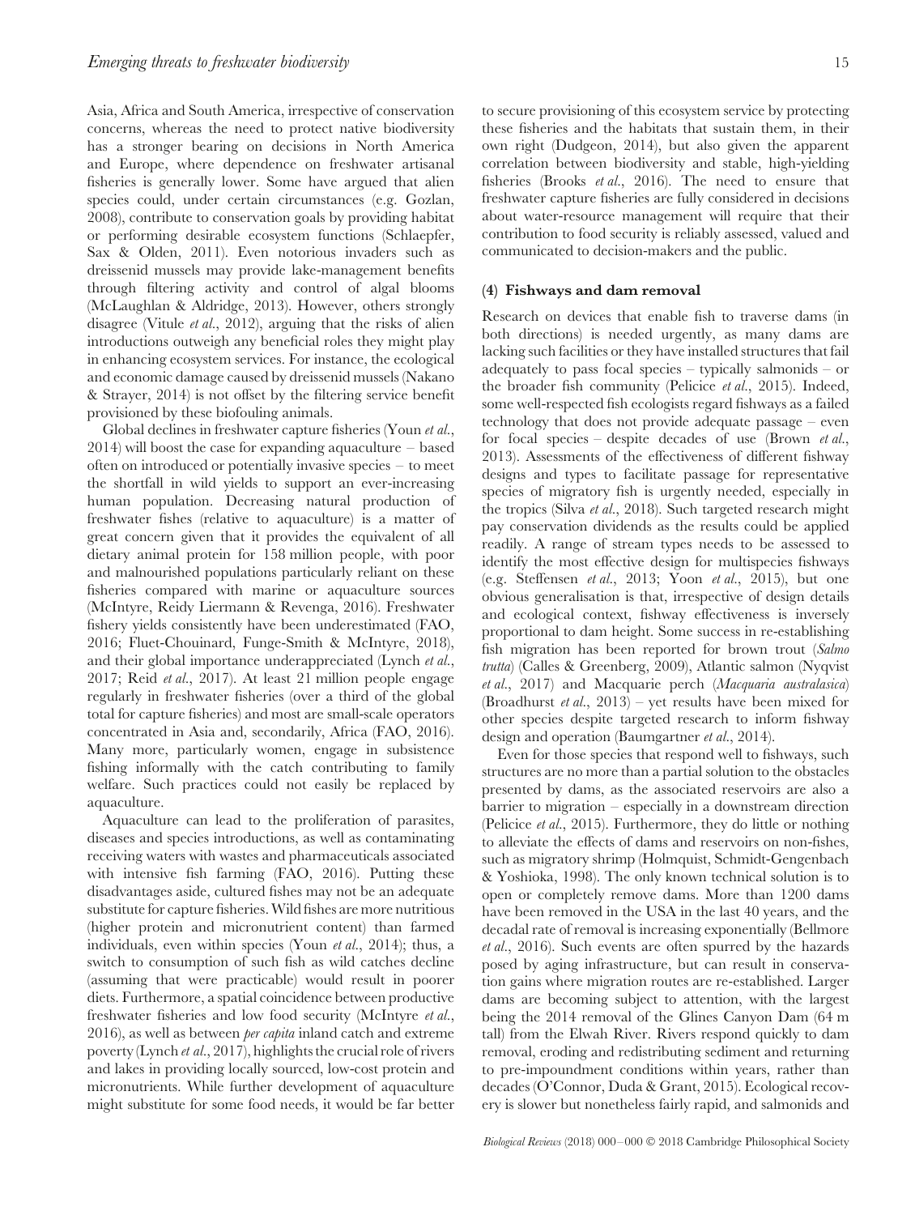Asia, Africa and South America, irrespective of conservation concerns, whereas the need to protect native biodiversity has a stronger bearing on decisions in North America and Europe, where dependence on freshwater artisanal fisheries is generally lower. Some have argued that alien species could, under certain circumstances (e.g. Gozlan, 2008), contribute to conservation goals by providing habitat or performing desirable ecosystem functions (Schlaepfer, Sax & Olden, 2011). Even notorious invaders such as dreissenid mussels may provide lake-management benefits through filtering activity and control of algal blooms (McLaughlan & Aldridge, 2013). However, others strongly disagree (Vitule *et al.*, 2012), arguing that the risks of alien introductions outweigh any beneficial roles they might play in enhancing ecosystem services. For instance, the ecological and economic damage caused by dreissenid mussels (Nakano & Strayer, 2014) is not offset by the filtering service benefit provisioned by these biofouling animals.

Global declines in freshwater capture fisheries (Youn *et al.*, 2014) will boost the case for expanding aquaculture – based often on introduced or potentially invasive species – to meet the shortfall in wild yields to support an ever-increasing human population. Decreasing natural production of freshwater fishes (relative to aquaculture) is a matter of great concern given that it provides the equivalent of all dietary animal protein for 158 million people, with poor and malnourished populations particularly reliant on these fisheries compared with marine or aquaculture sources (McIntyre, Reidy Liermann & Revenga, 2016). Freshwater fishery yields consistently have been underestimated (FAO, 2016; Fluet-Chouinard, Funge-Smith & McIntyre, 2018), and their global importance underappreciated (Lynch *et al.*, 2017; Reid *et al.*, 2017). At least 21 million people engage regularly in freshwater fisheries (over a third of the global total for capture fisheries) and most are small-scale operators concentrated in Asia and, secondarily, Africa (FAO, 2016). Many more, particularly women, engage in subsistence fishing informally with the catch contributing to family welfare. Such practices could not easily be replaced by aquaculture.

Aquaculture can lead to the proliferation of parasites, diseases and species introductions, as well as contaminating receiving waters with wastes and pharmaceuticals associated with intensive fish farming (FAO, 2016). Putting these disadvantages aside, cultured fishes may not be an adequate substitute for capture fisheries. Wild fishes are more nutritious (higher protein and micronutrient content) than farmed individuals, even within species (Youn *et al.*, 2014); thus, a switch to consumption of such fish as wild catches decline (assuming that were practicable) would result in poorer diets. Furthermore, a spatial coincidence between productive freshwater fisheries and low food security (McIntyre *et al.*, 2016), as well as between *per capita* inland catch and extreme poverty (Lynch *et al.*, 2017), highlights the crucial role of rivers and lakes in providing locally sourced, low-cost protein and micronutrients. While further development of aquaculture might substitute for some food needs, it would be far better to secure provisioning of this ecosystem service by protecting these fisheries and the habitats that sustain them, in their own right (Dudgeon, 2014), but also given the apparent correlation between biodiversity and stable, high-yielding fisheries (Brooks *et al.*, 2016). The need to ensure that freshwater capture fisheries are fully considered in decisions about water-resource management will require that their contribution to food security is reliably assessed, valued and communicated to decision-makers and the public.

### (4) Fishways and dam removal

Research on devices that enable fish to traverse dams (in both directions) is needed urgently, as many dams are lacking such facilities or they have installed structures that fail adequately to pass focal species – typically salmonids – or the broader fish community (Pelicice *et al.*, 2015). Indeed, some well-respected fish ecologists regard fishways as a failed technology that does not provide adequate passage – even for focal species – despite decades of use (Brown *et al.*, 2013). Assessments of the effectiveness of different fishway designs and types to facilitate passage for representative species of migratory fish is urgently needed, especially in the tropics (Silva *et al.*, 2018). Such targeted research might pay conservation dividends as the results could be applied readily. A range of stream types needs to be assessed to identify the most effective design for multispecies fishways (e.g. Steffensen *et al.*, 2013; Yoon *et al.*, 2015), but one obvious generalisation is that, irrespective of design details and ecological context, fishway effectiveness is inversely proportional to dam height. Some success in re-establishing fish migration has been reported for brown trout (*Salmo trutta*) (Calles & Greenberg, 2009), Atlantic salmon (Nyqvist *et al.*, 2017) and Macquarie perch (*Macquaria australasica*) (Broadhurst *et al.*, 2013) – yet results have been mixed for other species despite targeted research to inform fishway design and operation (Baumgartner *et al.*, 2014).

Even for those species that respond well to fishways, such structures are no more than a partial solution to the obstacles presented by dams, as the associated reservoirs are also a barrier to migration – especially in a downstream direction (Pelicice *et al.*, 2015). Furthermore, they do little or nothing to alleviate the effects of dams and reservoirs on non-fishes, such as migratory shrimp (Holmquist, Schmidt-Gengenbach & Yoshioka, 1998). The only known technical solution is to open or completely remove dams. More than 1200 dams have been removed in the USA in the last 40 years, and the decadal rate of removal is increasing exponentially (Bellmore *et al.*, 2016). Such events are often spurred by the hazards posed by aging infrastructure, but can result in conservation gains where migration routes are re-established. Larger dams are becoming subject to attention, with the largest being the 2014 removal of the Glines Canyon Dam (64 m tall) from the Elwah River. Rivers respond quickly to dam removal, eroding and redistributing sediment and returning to pre-impoundment conditions within years, rather than decades (O'Connor, Duda & Grant, 2015). Ecological recovery is slower but nonetheless fairly rapid, and salmonids and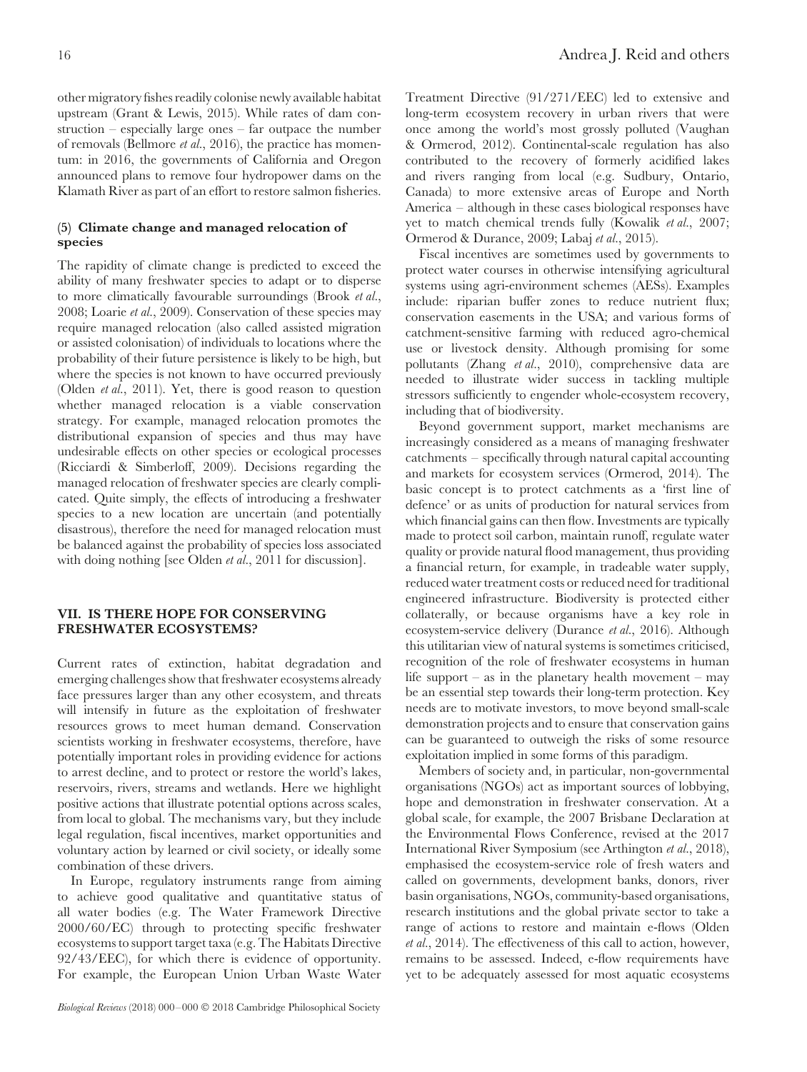other migratory fishes readily colonise newly available habitat upstream (Grant & Lewis, 2015). While rates of dam construction – especially large ones – far outpace the number of removals (Bellmore *et al.*, 2016), the practice has momentum: in 2016, the governments of California and Oregon announced plans to remove four hydropower dams on the Klamath River as part of an effort to restore salmon fisheries.

### (5) Climate change and managed relocation of species

The rapidity of climate change is predicted to exceed the ability of many freshwater species to adapt or to disperse to more climatically favourable surroundings (Brook *et al.*, 2008; Loarie *et al.*, 2009). Conservation of these species may require managed relocation (also called assisted migration or assisted colonisation) of individuals to locations where the probability of their future persistence is likely to be high, but where the species is not known to have occurred previously (Olden *et al.*, 2011). Yet, there is good reason to question whether managed relocation is a viable conservation strategy. For example, managed relocation promotes the distributional expansion of species and thus may have undesirable effects on other species or ecological processes (Ricciardi & Simberloff, 2009). Decisions regarding the managed relocation of freshwater species are clearly complicated. Quite simply, the effects of introducing a freshwater species to a new location are uncertain (and potentially disastrous), therefore the need for managed relocation must be balanced against the probability of species loss associated with doing nothing [see Olden *et al.*, 2011 for discussion].

## VII. IS THERE HOPE FOR CONSERVING FRESHWATER ECOSYSTEMS?

Current rates of extinction, habitat degradation and emerging challenges show that freshwater ecosystems already face pressures larger than any other ecosystem, and threats will intensify in future as the exploitation of freshwater resources grows to meet human demand. Conservation scientists working in freshwater ecosystems, therefore, have potentially important roles in providing evidence for actions to arrest decline, and to protect or restore the world's lakes, reservoirs, rivers, streams and wetlands. Here we highlight positive actions that illustrate potential options across scales, from local to global. The mechanisms vary, but they include legal regulation, fiscal incentives, market opportunities and voluntary action by learned or civil society, or ideally some combination of these drivers.

In Europe, regulatory instruments range from aiming to achieve good qualitative and quantitative status of all water bodies (e.g. The Water Framework Directive 2000/60/EC) through to protecting specific freshwater ecosystems to support target taxa (e.g. The Habitats Directive 92/43/EEC), for which there is evidence of opportunity. For example, the European Union Urban Waste Water Treatment Directive (91/271/EEC) led to extensive and long-term ecosystem recovery in urban rivers that were once among the world's most grossly polluted (Vaughan & Ormerod, 2012). Continental-scale regulation has also contributed to the recovery of formerly acidified lakes and rivers ranging from local (e.g. Sudbury, Ontario, Canada) to more extensive areas of Europe and North America – although in these cases biological responses have yet to match chemical trends fully (Kowalik *et al.*, 2007; Ormerod & Durance, 2009; Labaj *et al.*, 2015).

Fiscal incentives are sometimes used by governments to protect water courses in otherwise intensifying agricultural systems using agri-environment schemes (AESs). Examples include: riparian buffer zones to reduce nutrient flux; conservation easements in the USA; and various forms of catchment-sensitive farming with reduced agro-chemical use or livestock density. Although promising for some pollutants (Zhang *et al.*, 2010), comprehensive data are needed to illustrate wider success in tackling multiple stressors sufficiently to engender whole-ecosystem recovery, including that of biodiversity.

Beyond government support, market mechanisms are increasingly considered as a means of managing freshwater catchments – specifically through natural capital accounting and markets for ecosystem services (Ormerod, 2014). The basic concept is to protect catchments as a 'first line of defence' or as units of production for natural services from which financial gains can then flow. Investments are typically made to protect soil carbon, maintain runoff, regulate water quality or provide natural flood management, thus providing a financial return, for example, in tradeable water supply, reduced water treatment costs or reduced need for traditional engineered infrastructure. Biodiversity is protected either collaterally, or because organisms have a key role in ecosystem-service delivery (Durance *et al.*, 2016). Although this utilitarian view of natural systems is sometimes criticised, recognition of the role of freshwater ecosystems in human life support – as in the planetary health movement – may be an essential step towards their long-term protection. Key needs are to motivate investors, to move beyond small-scale demonstration projects and to ensure that conservation gains can be guaranteed to outweigh the risks of some resource exploitation implied in some forms of this paradigm.

Members of society and, in particular, non-governmental organisations (NGOs) act as important sources of lobbying, hope and demonstration in freshwater conservation. At a global scale, for example, the 2007 Brisbane Declaration at the Environmental Flows Conference, revised at the 2017 International River Symposium (see Arthington *et al.*, 2018), emphasised the ecosystem-service role of fresh waters and called on governments, development banks, donors, river basin organisations, NGOs, community-based organisations, research institutions and the global private sector to take a range of actions to restore and maintain e-flows (Olden *et al.*, 2014). The effectiveness of this call to action, however, remains to be assessed. Indeed, e-flow requirements have yet to be adequately assessed for most aquatic ecosystems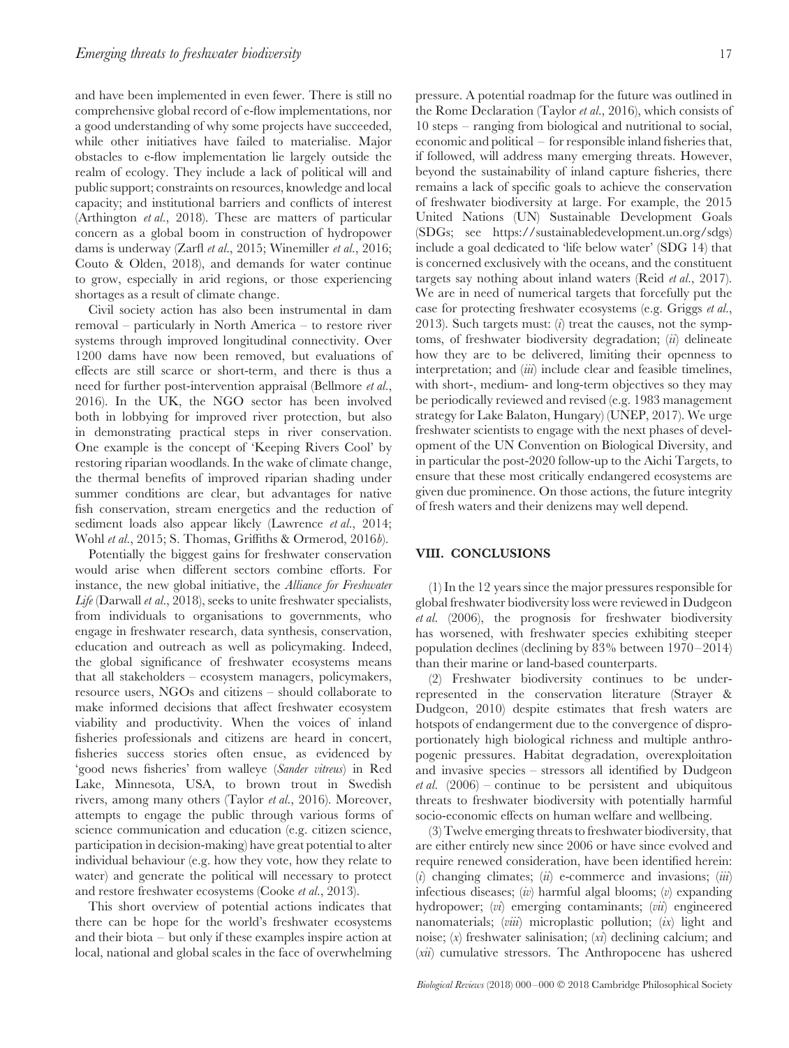and have been implemented in even fewer. There is still no comprehensive global record of e-flow implementations, nor a good understanding of why some projects have succeeded, while other initiatives have failed to materialise. Major obstacles to e-flow implementation lie largely outside the realm of ecology. They include a lack of political will and public support; constraints on resources, knowledge and local capacity; and institutional barriers and conflicts of interest (Arthington *et al.*, 2018). These are matters of particular concern as a global boom in construction of hydropower dams is underway (Zarfl *et al.*, 2015; Winemiller *et al.*, 2016; Couto & Olden, 2018), and demands for water continue to grow, especially in arid regions, or those experiencing shortages as a result of climate change.

Civil society action has also been instrumental in dam removal – particularly in North America – to restore river systems through improved longitudinal connectivity. Over 1200 dams have now been removed, but evaluations of effects are still scarce or short-term, and there is thus a need for further post-intervention appraisal (Bellmore *et al.*, 2016). In the UK, the NGO sector has been involved both in lobbying for improved river protection, but also in demonstrating practical steps in river conservation. One example is the concept of 'Keeping Rivers Cool' by restoring riparian woodlands. In the wake of climate change, the thermal benefits of improved riparian shading under summer conditions are clear, but advantages for native fish conservation, stream energetics and the reduction of sediment loads also appear likely (Lawrence *et al.*, 2014; Wohl *et al.*, 2015; S. Thomas, Griffiths & Ormerod, 2016*b*).

Potentially the biggest gains for freshwater conservation would arise when different sectors combine efforts. For instance, the new global initiative, the *Alliance for Freshwater Life* (Darwall *et al.*, 2018), seeks to unite freshwater specialists, from individuals to organisations to governments, who engage in freshwater research, data synthesis, conservation, education and outreach as well as policymaking. Indeed, the global significance of freshwater ecosystems means that all stakeholders – ecosystem managers, policymakers, resource users, NGOs and citizens – should collaborate to make informed decisions that affect freshwater ecosystem viability and productivity. When the voices of inland fisheries professionals and citizens are heard in concert, fisheries success stories often ensue, as evidenced by 'good news fisheries' from walleye (*Sander vitreus*) in Red Lake, Minnesota, USA, to brown trout in Swedish rivers, among many others (Taylor *et al.*, 2016). Moreover, attempts to engage the public through various forms of science communication and education (e.g. citizen science, participation in decision-making) have great potential to alter individual behaviour (e.g. how they vote, how they relate to water) and generate the political will necessary to protect and restore freshwater ecosystems (Cooke *et al.*, 2013).

This short overview of potential actions indicates that there can be hope for the world's freshwater ecosystems and their biota – but only if these examples inspire action at local, national and global scales in the face of overwhelming pressure. A potential roadmap for the future was outlined in the Rome Declaration (Taylor *et al.*, 2016), which consists of 10 steps – ranging from biological and nutritional to social, economic and political – for responsible inland fisheries that, if followed, will address many emerging threats. However, beyond the sustainability of inland capture fisheries, there remains a lack of specific goals to achieve the conservation of freshwater biodiversity at large. For example, the 2015 United Nations (UN) Sustainable Development Goals (SDGs; see https://sustainabledevelopment.un.org/sdgs) include a goal dedicated to 'life below water' (SDG 14) that is concerned exclusively with the oceans, and the constituent targets say nothing about inland waters (Reid *et al.*, 2017). We are in need of numerical targets that forcefully put the case for protecting freshwater ecosystems (e.g. Griggs *et al.*, 2013). Such targets must: (*i*) treat the causes, not the symptoms, of freshwater biodiversity degradation; (*ii*) delineate how they are to be delivered, limiting their openness to interpretation; and (*iii*) include clear and feasible timelines, with short-, medium- and long-term objectives so they may be periodically reviewed and revised (e.g. 1983 management strategy for Lake Balaton, Hungary) (UNEP, 2017). We urge freshwater scientists to engage with the next phases of development of the UN Convention on Biological Diversity, and in particular the post-2020 follow-up to the Aichi Targets, to ensure that these most critically endangered ecosystems are given due prominence. On those actions, the future integrity of fresh waters and their denizens may well depend.

## VIII. CONCLUSIONS

(1) In the 12 years since the major pressures responsible for global freshwater biodiversity loss were reviewed in Dudgeon *et al.* (2006), the prognosis for freshwater biodiversity has worsened, with freshwater species exhibiting steeper population declines (declining by 83% between 1970–2014) than their marine or land-based counterparts.

(2) Freshwater biodiversity continues to be under-represented in the conservation literature (Strayer & Dudgeon, 2010) despite estimates that fresh waters are hotspots of endangerment due to the convergence of disproportionately high biological richness and multiple anthropogenic pressures. Habitat degradation, overexploitation and invasive species – stressors all identified by Dudgeon *et al.* (2006) – continue to be persistent and ubiquitous threats to freshwater biodiversity with potentially harmful socio-economic effects on human welfare and wellbeing.

(3) Twelve emerging threats to freshwater biodiversity, that are either entirely new since 2006 or have since evolved and require renewed consideration, have been identified herein: (*i*) changing climates; (*ii*) e-commerce and invasions; (*iii*) infectious diseases; (*iv*) harmful algal blooms; (*v*) expanding hydropower; (*vi*) emerging contaminants; (*vii*) engineered nanomaterials; (*viii*) microplastic pollution; (*ix*) light and noise; (*x*) freshwater salinisation; (*xi*) declining calcium; and (*xii*) cumulative stressors. The Anthropocene has ushered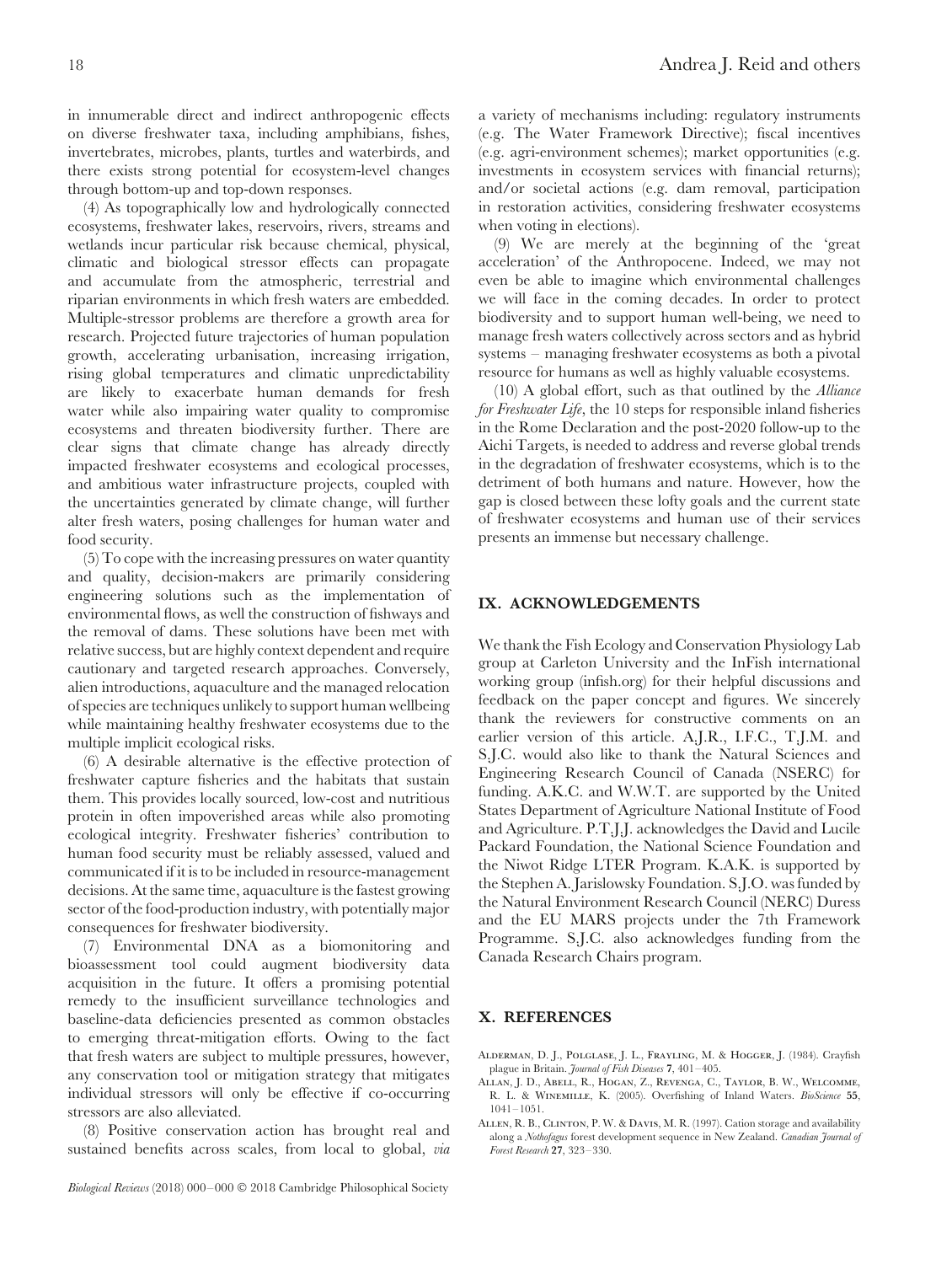in innumerable direct and indirect anthropogenic effects on diverse freshwater taxa, including amphibians, fishes, invertebrates, microbes, plants, turtles and waterbirds, and there exists strong potential for ecosystem-level changes through bottom-up and top-down responses.

(4) As topographically low and hydrologically connected ecosystems, freshwater lakes, reservoirs, rivers, streams and wetlands incur particular risk because chemical, physical, climatic and biological stressor effects can propagate and accumulate from the atmospheric, terrestrial and riparian environments in which fresh waters are embedded. Multiple-stressor problems are therefore a growth area for research. Projected future trajectories of human population growth, accelerating urbanisation, increasing irrigation, rising global temperatures and climatic unpredictability are likely to exacerbate human demands for fresh water while also impairing water quality to compromise ecosystems and threaten biodiversity further. There are clear signs that climate change has already directly impacted freshwater ecosystems and ecological processes, and ambitious water infrastructure projects, coupled with the uncertainties generated by climate change, will further alter fresh waters, posing challenges for human water and food security.

(5) To cope with the increasing pressures on water quantity and quality, decision-makers are primarily considering engineering solutions such as the implementation of environmental flows, as well the construction of fishways and the removal of dams. These solutions have been met with relative success, but are highly context dependent and require cautionary and targeted research approaches. Conversely, alien introductions, aquaculture and the managed relocation of species are techniques unlikely to support human wellbeing while maintaining healthy freshwater ecosystems due to the multiple implicit ecological risks.

(6) A desirable alternative is the effective protection of freshwater capture fisheries and the habitats that sustain them. This provides locally sourced, low-cost and nutritious protein in often impoverished areas while also promoting ecological integrity. Freshwater fisheries' contribution to human food security must be reliably assessed, valued and communicated if it is to be included in resource-management decisions. At the same time, aquaculture is the fastest growing sector of the food-production industry, with potentially major consequences for freshwater biodiversity.

(7) Environmental DNA as a biomonitoring and bioassessment tool could augment biodiversity data acquisition in the future. It offers a promising potential remedy to the insufficient surveillance technologies and baseline-data deficiencies presented as common obstacles to emerging threat-mitigation efforts. Owing to the fact that fresh waters are subject to multiple pressures, however, any conservation tool or mitigation strategy that mitigates individual stressors will only be effective if co-occurring stressors are also alleviated.

(8) Positive conservation action has brought real and sustained benefits across scales, from local to global, *via* a variety of mechanisms including: regulatory instruments (e.g. The Water Framework Directive); fiscal incentives (e.g. agri-environment schemes); market opportunities (e.g. investments in ecosystem services with financial returns); and/or societal actions (e.g. dam removal, participation in restoration activities, considering freshwater ecosystems when voting in elections).

(9) We are merely at the beginning of the 'great acceleration' of the Anthropocene. Indeed, we may not even be able to imagine which environmental challenges we will face in the coming decades. In order to protect biodiversity and to support human well-being, we need to manage fresh waters collectively across sectors and as hybrid systems – managing freshwater ecosystems as both a pivotal resource for humans as well as highly valuable ecosystems.

(10) A global effort, such as that outlined by the *Alliance for Freshwater Life*, the 10 steps for responsible inland fisheries in the Rome Declaration and the post-2020 follow-up to the Aichi Targets, is needed to address and reverse global trends in the degradation of freshwater ecosystems, which is to the detriment of both humans and nature. However, how the gap is closed between these lofty goals and the current state of freshwater ecosystems and human use of their services presents an immense but necessary challenge.

## IX. ACKNOWLEDGEMENTS

We thank the Fish Ecology and Conservation Physiology Lab group at Carleton University and the InFish international working group (infish.org) for their helpful discussions and feedback on the paper concept and figures. We sincerely thank the reviewers for constructive comments on an earlier version of this article. A.J.R., I.F.C., T.J.M. and S.J.C. would also like to thank the Natural Sciences and Engineering Research Council of Canada (NSERC) for funding. A.K.C. and W.W.T. are supported by the United States Department of Agriculture National Institute of Food and Agriculture. P.T.J.J. acknowledges the David and Lucile Packard Foundation, the National Science Foundation and the Niwot Ridge LTER Program. K.A.K. is supported by the Stephen A. Jarislowsky Foundation. S.J.O. was funded by the Natural Environment Research Council (NERC) Duress and the EU MARS projects under the 7th Framework Programme. S.J.C. also acknowledges funding from the Canada Research Chairs program.

## X. REFERENCES

Alderman, D. J., Polglase, J. L., Frayling, M. & Hogger, J. (1984). Crayfish plague in Britain. *Journal of Fish Diseases* **7**, 401–405.

Allan, J. D., Abell, R., Hogan, Z., Revenga, C., Taylor, B. W., Welcomme, R. L. & Winemille, K. (2005). Overfishing of Inland Waters. *BioScience* **55**, 1041–1051.

Allen, R. B., Clinton, P. W. & Davis, M. R. (1997). Cation storage and availability along a *Nothofagus* forest development sequence in New Zealand. *Canadian Journal of Forest Research* **27**, 323–330.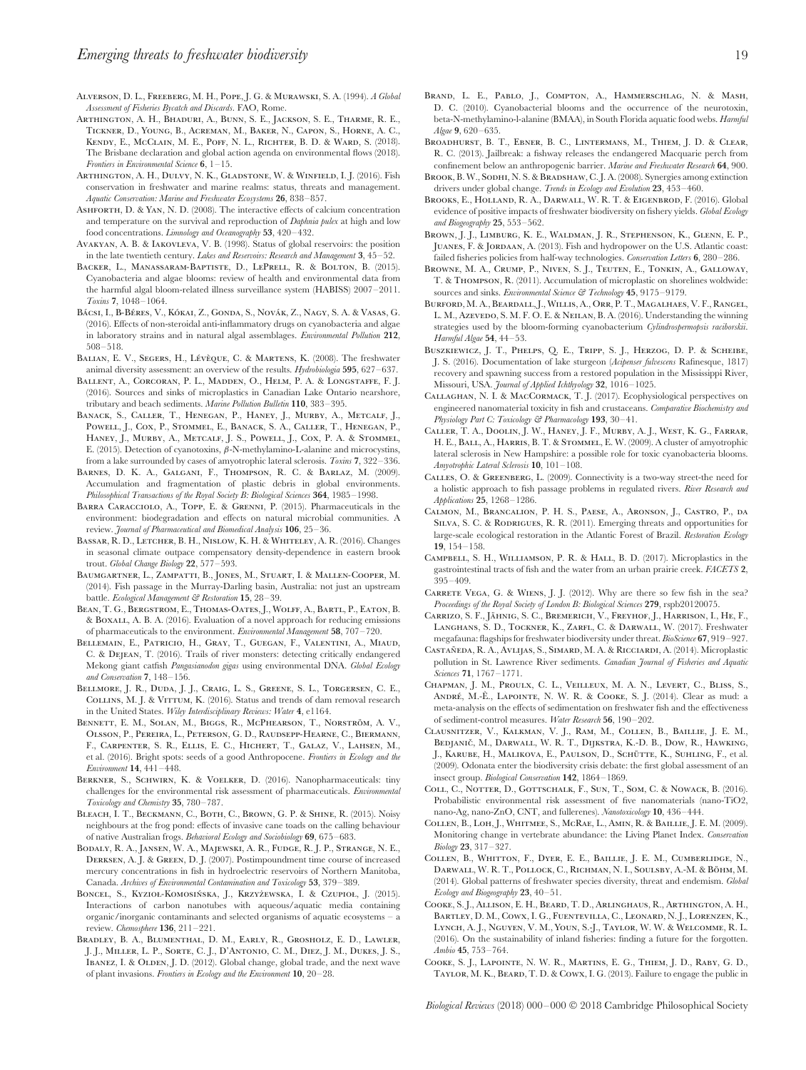Alverson, D. L., Freeberg, M. H., Pope, J. G. & Murawski, S. A. (1994). *A Global Assessment of Fisheries Bycatch and Discards*. FAO, Rome.

Arthington, A. H., Bhaduri, A., Bunn, S. E., Jackson, S. E., Tharme, R. E., Tickner, D., Young, B., Acreman, M., Baker, N., Capon, S., Horne, A. C., Kendy, E., McClain, M. E., Poff, N. L., Richter, B. D. & Ward, S. (2018). The Brisbane declaration and global action agenda on environmental flows (2018). *Frontiers in Environmental Science* **6**, 1–15.

Arthington, A. H., Dulvy, N. K., Gladstone, W. & Winfield, I. J. (2016). Fish conservation in freshwater and marine realms: status, threats and management. *Aquatic Conservation: Marine and Freshwater Ecosystems* **26**, 838–857.

Ashforth, D. & Yan, N. D. (2008). The interactive effects of calcium concentration and temperature on the survival and reproduction of *Daphnia pulex* at high and low food concentrations. *Limnology and Oceanography* **53**, 420–432.

Avakyan, A. B. & Iakovleva, V. B. (1998). Status of global reservoirs: the position in the late twentieth century. *Lakes and Reservoirs: Research and Management* **3**, 45–52.

Backer, L., Manassaram-Baptiste, D., LePrell, R. & Bolton, B. (2015). Cyanobacteria and algae blooms: review of health and environmental data from the harmful algal bloom-related illness surveillance system (HABISS) 2007–2011. *Toxins* **7**, 1048–1064.

Bácsi, I., B-Béres, V., Kókai, Z., Gonda, S., Novák, Z., Nagy, S. A. & Vasas, G. (2016). Effects of non-steroidal anti-inflammatory drugs on cyanobacteria and algae in laboratory strains and in natural algal assemblages. *Environmental Pollution* **212**, 508–518.

Balian, E. V., Segers, H., Lévêque, C. & Martens, K. (2008). The freshwater animal diversity assessment: an overview of the results. *Hydrobiologia* **595**, 627–637.

Ballent, A., Corcoran, P. L., Madden, O., Helm, P. A. & Longstaffe, F. J. (2016). Sources and sinks of microplastics in Canadian Lake Ontario nearshore, tributary and beach sediments. *Marine Pollution Bulletin* **110**, 383–395.

Banack, S., Caller, T., Henegan, P., Haney, J., Murby, A., Metcalf, J., Powell, J., Cox, P., Stommel, E., Banack, S. A., Caller, T., Henegan, P., Haney, J., Murby, A., Metcalf, J. S., Powell, J., Cox, P. A. & Stommel, E. (2015). Detection of cyanotoxins, β-N-methylamino-L-alanine and microcystins, from a lake surrounded by cases of amyotrophic lateral sclerosis. *Toxins* **7**, 322–336.

Barnes, D. K. A., Galgani, F., Thompson, R. C. & Barlaz, M. (2009). Accumulation and fragmentation of plastic debris in global environments. *Philosophical Transactions of the Royal Society B: Biological Sciences* **364**, 1985–1998.

Barra Caracciolo, A., Topp, E. & Grenni, P. (2015). Pharmaceuticals in the environment: biodegradation and effects on natural microbial communities. A review. *Journal of Pharmaceutical and Biomedical Analysis* **106**, 25–36.

Bassar, R. D., Letcher, B. H., Nislow, K. H. & Whiteley, A. R. (2016). Changes in seasonal climate outpace compensatory density-dependence in eastern brook trout. *Global Change Biology* **22**, 577–593.

Baumgartner, L., Zampatti, B., Jones, M., Stuart, I. & Mallen-Cooper, M. (2014). Fish passage in the Murray-Darling basin, Australia: not just an upstream battle. *Ecological Management & Restoration* **15**, 28–39.

Bean, T. G., Bergstrom, E., Thomas-Oates, J., Wolff, A., Bartl, P., Eaton, B. & Boxall, A. B. A. (2016). Evaluation of a novel approach for reducing emissions of pharmaceuticals to the environment. *Environmental Management* **58**, 707–720.

Bellemain, E., Patricio, H., Gray, T., Guegan, F., Valentini, A., Miaud, C. & Dejean, T. (2016). Trails of river monsters: detecting critically endangered Mekong giant catfish *Pangasianodon gigas* using environmental DNA. *Global Ecology and Conservation* **7**, 148–156.

Bellmore, J. R., Duda, J. J., Craig, L. S., Greene, S. L., Torgersen, C. E., Collins, M. J. & Vittum, K. (2016). Status and trends of dam removal research in the United States. *Wiley Interdisciplinary Reviews: Water* **4**, e1164.

Bennett, E. M., Solan, M., Biggs, R., McPhearson, T., Norström, A. V., Olsson, P., Pereira, L., Peterson, G. D., Raudsepp-Hearne, C., Biermann, F., Carpenter, S. R., Ellis, E. C., Hichert, T., Galaz, V., Lahsen, M., et al. (2016). Bright spots: seeds of a good Anthropocene. *Frontiers in Ecology and the Environment* **14**, 441–448.

Berkner, S., Schwirn, K. & Voelker, D. (2016). Nanopharmaceuticals: tiny challenges for the environmental risk assessment of pharmaceuticals. *Environmental Toxicology and Chemistry* **35**, 780–787.

Bleach, I. T., Beckmann, C., Both, C., Brown, G. P. & Shine, R. (2015). Noisy neighbours at the frog pond: effects of invasive cane toads on the calling behaviour of native Australian frogs. *Behavioral Ecology and Sociobiology* **69**, 675–683.

Bodaly, R. A., Jansen, W. A., Majewski, A. R., Fudge, R. J. P., Strange, N. E., Derksen, A. J. & Green, D. J. (2007). Postimpoundment time course of increased mercury concentrations in fish in hydroelectric reservoirs of Northern Manitoba, Canada. *Archives of Environmental Contamination and Toxicology* **53**, 379–389.

Boncel, S., Kyziol-Komosińska, J., Krzyżewska, I. & Czupioł, J. (2015). Interactions of carbon nanotubes with aqueous/aquatic media containing organic/inorganic contaminants and selected organisms of aquatic ecosystems – a review. *Chemosphere* **136**, 211–221.

Bradley, B. A., Blumenthal, D. M., Early, R., Grosholz, E. D., Lawler, J. J., Miller, L. P., Sorte, C. J., D'Antonio, C. M., Diez, J. M., Dukes, J. S., Ibanez, I. & Olden, J. D. (2012). Global change, global trade, and the next wave of plant invasions. *Frontiers in Ecology and the Environment* **10**, 20–28.

Brand, L. E., Pablo, J., Compton, A., Hammerschlag, N. & Mash, D. C. (2010). Cyanobacterial blooms and the occurrence of the neurotoxin, beta-N-methylamino-l-alanine (BMAA), in South Florida aquatic food webs. *Harmful Algae* **9**, 620–635.

Broadhurst, B. T., Ebner, B. C., Lintermans, M., Thiem, J. D. & Clear, R. C. (2013). Jailbreak: a fishway releases the endangered Macquarie perch from confinement below an anthropogenic barrier. *Marine and Freshwater Research* **64**, 900.

Brook, B. W., Sodhi, N. S. & Bradshaw, C. J. A. (2008). Synergies among extinction drivers under global change. *Trends in Ecology and Evolution* **23**, 453–460.

Brooks, E., Holland, R. A., Darwall, W. R. T. & Eigenbrod, F. (2016). Global evidence of positive impacts of freshwater biodiversity on fishery yields. *Global Ecology and Biogeography* **25**, 553–562.

Brown, J. J., Limburg, K. E., Waldman, J. R., Stephenson, K., Glenn, E. P., Juanes, F. & Jordaan, A. (2013). Fish and hydropower on the U.S. Atlantic coast: failed fisheries policies from half-way technologies. *Conservation Letters* **6**, 280–286.

Browne, M. A., Crump, P., Niven, S. J., Teuten, E., Tonkin, A., Galloway, T. & Thompson, R. (2011). Accumulation of microplastic on shorelines woldwide: sources and sinks. *Environmental Science & Technology* **45**, 9175–9179.

Burford, M. A., Beardall, J., Willis, A., Orr, P. T., Magalhaes, V. F., Rangel, L. M., Azevedo, S. M. F. O. E. & Neilan, B. A. (2016). Understanding the winning strategies used by the bloom-forming cyanobacterium *Cylindrospermopsis raciborskii*. *Harmful Algae* **54**, 44–53.

Buszkiewicz, J. T., Phelps, Q. E., Tripp, S. J., Herzog, D. P. & Scheibe, J. S. (2016). Documentation of lake sturgeon (*Acipenser fulvescens* Rafinesque, 1817) recovery and spawning success from a restored population in the Mississippi River, Missouri, USA. *Journal of Applied Ichthyology* **32**, 1016–1025.

Callaghan, N. I. & MacCormack, T. J. (2017). Ecophysiological perspectives on engineered nanomaterial toxicity in fish and crustaceans. *Comparative Biochemistry and Physiology Part C: Toxicology & Pharmacology* **193**, 30–41.

Caller, T. A., Doolin, J. W., Haney, J. F., Murby, A. J., West, K. G., Farrar, H. E., Ball, A., Harris, B. T. & Stommel, E. W. (2009). A cluster of amyotrophic lateral sclerosis in New Hampshire: a possible role for toxic cyanobacteria blooms. *Amyotrophic Lateral Sclerosis* **10**, 101–108.

Calles, O. & Greenberg, L. (2009). Connectivity is a two-way street-the need for a holistic approach to fish passage problems in regulated rivers. *River Research and Applications* **25**, 1268–1286.

Calmon, M., Brancalion, P. H. S., Paese, A., Aronson, J., Castro, P., da Silva, S. C. & Rodrigues, R. R. (2011). Emerging threats and opportunities for large-scale ecological restoration in the Atlantic Forest of Brazil. *Restoration Ecology* **19**, 154–158.

Campbell, S. H., Williamson, P. R. & Hall, B. D. (2017). Microplastics in the gastrointestinal tracts of fish and the water from an urban prairie creek. *FACETS* **2**, 395–409.

Carrete Vega, G. & Wiens, J. J. (2012). Why are there so few fish in the sea? *Proceedings of the Royal Society of London B: Biological Sciences* **279**, rspb20120075.

Carrizo, S. F., Jähnig, S. C., Bremerich, V., Freyhof, J., Harrison, I., He, F., Langhans, S. D., Tockner, K., Zarfl, C. & Darwall, W. (2017). Freshwater megafauna: flagships for freshwater biodiversity under threat. *BioScience* **67**, 919–927.

Castañeda, R. A., Avlijas, S., Simard, M. A. & Ricciardi, A. (2014). Microplastic pollution in St. Lawrence River sediments. *Canadian Journal of Fisheries and Aquatic Sciences* **71**, 1767–1771.

Chapman, J. M., Proulx, C. L., Veilleux, M. A. N., Levert, C., Bliss, S., André, M.-È., Lapointe, N. W. R. & Cooke, S. J. (2014). Clear as mud: a meta-analysis on the effects of sedimentation on freshwater fish and the effectiveness of sediment-control measures. *Water Research* **56**, 190–202.

Clausnitzer, V., Kalkman, V. J., Ram, M., Collen, B., Baillie, J. E. M., Bedjanič, M., Darwall, W. R. T., Dijkstra, K.-D. B., Dow, R., Hawking, J., Karube, H., Malikova, E., Paulson, D., Schütte, K., Suhling, F., et al. (2009). Odonata enter the biodiversity crisis debate: the first global assessment of an insect group. *Biological Conservation* **142**, 1864–1869.

Coll, C., Notter, D., Gottschalk, F., Sun, T., Som, C. & Nowack, B. (2016). Probabilistic environmental risk assessment of five nanomaterials (nano-TiO2, nano-Ag, nano-ZnO, CNT, and fullerenes). *Nanotoxicology* **10**, 436–444.

Collen, B., Loh, J., Whitmee, S., McRae, L., Amin, R. & Baillie, J. E. M. (2009). Monitoring change in vertebrate abundance: the Living Planet Index. *Conservation Biology* **23**, 317–327.

Collen, B., Whitton, F., Dyer, E. E., Baillie, J. E. M., Cumberlidge, N., Darwall, W. R. T., Pollock, C., Richman, N. I., Soulsby, A.-M. & Böhm, M. (2014). Global patterns of freshwater species diversity, threat and endemism. *Global Ecology and Biogeography* **23**, 40–51.

Cooke, S. J., Allison, E. H., Beard, T. D., Arlinghaus, R., Arthington, A. H., Bartley, D. M., Cowx, I. G., Fuentevilla, C., Leonard, N. J., Lorenzen, K., Lynch, A. J., Nguyen, V. M., Youn, S.-J., Taylor, W. W. & Welcomme, R. L. (2016). On the sustainability of inland fisheries: finding a future for the forgotten. *Ambio* **45**, 753–764.

Cooke, S. J., Lapointe, N. W. R., Martins, E. G., Thiem, J. D., Raby, G. D., Taylor, M. K., Beard, T. D. & Cowx, I. G. (2013). Failure to engage the public in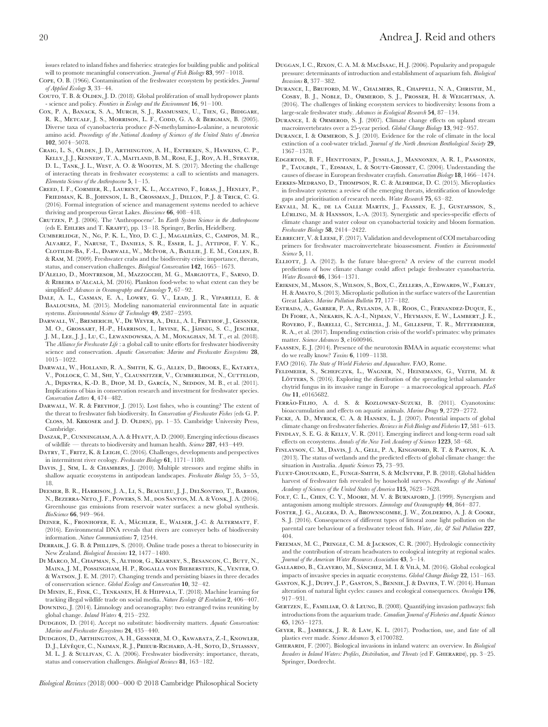issues related to inland fishes and fisheries: strategies for building public and political will to promote meaningful conservation. *Journal of Fish Biology* **83**, 997–1018.

Cope, O. B. (1966). Contamination of the freshwater ecosystem by pesticides. *Journal of Applied Ecology* **3**, 33–44.

Couto, T. B. & Olden, J. D. (2018). Global proliferation of small hydropower plants - science and policy. *Frontiers in Ecology and the Environment* **16**, 91–100.

Cox, P. A., Banack, S. A., Murch, S. J., Rasmussen, U., Tien, G., Bidigare, R. R., Metcalf, J. S., Morrison, L. F., Codd, G. A. & Bergman, B. (2005). Diverse taxa of cyanobacteria produce β-N-methylamino-L-alanine, a neurotoxic amino acid. *Proceedings of the National Academy of Sciences of the United States of America* **102**, 5074–5078.

Craig, L. S., Olden, J. D., Arthington, A. H., Entrekin, S., Hawkins, C. P., Kelly, J. J., Kennedy, T. A., Maitland, B. M., Rosi, E. J., Roy, A. H., Strayer, D. L., Tank, J. L., West, A. O. & Wooten, M. S. (2017). Meeting the challenge of interacting threats in freshwater ecosystems: a call to scientists and managers. *Elementa Science of the Anthropocene* **5**, 1–15.

Creed, I. F., Cormier, R., Laurent, K. L., Accatino, F., Igras, J., Henley, P., Friedman, K. B., Johnson, L. B., Crossman, J., Dillon, P. J. & Trick, C. G. (2016). Formal integration of science and management systems needed to achieve thriving and prosperous Great Lakes. *Bioscience* **66**, 408–418.

Crutzen, P. J. (2006). The 'Anthropocene'. In *Earth System Science in the Anthropocene* (eds E. Ehlers and T. Krafft), pp. 13–18. Springer, Berlin, Heidelberg.

Cumberlidge, N., Ng, P. K. L., Yeo, D. C. J., Magalhães, C., Campos, M. R., Alvarez, F., Naruse, T., Daniels, S. R., Esser, L. J., Attipoe, F. Y. K., Clotilde-Ba, F.-L., Darwall, W., McIvor, A., Baillie, J. E. M., Collen, B. & Ram, M. (2009). Freshwater crabs and the biodiversity crisis: importance, threats, status, and conservation challenges. *Biological Conservation* **142**, 1665–1673.

D'Alelio, D., Montresor, M., Mazzocchi, M. G., Margiotta, F., Sarno, D. & Ribeira d'Alcalà, M. (2016). Plankton food-webs: to what extent can they be simplified? *Advances in Oceanography and Limnology* **7**, 67–92.

Dale, A. L., Casman, E. A., Lowry, G. V., Lead, J. R., Viparelli, E. & Baalousha, M. (2015). Modeling nanomaterial environmental fate in aquatic systems. *Environmental Science & Technology* **49**, 2587–2593.

Darwall, W., Bremerich, V., De Wever, A., Dell, A. I., Freyhof, J., Gessner, M. O., Grossart, H.-P., Harrison, I., Irvine, K., Jähnig, S. C., Jeschke, J. M., Lee, J. J., Lu, C., Lewandowska, A. M., Monaghan, M. T., et al. (2018). The *Alliance for Freshwater Life* : a global call to unite efforts for freshwater biodiversity science and conservation. *Aquatic Conservation: Marine and Freshwater Ecosystems* **28**, 1015–1022.

Darwall, W., Holland, R. A., Smith, K. G., Allen, D., Brooks, E., Katarya, V., Pollock, C. M., Shi, Y., Clausnitzer, V., Cumberlidge, N., Cuttelod, A., Dijkstra, K.-D. B., Diop, M. D., García, N., Seddon, M. B., et al. (2011). Implications of bias in conservation research and investment for freshwater species. *Conservation Letters* **4**, 474–482.

Darwall, W. R. & Freyhof, J. (2015). Lost fishes, who is counting? The extent of the threat to freshwater fish biodiversity. In *Conservation of Freshwater Fishes* (eds G. P. Closs, M. Krkosek and J. D. Olden), pp. 1–35. Cambridge University Press, Cambridge.

Daszak, P., Cunningham, A. A. & Hyatt, A. D. (2000). Emerging infectious diseases of wildlife — threats to biodiversity and human health. *Science* **287**, 443–449.

Datry, T., Fritz, K. & Leigh, C. (2016). Challenges, developments and perspectives in intermittent river ecology. *Freshwater Biology* **61**, 1171–1180.

Davis, J., Sim, L. & Chambers, J. (2010). Multiple stressors and regime shifts in shallow aquatic ecosystems in antipodean landscapes. *Freshwater Biology* 55, 5–55, 18.

Deemer, B. R., Harrison, J. A., Li, S., Beaulieu, J. J., DelSontro, T., Barros, N., Bezerra-Neto, J. F., Powers, S. M., dos Santos, M. A. & Vonk, J. A. (2016). Greenhouse gas emissions from reservoir water surfaces: a new global synthesis. *BioScience* **66**, 949–964.

Deiner, K., Fronhofer, E. A., Mächler, E., Walser, J.-C. & Altermatt, F. (2016). Environmental DNA reveals that rivers are conveyer belts of biodiversity information. *Nature Communications* **7**, 12544.

Derraik, J. G. B. & Phillips, S. (2010). Online trade poses a threat to biosecurity in New Zealand. *Biological Invasions* **12**, 1477–1480.

Di Marco, M., Chapman, S., Althor, G., Kearney, S., Besancon, C., Butt, N., Maina, J. M., Possingham, H. P., Rogalla von Bieberstein, K., Venter, O. & Watson, J. E. M. (2017). Changing trends and persisting biases in three decades of conservation science. *Global Ecology and Conservation* **10**, 32–42.

Di Minin, E., Fink, C., Tenkanen, H. & Hiippala, T. (2018). Machine learning for tracking illegal wildlife trade on social media. *Nature Ecology & Evolution* **2**, 406–407.

Downing, J. (2014). Limnology and oceanography: two estranged twins reuniting by global change. *Inland Waters* **4**, 215–232.

Dudgeon, D. (2014). Accept no substitute: biodiversity matters. *Aquatic Conservation: Marine and Freshwater Ecosystems* **24**, 435–440.

Dudgeon, D., Arthington, A. H., Gessner, M. O., Kawabata, Z.-I., Knowler, D. J., Lévêque, C., Naiman, R. J., Prieur-Richard, A.-H., Soto, D., Stiassny, M. L. J. & Sullivan, C. A. (2006). Freshwater biodiversity: importance, threats, status and conservation challenges. *Biological Reviews* **81**, 163–182.

Duggan, I. C., Rixon, C. A. M. & MacIsaac, H. J. (2006). Popularity and propagule pressure: determinants of introduction and establishment of aquarium fish. *Biological Invasions* **8**, 377–382.

Durance, I., Bruford, M. W., Chalmers, R., Chappell, N. A., Christie, M., Cosby, B. J., Noble, D., Ormerod, S. J., Prosser, H. & Weightman, A. (2016). The challenges of linking ecosystem services to biodiversity: lessons from a large-scale freshwater study. *Advances in Ecological Research* **54**, 87–134.

Durance, I. & Ormerod, S. J. (2007). Climate change effects on upland stream macroinvertebrates over a 25-year period. *Global Change Biology* **13**, 942–957.

Durance, I. & Ormerod, S. J. (2010). Evidence for the role of climate in the local extinction of a cool-water triclad. *Journal of the North American Benthological Society* **29**, 1367–1378.

Edgerton, B. F., Henttonen, P., Jussila, J., Mannonen, A. R. I., Paasonen, P., Taugbøl, T., Edsman, L. & Souty-Grosset, C. (2004). Understanding the causes of disease in European freshwater crayfish. *Conservation Biology* **18**, 1466–1474.

Eerkes-Medrano, D., Thompson, R. C. & Aldridge, D. C. (2015). Microplastics in freshwater systems: a review of the emerging threats, identification of knowledge gaps and prioritisation of research needs. *Water Research* **75**, 63–82.

Ekvall, M. K., de la Calle Martin, J., Faassen, E. J., Gustafsson, S., Lürling, M. & Hansson, L.-A. (2013). Synergistic and species-specific effects of climate change and water colour on cyanobacterial toxicity and bloom formation. *Freshwater Biology* **58**, 2414–2422.

Elbrecht, V. & Leese, F. (2017). Validation and development of COI metabarcoding primers for freshwater macroinvertebrate bioassessment. *Frontiers in Environmental Science* **5**, 11.

Elliott, J. A. (2012). Is the future blue-green? A review of the current model predictions of how climate change could affect pelagic freshwater cyanobacteria. *Water Research* **46**, 1364–1371.

Eriksen, M., Mason, S., Wilson, S., Box, C., Zellers, A., Edwards, W., Farley, H. & Amato, S. (2013). Microplastic pollution in the surface waters of the Laurentian Great Lakes. *Marine Pollution Bulletin* **77**, 177–182.

Estrada, A., Garber, P. A., Rylands, A. B., Roos, C., Fernandez-Duque, E., Di Fiore, A., Nekaris, K. A.-I., Nijman, V., Heymann, E. W., Lambert, J. E., Rovero, F., Barelli, C., Setchell, J. M., Gillespie, T. R., Mittermeier, R. A., et al. (2017). Impending extinction crisis of the world's primates: why primates matter. *Science Advances* **3**, e1600946.

Faassen, E. J. (2014). Presence of the neurotoxin BMAA in aquatic ecosystems: what do we really know? *Toxins* **6**, 1109–1138.

FAO (2016). *The State of World Fisheries and Aquaculture*. FAO, Rome.

Feldmeier, S., Schefczyk, L., Wagner, N., Heinemann, G., Veith, M. & Lötters, S. (2016). Exploring the distribution of the spreading lethal salamander chytrid fungus in its invasive range in Europe – a macroecological approach. *PLoS One* **11**, e0165682.

Ferrão-Filho, A. d. S. & Kozlowsky-Suzuki, B. (2011). Cyanotoxins: bioaccumulation and effects on aquatic animals. *Marine Drugs* **9**, 2729–2772.

Ficke, A. D., Myrick, C. A. & Hansen, L. J. (2007). Potential impacts of global climate change on freshwater fisheries. *Reviews in Fish Biology and Fisheries* **17**, 581–613.

Findlay, S. E. G. & Kelly, V. R. (2011). Emerging indirect and long-term road salt effects on ecosystems. *Annals of the New York Academy of Sciences* **1223**, 58–68.

Finlayson, C. M., Davis, J. A., Gell, P. A., Kingsford, R. T. & Parton, K. A. (2013). The status of wetlands and the predicted effects of global climate change: the situation in Australia. *Aquatic Sciences* **75**, 73–93.

Fluet-Chouinard, E., Funge-Smith, S. & McIntyre, P. B. (2018). Global hidden harvest of freshwater fish revealed by household surveys. *Proceedings of the National Academy of Sciences of the United States of America* **115**, 7623–7628.

Folt, C. L., Chen, C. Y., Moore, M. V. & Burnaford, J. (1999). Synergism and antagonism among multiple stressors. *Limnology and Oceanography* **44**, 864–877.

Foster, J. G., Algera, D. A., Brownscombe, J. W., Zolderdo, A. J. & Cooke, S. J. (2016). Consequences of different types of littoral zone light pollution on the parental care behaviour of a freshwater teleost fish. *Water, Air, & Soil Pollution* **227**, 404.

Freeman, M. C., Pringle, C. M. & Jackson, C. R. (2007). Hydrologic connectivity and the contribution of stream headwaters to ecological integrity at regional scales. *Journal of the American Water Resources Association* **43**, 5–14.

Gallardo, B., Clavero, M., Sánchez, M. I. & Vilà, M. (2016). Global ecological impacts of invasive species in aquatic ecosystems. *Global Change Biology* **22**, 151–163.

Gaston, K. J., Duffy, J. P., Gaston, S., Bennie, J. & Davies, T. W. (2014). Human alteration of natural light cycles: causes and ecological consequences. *Oecologia* **176**, 917–931.

Gertzen, E., Familiar, O. & Leung, B. (2008). Quantifying invasion pathways: fish introductions from the aquarium trade. *Canadian Journal of Fisheries and Aquatic Sciences* **65**, 1265–1273.

Geyer, R., Jambeck, J. R. & Law, K. L. (2017). Production, use, and fate of all plastics ever made. *Science Advances* **3**, e1700782.

Gherardi, F. (2007). Biological invasions in inland waters: an overview. In *Biological Invaders in Inland Waters: Profiles, Distribution, and Threats* (ed F. Gherardi), pp. 3–25. Springer, Dordrecht.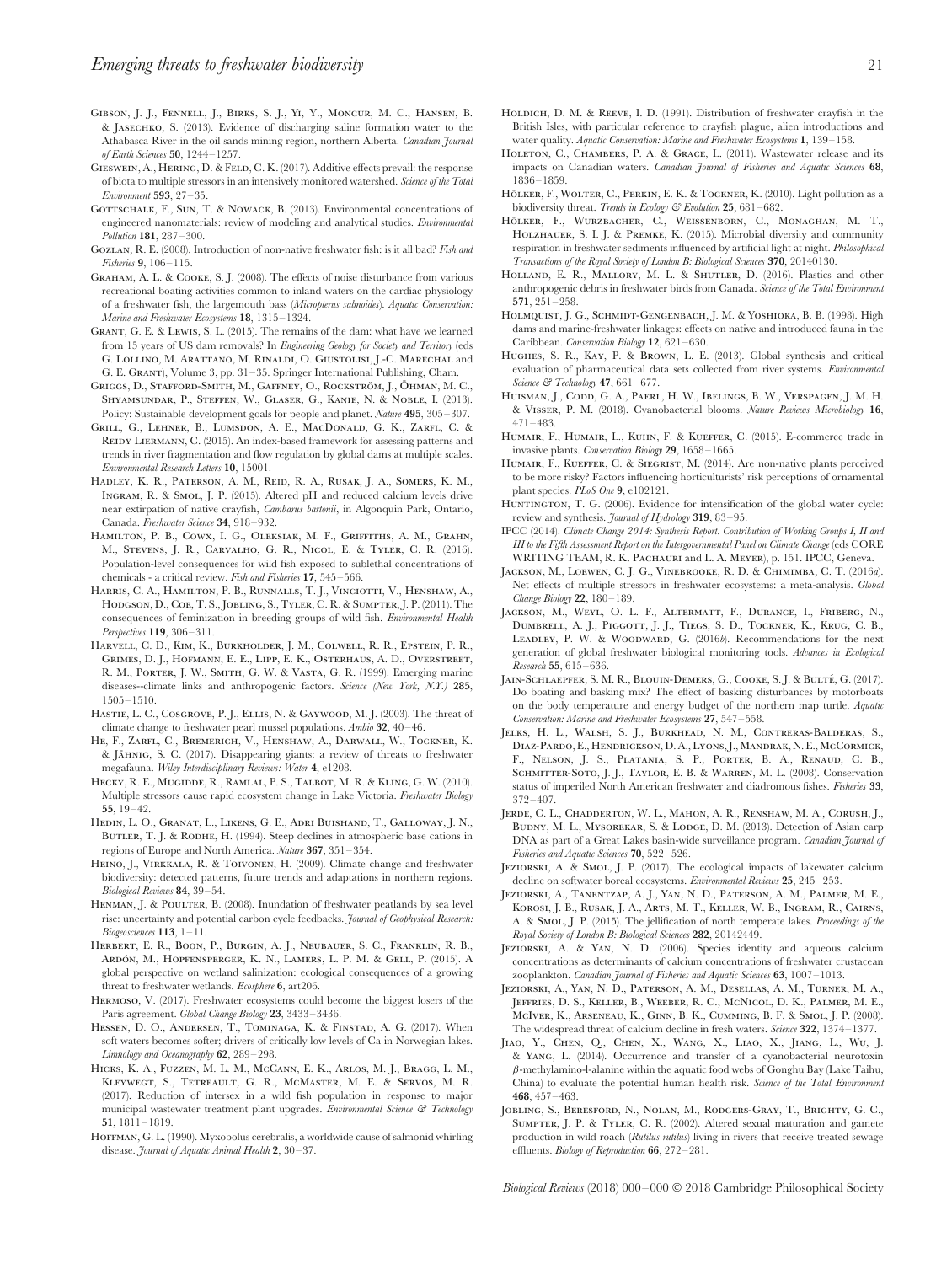Gibson, J. J., Fennell, J., Birks, S. J., Yi, Y., Moncur, M. C., Hansen, B. & Jasechko, S. (2013). Evidence of discharging saline formation water to the Athabasca River in the oil sands mining region, northern Alberta. *Canadian Journal of Earth Sciences* **50**, 1244–1257.

Gieswein, A., Hering, D. & Feld, C. K. (2017). Additive effects prevail: the response of biota to multiple stressors in an intensively monitored watershed. *Science of the Total Environment* **593**, 27–35.

Gottschalk, F., Sun, T. & Nowack, B. (2013). Environmental concentrations of engineered nanomaterials: review of modeling and analytical studies. *Environmental Pollution* **181**, 287–300.

Gozlan, R. E. (2008). Introduction of non-native freshwater fish: is it all bad? *Fish and Fisheries* **9**, 106–115.

Graham, A. L. & Cooke, S. J. (2008). The effects of noise disturbance from various recreational boating activities common to inland waters on the cardiac physiology of a freshwater fish, the largemouth bass (*Micropterus salmoides*). *Aquatic Conservation: Marine and Freshwater Ecosystems* **18**, 1315–1324.

Grant, G. E. & Lewis, S. L. (2015). The remains of the dam: what have we learned from 15 years of US dam removals? In *Engineering Geology for Society and Territory* (eds G. Lollino, M. Arattano, M. Rinaldi, O. Giustolisi, J.-C. Marechal and G. E. Grant), Volume 3, pp. 31–35. Springer International Publishing, Cham.

Griggs, D., Stafford-Smith, M., Gaffney, O., Rockström, J., Öhman, M. C., Shyamsundar, P., Steffen, W., Glaser, G., Kanie, N. & Noble, I. (2013). Policy: Sustainable development goals for people and planet. *Nature* **495**, 305–307.

Grill, G., Lehner, B., Lumsdon, A. E., MacDonald, G. K., Zarfl, C. & Reidy Liermann, C. (2015). An index-based framework for assessing patterns and trends in river fragmentation and flow regulation by global dams at multiple scales. *Environmental Research Letters* **10**, 15001.

Hadley, K. R., Paterson, A. M., Reid, R. A., Rusak, J. A., Somers, K. M., Ingram, R. & Smol, J. P. (2015). Altered pH and reduced calcium levels drive near extirpation of native crayfish, *Cambarus bartonii*, in Algonquin Park, Ontario, Canada. *Freshwater Science* **34**, 918–932.

Hamilton, P. B., Cowx, I. G., Oleksiak, M. F., Griffiths, A. M., Grahn, M., Stevens, J. R., Carvalho, G. R., Nicol, E. & Tyler, C. R. (2016). Population-level consequences for wild fish exposed to sublethal concentrations of chemicals - a critical review. *Fish and Fisheries* **17**, 545–566.

Harris, C. A., Hamilton, P. B., Runnalls, T. J., Vinciotti, V., Henshaw, A., Hodgson, D., Coe, T. S., Jobling, S., Tyler, C. R. & Sumpter, J. P. (2011). The consequences of feminization in breeding groups of wild fish. *Environmental Health Perspectives* **119**, 306–311.

Harvell, C. D., Kim, K., Burkholder, J. M., Colwell, R. R., Epstein, P. R., Grimes, D. J., Hofmann, E. E., Lipp, E. K., Osterhaus, A. D., Overstreet, R. M., Porter, J. W., Smith, G. W. & Vasta, G. R. (1999). Emerging marine diseases--climate links and anthropogenic factors. *Science (New York, N.Y.)* **285**, 1505–1510.

Hastie, L. C., Cosgrove, P. J., Ellis, N. & Gaywood, M. J. (2003). The threat of climate change to freshwater pearl mussel populations. *Ambio* **32**, 40–46.

He, F., Zarfl, C., Bremerich, V., Henshaw, A., Darwall, W., Tockner, K. & Jähnig, S. C. (2017). Disappearing giants: a review of threats to freshwater megafauna. *Wiley Interdisciplinary Reviews: Water* **4**, e1208.

Hecky, R. E., Mugidde, R., Ramlal, P. S., Talbot, M. R. & Kling, G. W. (2010). Multiple stressors cause rapid ecosystem change in Lake Victoria. *Freshwater Biology* **55**, 19–42.

Hedin, L. O., Granat, L., Likens, G. E., Adri Buishand, T., Galloway, J. N., Butler, T. J. & Rodhe, H. (1994). Steep declines in atmospheric base cations in regions of Europe and North America. *Nature* **367**, 351–354.

Heino, J., Virkkala, R. & Toivonen, H. (2009). Climate change and freshwater biodiversity: detected patterns, future trends and adaptations in northern regions. *Biological Reviews* **84**, 39–54.

Henman, J. & Poulter, B. (2008). Inundation of freshwater peatlands by sea level rise: uncertainty and potential carbon cycle feedbacks. *Journal of Geophysical Research: Biogeosciences* **113**, 1–11.

Herbert, E. R., Boon, P., Burgin, A. J., Neubauer, S. C., Franklin, R. B., Ardón, M., Hopfensperger, K. N., Lamers, L. P. M. & Gell, P. (2015). A global perspective on wetland salinization: ecological consequences of a growing threat to freshwater wetlands. *Ecosphere* **6**, art206.

Hermoso, V. (2017). Freshwater ecosystems could become the biggest losers of the Paris agreement. *Global Change Biology* **23**, 3433–3436.

Hessen, D. O., Andersen, T., Tominaga, K. & Finstad, A. G. (2017). When soft waters becomes softer; drivers of critically low levels of Ca in Norwegian lakes. *Limnology and Oceanography* **62**, 289–298.

Hicks, K. A., Fuzzen, M. L. M., McCann, E. K., Arlos, M. J., Bragg, L. M., Kleywegt, S., Tetreault, G. R., McMaster, M. E. & Servos, M. R. (2017). Reduction of intersex in a wild fish population in response to major municipal wastewater treatment plant upgrades. *Environmental Science & Technology* **51**, 1811–1819.

Hoffman, G. L. (1990). Myxobolus cerebralis, a worldwide cause of salmonid whirling disease. *Journal of Aquatic Animal Health* **2**, 30–37.

Holdich, D. M. & Reeve, I. D. (1991). Distribution of freshwater crayfish in the British Isles, with particular reference to crayfish plague, alien introductions and water quality. *Aquatic Conservation: Marine and Freshwater Ecosystems* **1**, 139–158.

Holeton, C., Chambers, P. A. & Grace, L. (2011). Wastewater release and its impacts on Canadian waters. *Canadian Journal of Fisheries and Aquatic Sciences* **68**, 1836–1859.

Hölker, F., Wolter, C., Perkin, E. K. & Tockner, K. (2010). Light pollution as a biodiversity threat. *Trends in Ecology & Evolution* **25**, 681–682.

Hölker, F., Wurzbacher, C., Weissenborn, C., Monaghan, M. T., Holzhauer, S. I. J. & Premke, K. (2015). Microbial diversity and community respiration in freshwater sediments influenced by artificial light at night. *Philosophical Transactions of the Royal Society of London B: Biological Sciences* **370**, 20140130.

Holland, E. R., Mallory, M. L. & Shutler, D. (2016). Plastics and other anthropogenic debris in freshwater birds from Canada. *Science of the Total Environment* **571**, 251–258.

Holmquist, J. G., Schmidt-Gengenbach, J. M. & Yoshioka, B. B. (1998). High dams and marine-freshwater linkages: effects on native and introduced fauna in the Caribbean. *Conservation Biology* **12**, 621–630.

Hughes, S. R., Kay, P. & Brown, L. E. (2013). Global synthesis and critical evaluation of pharmaceutical data sets collected from river systems. *Environmental Science & Technology* **47**, 661–677.

Huisman, J., Codd, G. A., Paerl, H. W., Ibelings, B. W., Verspagen, J. M. H. & Visser, P. M. (2018). Cyanobacterial blooms. *Nature Reviews Microbiology* **16**, 471–483.

Humair, F., Humair, L., Kuhn, F. & Kueffer, C. (2015). E-commerce trade in invasive plants. *Conservation Biology* **29**, 1658–1665.

Humair, F., Kueffer, C. & Siegrist, M. (2014). Are non-native plants perceived to be more risky? Factors influencing horticulturists' risk perceptions of ornamental plant species. *PLoS One* **9**, e102121.

Huntington, T. G. (2006). Evidence for intensification of the global water cycle: review and synthesis. *Journal of Hydrology* **319**, 83–95.

IPCC (2014). *Climate Change 2014: Synthesis Report. Contribution of Working Groups I, II and III to the Fifth Assessment Report on the Intergovernmental Panel on Climate Change* (eds CORE WRITING TEAM, R. K. Pachauri and L. A. Meyer), p. 151. IPCC, Geneva.

Jackson, M., Loewen, C. J. G., Vinebrooke, R. D. & Chimimba, C. T. (2016*a*). Net effects of multiple stressors in freshwater ecosystems: a meta-analysis. *Global Change Biology* **22**, 180–189.

Jackson, M., Weyl, O. L. F., Altermatt, F., Durance, I., Friberg, N., Dumbrell, A. J., Piggott, J. J., Tiegs, S. D., Tockner, K., Krug, C. B., Leadley, P. W. & Woodward, G. (2016*b*). Recommendations for the next generation of global freshwater biological monitoring tools. *Advances in Ecological Research* **55**, 615–636.

Jain-Schlaepfer, S. M. R., Blouin-Demers, G., Cooke, S. J. & Bulté, G. (2017). Do boating and basking mix? The effect of basking disturbances by motorboats on the body temperature and energy budget of the northern map turtle. *Aquatic Conservation: Marine and Freshwater Ecosystems* **27**, 547–558.

Jelks, H. L., Walsh, S. J., Burkhead, N. M., Contreras-Balderas, S., Diaz-Pardo, E., Hendrickson, D. A., Lyons, J., Mandrak, N. E., McCormick, F., Nelson, J. S., Platania, S. P., Porter, B. A., Renaud, C. B., Schmitter-Soto, J. J., Taylor, E. B. & Warren, M. L. (2008). Conservation status of imperiled North American freshwater and diadromous fishes. *Fisheries* **33**, 372–407.

Jerde, C. L., Chadderton, W. L., Mahon, A. R., Renshaw, M. A., Corush, J., Budny, M. L., Mysorekar, S. & Lodge, D. M. (2013). Detection of Asian carp DNA as part of a Great Lakes basin-wide surveillance program. *Canadian Journal of Fisheries and Aquatic Sciences* **70**, 522–526.

Jeziorski, A. & Smol, J. P. (2017). The ecological impacts of lakewater calcium decline on softwater boreal ecosystems. *Environmental Reviews* **25**, 245–253.

Jeziorski, A., Tanentzap, A. J., Yan, N. D., Paterson, A. M., Palmer, M. E., Korosi, J. B., Rusak, J. A., Arts, M. T., Keller, W. B., Ingram, R., Cairns, A. & Smol, J. P. (2015). The jellification of north temperate lakes. *Proceedings of the Royal Society of London B: Biological Sciences* **282**, 20142449.

Jeziorski, A. & Yan, N. D. (2006). Species identity and aqueous calcium concentrations as determinants of calcium concentrations of freshwater crustacean zooplankton. *Canadian Journal of Fisheries and Aquatic Sciences* **63**, 1007–1013.

Jeziorski, A., Yan, N. D., Paterson, A. M., Desellas, A. M., Turner, M. A., Jeffries, D. S., Keller, B., Weeber, R. C., McNicol, D. K., Palmer, M. E., McIver, K., Arseneau, K., Ginn, B. K., Cumming, B. F. & Smol, J. P. (2008). The widespread threat of calcium decline in fresh waters. *Science* **322**, 1374–1377.

Jiao, Y., Chen, Q., Chen, X., Wang, X., Liao, X., Jiang, L., Wu, J. & Yang, L. (2014). Occurrence and transfer of a cyanobacterial neurotoxin $\beta$-methylamino-l-alanine within the aquatic food webs of Gonghu Bay (Lake Taihu, China) to evaluate the potential human health risk. *Science of the Total Environment* **468**, 457–463.

Jobling, S., Beresford, N., Nolan, M., Rodgers-Gray, T., Brighty, G. C., Sumpter, J. P. & Tyler, C. R. (2002). Altered sexual maturation and gamete production in wild roach (*Rutilus rutilus*) living in rivers that receive treated sewage effluents. *Biology of Reproduction* **66**, 272–281.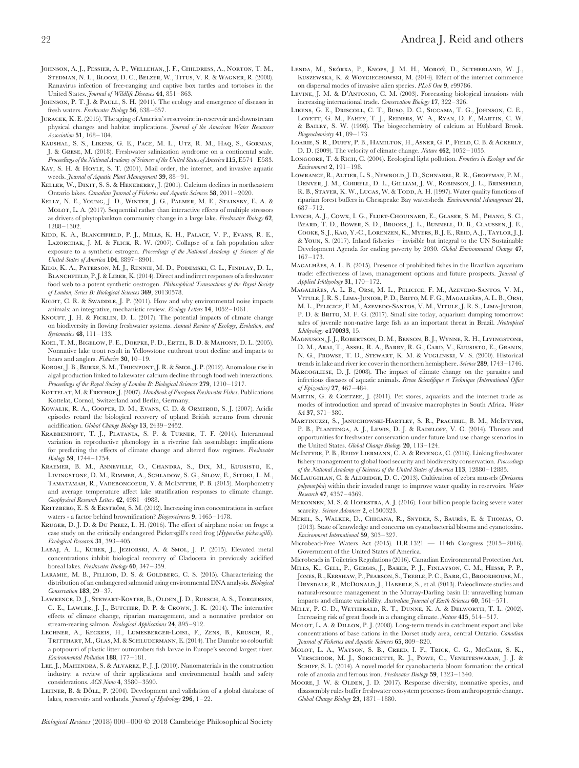Johnson, A. J., Pessier, A. P., Wellehan, J. F., Childress, A., Norton, T. M., Stedman, N. L., Bloom, D. C., Belzer, W., Titus, V. R. & Wagner, R. (2008). Ranavirus infection of free-ranging and captive box turtles and tortoises in the United States. *Journal of Wildlife Diseases* **44**, 851–863.

Johnson, P. T. J. & Paull, S. H. (2011). The ecology and emergence of diseases in fresh waters. *Freshwater Biology* **56**, 638–657.

Juracek, K. E. (2015). The aging of America's reservoirs: in-reservoir and downstream physical changes and habitat implications. *Journal of the American Water Resources Association* **51**, 168–184.

Kaushal, S. S., Likens, G. E., Pace, M. L., Utz, R. M., Haq, S., Gorman, J. & Grese, M. (2018). Freshwater salinization syndrome on a continental scale. *Proceedings of the National Academy of Sciences of the United States of America* **115**, E574–E583.

Kay, S. H. & Hoyle, S. T. (2001). Mail order, the internet, and invasive aquatic weeds. *Journal of Aquatic Plant Management* **39**, 88–91.

Keller, W., Dixit, S. S. & Heneberry, J. (2001). Calcium declines in northeastern Ontario lakes. *Canadian Journal of Fisheries and Aquatic Sciences* **58**, 2011–2020.

Kelly, N. E., Young, J. D., Winter, J. G., Palmer, M. E., Stainsby, E. A. & Molot, L. A. (2017). Sequential rather than interactive effects of multiple stressors as drivers of phytoplankton community change in a large lake. *Freshwater Biology* **62**, 1288–1302.

Kidd, K. A., Blanchfield, P. J., Mills, K. H., Palace, V. P., Evans, R. E., Lazorchak, J. M. & Flick, R. W. (2007). Collapse of a fish population after exposure to a synthetic estrogen. *Proceedings of the National Academy of Sciences of the United States of America* **104**, 8897–8901.

Kidd, K. A., Paterson, M. J., Rennie, M. D., Podemski, C. L., Findlay, D. L., Blanchfield, P. J. & Liber, K. (2014). Direct and indirect responses of a freshwater food web to a potent synthetic oestrogen. *Philosophical Transactions of the Royal Society of London, Series B: Biological Sciences* **369**, 20130578.

Kight, C. R. & Swaddle, J. P. (2011). How and why environmental noise impacts animals: an integrative, mechanistic review. *Ecology Letters* **14**, 1052–1061.

Knouft, J. H. & Ficklin, D. L. (2017). The potential impacts of climate change on biodiversity in flowing freshwater systems. *Annual Review of Ecology, Evolution, and Systematics* **48**, 111–133.

Koel, T. M., Bigelow, P. E., Doepke, P. D., Ertel, B. D. & Mahony, D. L. (2005). Nonnative lake trout result in Yellowstone cutthroat trout decline and impacts to bears and anglers. *Fisheries* **30**, 10–19.

Korosi, J. B., Burke, S. M., Thienpont, J. R. & Smol, J. P. (2012). Anomalous rise in algal production linked to lakewater calcium decline through food web interactions. *Proceedings of the Royal Society of London B: Biological Sciences* **279**, 1210–1217.

Kottelat, M. & Freyhof, J. (2007). *Handbook of European Freshwater Fishes*. Publications Kottelat, Cornol, Switzerland and Berlin, Germany.

Kowalik, R. A., Cooper, D. M., Evans, C. D. & Ormerod, S. J. (2007). Acidic episodes retard the biological recovery of upland British streams from chronic acidification. *Global Change Biology* **13**, 2439–2452.

Krabbenhoft, T. J., Platania, S. P. & Turner, T. F. (2014). Interannual variation in reproductive phenology in a riverine fish assemblage: implications for predicting the effects of climate change and altered flow regimes. *Freshwater Biology* **59**, 1744–1754.

Kraemer, B. M., Anneville, O., Chandra, S., Dix, M., Kuusisto, E., Livingstone, D. M., Rimmer, A., Schladow, S. G., Silow, E., Sitoki, L. M., Tamatamah, R., Vadeboncoeur, Y. & McIntyre, P. B. (2015). Morphometry and average temperature affect lake stratification responses to climate change. *Geophysical Research Letters* **42**, 4981–4988.

Kritzberg, E. S. & Ekström, S. M. (2012). Increasing iron concentrations in surface waters - a factor behind brownification? *Biogeosciences* **9**, 1465–1478.

Kruger, D. J. D. & Du Preez, L. H. (2016). The effect of airplane noise on frogs: a case study on the critically endangered Pickersgill's reed frog (*Hyperolius pickersgilli*). *Ecological Research* **31**, 393–405.

Labaj, A. L., Kurek, J., Jeziorski, A. & Smol, J. P. (2015). Elevated metal concentrations inhibit biological recovery of Cladocera in previously acidified boreal lakes. *Freshwater Biology* **60**, 347–359.

Laramie, M. B., Pilliod, D. S. & Goldberg, C. S. (2015). Characterizing the distribution of an endangered salmonid using environmental DNA analysis. *Biological Conservation* **183**, 29–37.

Lawrence, D. J., Stewart-Koster, B., Olden, J. D., Ruesch, A. S., Torgersen, C. E., Lawler, J. J., Butcher, D. P. & Crown, J. K. (2014). The interactive effects of climate change, riparian management, and a nonnative predator on stream-rearing salmon. *Ecological Applications* **24**, 895–912.

Lechner, A., Keckeis, H., Lumesberger-Loisl, F., Zens, B., Krusch, R., Tritthart, M., Glas, M. & Schludermann, E. (2014). The Danube so colourful: a potpourri of plastic litter outnumbers fish larvae in Europe's second largest river. *Environmental Pollution* **188**, 177–181.

Lee, J., Mahendra, S. & Alvarez, P. J. J. (2010). Nanomaterials in the construction industry: a review of their applications and environmental health and safety considerations. *ACS Nano* **4**, 3580–3590.

Lehner, B. & Döll, P. (2004). Development and validation of a global database of lakes, reservoirs and wetlands. *Journal of Hydrology* **296**, 1–22.

Lenda, M., Skórka, P., Knops, J. M. H., Moroń, D., Sutherland, W. J., Kuszewska, K. & Woyciechowski, M. (2014). Effect of the internet commerce on dispersal modes of invasive alien species. *PLoS One* **9**, e99786.

Levine, J. M. & D'Antonio, C. M. (2003). Forecasting biological invasions with increasing international trade. *Conservation Biology* **17**, 322–326.

Likens, G. E., Driscoll, C. T., Buso, D. C., Siccama, T. G., Johnson, C. E., Lovett, G. M., Fahey, T. J., Reiners, W. A., Ryan, D. F., Martin, C. W. & Bailey, S. W. (1998). The biogeochemistry of calcium at Hubbard Brook. *Biogeochemistry* **41**, 89–173.

Loarie, S. R., Duffy, P. B., Hamilton, H., Asner, G. P., Field, C. B. & Ackerly, D. D. (2009). The velocity of climate change. *Nature* **462**, 1052–1055.

Longcore, T. & Rich, C. (2004). Ecological light pollution. *Frontiers in Ecology and the Environment* **2**, 191–198.

Lowrance, R., Altier, L. S., Newbold, J. D., Schnabel, R. R., Groffman, P. M., Denver, J. M., Correll, D. L., Gilliam, J. W., Robinson, J. L., Brinsfield, R. B., Staver, K. W., Lucas, W. & Todd, A. H. (1997). Water quality functions of riparian forest buffers in Chesapeake Bay watersheds. *Environmental Management* **21**, 687–712.

Lynch, A. J., Cowx, I. G., Fluet-Chouinard, E., Glaser, S. M., Phang, S. C., Beard, T. D., Bower, S. D., Brooks, J. L., Bunnell, D. B., Claussen, J. E., Cooke, S. J., Kao, Y.-C., Lorenzen, K., Myers, B. J. E., Reid, A. J., Taylor, J. J. & Youn, S. (2017). Inland fisheries – invisible but integral to the UN Sustainable Development Agenda for ending poverty by 2030. *Global Environmental Change* **47**, 167–173.

Magalhães, A. L. B. (2015). Presence of prohibited fishes in the Brazilian aquarium trade: effectiveness of laws, management options and future prospects. *Journal of Applied Ichthyology* **31**, 170–172.

Magalhães, A. L. B., Orsi, M. L., Pelicice, F. M., Azevedo-Santos, V. M., Vitule, J. R. S., Lima-Junior, P. D., Brito, M. F. G., Magalhães, A. L. B., Orsi, M. L., Pelicice, F. M., Azevedo-Santos, V. M., Vitule, J. R. S., Lima-Junior, P. D. & Brito, M. F. G. (2017). Small size today, aquarium dumping tomorrow: sales of juvenile non-native large fish as an important threat in Brazil. *Neotropical Ichthyology* **e170033**, 15.

Magnuson, J. J., Robertson, D. M., Benson, B. J., Wynne, R. H., Livingstone, D. M., Arai, T., Assel, R. A., Barry, R. G., Card, V., Kuusisto, E., Granin, N. G., Prowse, T. D., Stewart, K. M. & Vuglinski, V. S. (2000). Historical trends in lake and river ice cover in the northern hemisphere. *Science* **289**, 1743–1746.

Marcogliese, D. J. (2008). The impact of climate change on the parasites and infectious diseases of aquatic animals. *Revue Scientifique et Technique (International Office of Epizootics)* **27**, 467–484.

Martin, G. & Coetzee, J. (2011). Pet stores, aquarists and the internet trade as modes of introduction and spread of invasive macrophytes in South Africa. *Water SA* **37**, 371–380.

Martinuzzi, S., Januchowski-Hartley, S. R., Pracheil, B. M., McIntyre, P. B., Plantinga, A. J., Lewis, D. J. & Radeloff, V. C. (2014). Threats and opportunities for freshwater conservation under future land use change scenarios in the United States. *Global Change Biology* **20**, 113–124.

McIntyre, P. B., Reidy Liermann, C. A. & Revenga, C. (2016). Linking freshwater fishery management to global food security and biodiversity conservation. *Proceedings of the National Academy of Sciences of the United States of America* **113**, 12880–12885.

McLaughlan, C. & Aldridge, D. C. (2013). Cultivation of zebra mussels (*Dreissena polymorpha*) within their invaded range to improve water quality in reservoirs. *Water Research* **47**, 4357–4369.

Mekonnen, M. S. & Hoekstra, A. J. (2016). Four billion people facing severe water scarcity. *Science Advances* **2**, e1500323.

Merel, S., Walker, D., Chicana, R., Snyder, S., Baurès, E. & Thomas, O. (2013). State of knowledge and concerns on cyanobacterial blooms and cyanotoxins. *Environment International* **59**, 303–327.

Microbead-Free Waters Act (2015). H.R.1321 — 114th Congress (2015–2016). Government of the United States of America.

Microbeads in Toiletries Regulations (2016). Canadian Environmental Protection Act.

Mills, K., Gell, P., Gergis, J., Baker, P. J., Finlayson, C. M., Hesse, P. P., Jones, R., Kershaw, P., Pearson, S., Treble, P. C., Barr, C., Brookhouse, M., Drysdale, R., McDonald, J., Haberle, S., et al. (2013). Paleoclimate studies and natural-resource management in the Murray-Darling basin II: unravelling human impacts and climate variability. *Australian Journal of Earth Sciences* **60**, 561–571.

Milly, P. C. D., Wetherald, R. T., Dunne, K. A. & Delworth, T. L. (2002). Increasing risk of great floods in a changing climate. *Nature* **415**, 514–517.

Molot, L. A. & Dillon, P. J. (2008). Long-term trends in catchment export and lake concentrations of base cations in the Dorset study area, central Ontario. *Canadian Journal of Fisheries and Aquatic Sciences* **65**, 809–820.

Molot, L. A., Watson, S. B., Creed, I. F., Trick, C. G., McCabe, S. K., Verschoor, M. J., Sorichetti, R. J., Powe, C., Venkiteswaran, J. J. & Schiff, S. L. (2014). A novel model for cyanobacteria bloom formation: the critical role of anoxia and ferrous iron. *Freshwater Biology* **59**, 1323–1340.

Moore, J. W. & Olden, J. D. (2017). Response diversity, nonnative species, and disassembly rules buffer freshwater ecosystem processes from anthropogenic change. *Global Change Biology* **23**, 1871–1880.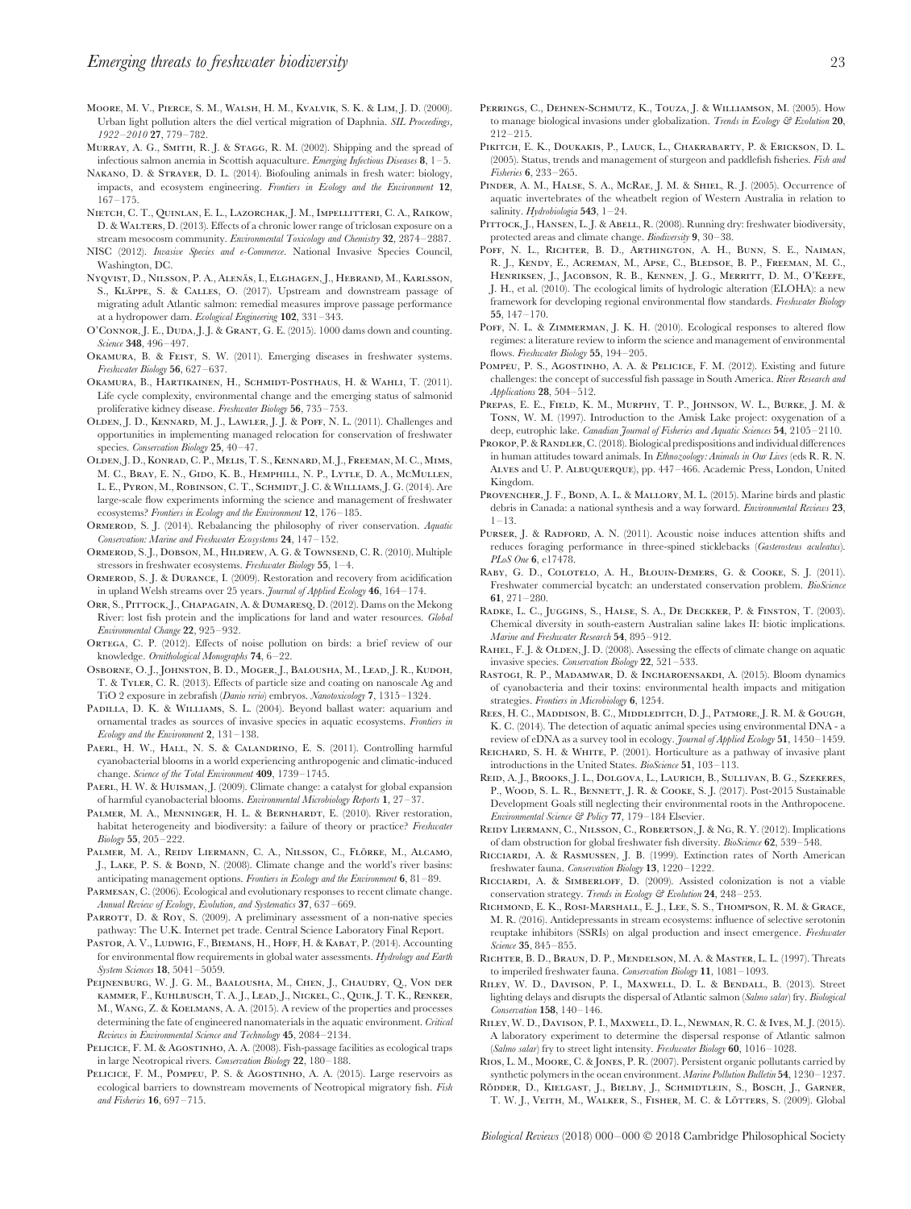Moore, M. V., Pierce, S. M., Walsh, H. M., Kvalvik, S. K. & Lim, J. D. (2000). Urban light pollution alters the diel vertical migration of Daphnia. *SIL Proceedings, 1922–2010* **27**, 779–782.

Murray, A. G., Smith, R. J. & Stagg, R. M. (2002). Shipping and the spread of infectious salmon anemia in Scottish aquaculture. *Emerging Infectious Diseases* **8**, 1–5.

Nakano, D. & Strayer, D. L. (2014). Biofouling animals in fresh water: biology, impacts, and ecosystem engineering. *Frontiers in Ecology and the Environment* **12**, 167–175.

Nietch, C. T., Quinlan, E. L., Lazorchak, J. M., Impellitteri, C. A., Raikow, D. & Walters, D. (2013). Effects of a chronic lower range of triclosan exposure on a stream mesocosm community. *Environmental Toxicology and Chemistry* **32**, 2874–2887.

NISC (2012). *Invasive Species and e-Commerce*. National Invasive Species Council, Washington, DC.

Nyqvist, D., Nilsson, P. A., Alenäs, I., Elghagen, J., Hebrand, M., Karlsson, S., Kläppe, S. & Calles, O. (2017). Upstream and downstream passage of migrating adult Atlantic salmon: remedial measures improve passage performance at a hydropower dam. *Ecological Engineering* **102**, 331–343.

O'Connor, J. E., Duda, J. J. & Grant, G. E. (2015). 1000 dams down and counting. *Science* **348**, 496–497.

Okamura, B. & Feist, S. W. (2011). Emerging diseases in freshwater systems. *Freshwater Biology* **56**, 627–637.

Okamura, B., Hartikainen, H., Schmidt-Posthaus, H. & Wahli, T. (2011). Life cycle complexity, environmental change and the emerging status of salmonid proliferative kidney disease. *Freshwater Biology* **56**, 735–753.

Olden, J. D., Kennard, M. J., Lawler, J. J. & Poff, N. L. (2011). Challenges and opportunities in implementing managed relocation for conservation of freshwater species. *Conservation Biology* **25**, 40–47.

Olden, J. D., Konrad, C. P., Melis, T. S., Kennard, M. J., Freeman, M. C., Mims, M. C., Bray, E. N., Gido, K. B., Hemphill, N. P., Lytle, D. A., McMullen, L. E., Pyron, M., Robinson, C. T., Schmidt, J. C. & Williams, J. G. (2014). Are large-scale flow experiments informing the science and management of freshwater ecosystems? *Frontiers in Ecology and the Environment* **12**, 176–185.

Ormerod, S. J. (2014). Rebalancing the philosophy of river conservation. *Aquatic Conservation: Marine and Freshwater Ecosystems* **24**, 147–152.

Ormerod, S. J., Dobson, M., Hildrew, A. G. & Townsend, C. R. (2010). Multiple stressors in freshwater ecosystems. *Freshwater Biology* **55**, 1–4.

Ormerod, S. J. & Durance, I. (2009). Restoration and recovery from acidification in upland Welsh streams over 25 years. *Journal of Applied Ecology* **46**, 164–174.

Orr, S., Pittock, J., Chapagain, A. & Dumaresq, D. (2012). Dams on the Mekong River: lost fish protein and the implications for land and water resources. *Global Environmental Change* **22**, 925–932.

Ortega, C. P. (2012). Effects of noise pollution on birds: a brief review of our knowledge. *Ornithological Monographs* **74**, 6–22.

Osborne, O. J., Johnston, B. D., Moger, J., Balousha, M., Lead, J. R., Kudoh, T. & Tyler, C. R. (2013). Effects of particle size and coating on nanoscale Ag and TiO 2 exposure in zebrafish (*Danio rerio*) embryos. *Nanotoxicology* **7**, 1315–1324.

Padilla, D. K. & Williams, S. L. (2004). Beyond ballast water: aquarium and ornamental trades as sources of invasive species in aquatic ecosystems. *Frontiers in Ecology and the Environment* **2**, 131–138.

Paerl, H. W., Hall, N. S. & Calandrino, E. S. (2011). Controlling harmful cyanobacterial blooms in a world experiencing anthropogenic and climatic-induced change. *Science of the Total Environment* **409**, 1739–1745.

Paerl, H. W. & Huisman, J. (2009). Climate change: a catalyst for global expansion of harmful cyanobacterial blooms. *Environmental Microbiology Reports* **1**, 27–37.

Palmer, M. A., Menninger, H. L. & Bernhardt, E. (2010). River restoration, habitat heterogeneity and biodiversity: a failure of theory or practice? *Freshwater Biology* **55**, 205–222.

Palmer, M. A., Reidy Liermann, C. A., Nilsson, C., Flörke, M., Alcamo, J., Lake, P. S. & Bond, N. (2008). Climate change and the world's river basins: anticipating management options. *Frontiers in Ecology and the Environment* **6**, 81–89.

Parmesan, C. (2006). Ecological and evolutionary responses to recent climate change. *Annual Review of Ecology, Evolution, and Systematics* **37**, 637–669.

Parrott, D. & Roy, S. (2009). A preliminary assessment of a non-native species pathway: The U.K. Internet pet trade. Central Science Laboratory Final Report.

Pastor, A. V., Ludwig, F., Biemans, H., Hoff, H. & Kabat, P. (2014). Accounting for environmental flow requirements in global water assessments. *Hydrology and Earth System Sciences* **18**, 5041–5059.

Peijnenburg, W. J. G. M., Baalousha, M., Chen, J., Chaudry, Q., Von der kammer, F., Kuhlbusch, T. A. J., Lead, J., Nickel, C., Quik, J. T. K., Renker, M., Wang, Z. & Koelmans, A. A. (2015). A review of the properties and processes determining the fate of engineered nanomaterials in the aquatic environment. *Critical Reviews in Environmental Science and Technology* **45**, 2084–2134.

Pelicice, F. M. & Agostinho, A. A. (2008). Fish-passage facilities as ecological traps in large Neotropical rivers. *Conservation Biology* **22**, 180–188.

Pelicice, F. M., Pompeu, P. S. & Agostinho, A. A. (2015). Large reservoirs as ecological barriers to downstream movements of Neotropical migratory fish. *Fish and Fisheries* **16**, 697–715.

Perrings, C., Dehnen-Schmutz, K., Touza, J. & Williamson, M. (2005). How to manage biological invasions under globalization. *Trends in Ecology & Evolution* **20**, 212–215.

Pikitch, E. K., Doukakis, P., Lauck, L., Chakrabarty, P. & Erickson, D. L. (2005). Status, trends and management of sturgeon and paddlefish fisheries. *Fish and Fisheries* **6**, 233–265.

Pinder, A. M., Halse, S. A., McRae, J. M. & Shiel, R. J. (2005). Occurrence of aquatic invertebrates of the wheatbelt region of Western Australia in relation to salinity. *Hydrobiologia* **543**, 1–24.

Pittock, J., Hansen, L. J. & Abell, R. (2008). Running dry: freshwater biodiversity, protected areas and climate change. *Biodiversity* **9**, 30–38.

Poff, N. L., Richter, B. D., Arthington, A. H., Bunn, S. E., Naiman, R. J., Kendy, E., Acreman, M., Apse, C., Bledsoe, B. P., Freeman, M. C., Henriksen, J., Jacobson, R. B., Kennen, J. G., Merritt, D. M., O'Keefe, J. H., et al. (2010). The ecological limits of hydrologic alteration (ELOHA): a new framework for developing regional environmental flow standards. *Freshwater Biology* **55**, 147–170.

Poff, N. L. & Zimmerman, J. K. H. (2010). Ecological responses to altered flow regimes: a literature review to inform the science and management of environmental flows. *Freshwater Biology* **55**, 194–205.

Pompeu, P. S., Agostinho, A. A. & Pelicice, F. M. (2012). Existing and future challenges: the concept of successful fish passage in South America. *River Research and Applications* **28**, 504–512.

Prepas, E. E., Field, K. M., Murphy, T. P., Johnson, W. L., Burke, J. M. & Tonn, W. M. (1997). Introduction to the Amisk Lake project: oxygenation of a deep, eutrophic lake. *Canadian Journal of Fisheries and Aquatic Sciences* **54**, 2105–2110.

Prokop, P. & Randler, C. (2018). Biological predispositions and individual differences in human attitudes toward animals. In *Ethnozoology: Animals in Our Lives* (eds R. R. N. Alves and U. P. Albuquerque), pp. 447–466. Academic Press, London, United Kingdom.

Provencher, J. F., Bond, A. L. & Mallory, M. L. (2015). Marine birds and plastic debris in Canada: a national synthesis and a way forward. *Environmental Reviews* **23**, 1–13.

Purser, J. & Radford, A. N. (2011). Acoustic noise induces attention shifts and reduces foraging performance in three-spined sticklebacks (*Gasterosteus aculeatus*). *PLoS One* **6**, e17478.

Raby, G. D., Colotelo, A. H., Blouin-Demers, G. & Cooke, S. J. (2011). Freshwater commercial bycatch: an understated conservation problem. *BioScience* **61**, 271–280.

Radke, L. C., Juggins, S., Halse, S. A., De Deckker, P. & Finston, T. (2003). Chemical diversity in south-eastern Australian saline lakes II: biotic implications. *Marine and Freshwater Research* **54**, 895–912.

Rahel, F. J. & Olden, J. D. (2008). Assessing the effects of climate change on aquatic invasive species. *Conservation Biology* **22**, 521–533.

Rastogi, R. P., Madamwar, D. & Incharoensakdi, A. (2015). Bloom dynamics of cyanobacteria and their toxins: environmental health impacts and mitigation strategies. *Frontiers in Microbiology* **6**, 1254.

Rees, H. C., Maddison, B. C., Middleditch, D. J., Patmore, J. R. M. & Gough, K. C. (2014). The detection of aquatic animal species using environmental DNA - a review of eDNA as a survey tool in ecology. *Journal of Applied Ecology* **51**, 1450–1459.

Reichard, S. H. & White, P. (2001). Horticulture as a pathway of invasive plant introductions in the United States. *BioScience* **51**, 103–113.

Reid, A. J., Brooks, J. L., Dolgova, L., Laurich, B., Sullivan, B. G., Szekeres, P., Wood, S. L. R., Bennett, J. R. & Cooke, S. J. (2017). Post-2015 Sustainable Development Goals still neglecting their environmental roots in the Anthropocene. *Environmental Science & Policy* **77**, 179–184 Elsevier.

Reidy Liermann, C., Nilsson, C., Robertson, J. & Ng, R. Y. (2012). Implications of dam obstruction for global freshwater fish diversity. *BioScience* **62**, 539–548.

Ricciardi, A. & Rasmussen, J. B. (1999). Extinction rates of North American freshwater fauna. *Conservation Biology* **13**, 1220–1222.

Ricciardi, A. & Simberloff, D. (2009). Assisted colonization is not a viable conservation strategy. *Trends in Ecology & Evolution* **24**, 248–253.

Richmond, E. K., Rosi-Marshall, E. J., Lee, S. S., Thompson, R. M. & Grace, M. R. (2016). Antidepressants in stream ecosystems: influence of selective serotonin reuptake inhibitors (SSRIs) on algal production and insect emergence. *Freshwater Science* **35**, 845–855.

Richter, B. D., Braun, D. P., Mendelson, M. A. & Master, L. L. (1997). Threats to imperiled freshwater fauna. *Conservation Biology* **11**, 1081–1093.

Riley, W. D., Davison, P. I., Maxwell, D. L. & Bendall, B. (2013). Street lighting delays and disrupts the dispersal of Atlantic salmon (*Salmo salar*) fry. *Biological Conservation* **158**, 140–146.

Riley, W. D., Davison, P. I., Maxwell, D. L., Newman, R. C. & Ives, M. J. (2015). A laboratory experiment to determine the dispersal response of Atlantic salmon (*Salmo salar*) fry to street light intensity. *Freshwater Biology* **60**, 1016–1028.

Rios, L. M., Moore, C. & Jones, P. R. (2007). Persistent organic pollutants carried by synthetic polymers in the ocean environment. *Marine Pollution Bulletin* **54**, 1230–1237.

Rödder, D., Kielgast, J., Bielby, J., Schmidtlein, S., Bosch, J., Garner, T. W. J., Veith, M., Walker, S., Fisher, M. C. & Lötters, S. (2009). Global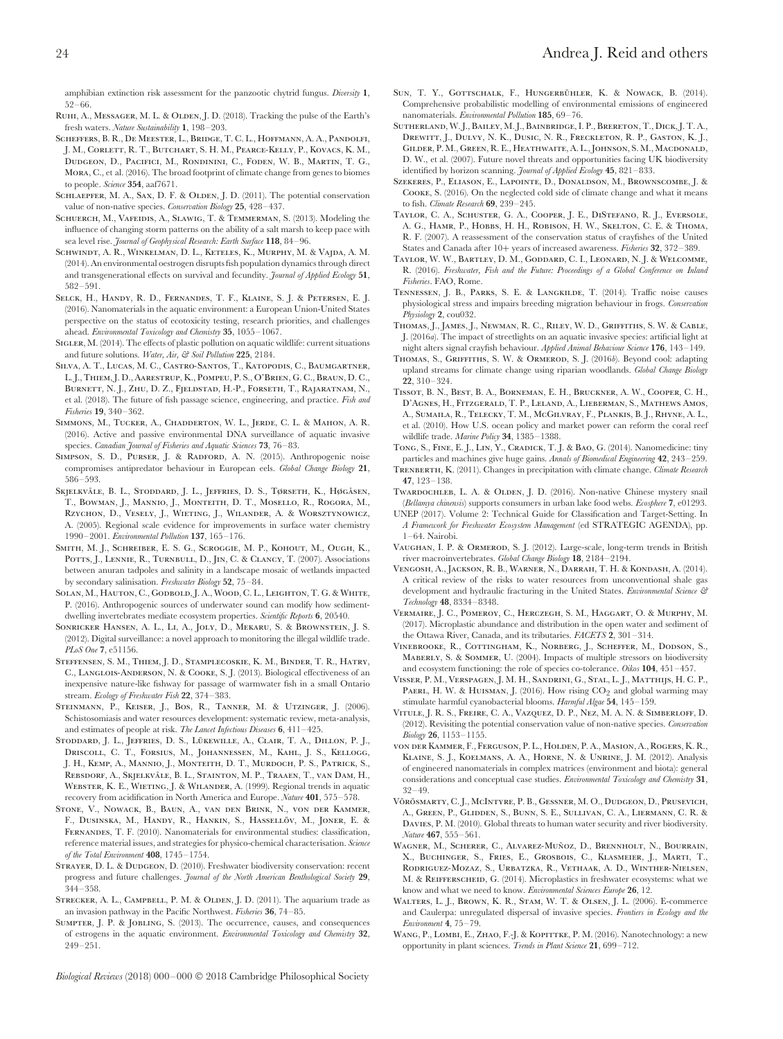amphibian extinction risk assessment for the panzootic chytrid fungus. *Diversity* **1**, 52–66.

Ruhi, A., Messager, M. L. & Olden, J. D. (2018). Tracking the pulse of the Earth's fresh waters. *Nature Sustainability* **1**, 198–203.

Scheffers, B. R., De Meester, L., Bridge, T. C. L., Hoffmann, A. A., Pandolfi, J. M., Corlett, R. T., Butchart, S. H. M., Pearce-Kelly, P., Kovacs, K. M., Dudgeon, D., Pacifici, M., Rondinini, C., Foden, W. B., Martin, T. G., Mora, C., et al. (2016). The broad footprint of climate change from genes to biomes to people. *Science* **354**, aaf7671.

Schlaepfer, M. A., Sax, D. F. & Olden, J. D. (2011). The potential conservation value of non-native species. *Conservation Biology* **25**, 428–437.

Schuerch, M., Vafeidis, A., Slawig, T. & Temmerman, S. (2013). Modeling the influence of changing storm patterns on the ability of a salt marsh to keep pace with sea level rise. *Journal of Geophysical Research: Earth Surface* **118**, 84–96.

Schwindt, A. R., Winkelman, D. L., Keteles, K., Murphy, M. & Vajda, A. M. (2014). An environmental oestrogen disrupts fish population dynamics through direct and transgenerational effects on survival and fecundity. *Journal of Applied Ecology* **51**, 582–591.

Selck, H., Handy, R. D., Fernandes, T. F., Klaine, S. J. & Petersen, E. J. (2016). Nanomaterials in the aquatic environment: a European Union-United States perspective on the status of ecotoxicity testing, research priorities, and challenges ahead. *Environmental Toxicology and Chemistry* **35**, 1055–1067.

Sigler, M. (2014). The effects of plastic pollution on aquatic wildlife: current situations and future solutions. *Water, Air, & Soil Pollution* **225**, 2184.

Silva, A. T., Lucas, M. C., Castro-Santos, T., Katopodis, C., Baumgartner, L. J., Thiem, J. D., Aarestrup, K., Pompeu, P. S., O'Brien, G. C., Braun, D. C., Burnett, N. J., Zhu, D. Z., Fjeldstad, H.-P., Forseth, T., Rajaratnam, N., et al. (2018). The future of fish passage science, engineering, and practice. *Fish and Fisheries* **19**, 340–362.

Simmons, M., Tucker, A., Chadderton, W. L., Jerde, C. L. & Mahon, A. R. (2016). Active and passive environmental DNA surveillance of aquatic invasive species. *Canadian Journal of Fisheries and Aquatic Sciences* **73**, 76–83.

Simpson, S. D., Purser, J. & Radford, A. N. (2015). Anthropogenic noise compromises antipredator behaviour in European eels. *Global Change Biology* **21**, 586–593.

Skjelkvåle, B. L., Stoddard, J. L., Jeffries, D. S., Tørseth, K., Høgåsen, T., Bowman, J., Mannio, J., Monteith, D. T., Mosello, R., Rogora, M., Rzychon, D., Vesely, J., Wieting, J., Wilander, A. & Worsztynowicz, A. (2005). Regional scale evidence for improvements in surface water chemistry 1990–2001. *Environmental Pollution* **137**, 165–176.

Smith, M. J., Schreiber, E. S. G., Scroggie, M. P., Kohout, M., Ough, K., Potts, J., Lennie, R., Turnbull, D., Jin, C. & Clancy, T. (2007). Associations between anuran tadpoles and salinity in a landscape mosaic of wetlands impacted by secondary salinisation. *Freshwater Biology* **52**, 75–84.

Solan, M., Hauton, C., Godbold, J. A., Wood, C. L., Leighton, T. G. & White, P. (2016). Anthropogenic sources of underwater sound can modify how sediment-dwelling invertebrates mediate ecosystem properties. *Scientific Reports* **6**, 20540.

Sonricker Hansen, A. L., Li, A., Joly, D., Mekaru, S. & Brownstein, J. S. (2012). Digital surveillance: a novel approach to monitoring the illegal wildlife trade. *PLoS One* **7**, e51156.

Steffensen, S. M., Thiem, J. D., Stamplecoskie, K. M., Binder, T. R., Hatry, C., Langlois-Anderson, N. & Cooke, S. J. (2013). Biological effectiveness of an inexpensive nature-like fishway for passage of warmwater fish in a small Ontario stream. *Ecology of Freshwater Fish* **22**, 374–383.

Steinmann, P., Keiser, J., Bos, R., Tanner, M. & Utzinger, J. (2006). Schistosomiasis and water resources development: systematic review, meta-analysis, and estimates of people at risk. *The Lancet Infectious Diseases* **6**, 411–425.

Stoddard, J. L., Jeffries, D. S., Lükewille, A., Clair, T. A., Dillon, P. J., Driscoll, C. T., Forsius, M., Johannessen, M., Kahl, J. S., Kellogg, J. H., Kemp, A., Mannio, J., Monteith, D. T., Murdoch, P. S., Patrick, S., Rebsdorf, A., Skjelkvåle, B. L., Stainton, M. P., Traaen, T., van Dam, H., Webster, K. E., Wieting, J. & Wilander, A. (1999). Regional trends in aquatic recovery from acidification in North America and Europe. *Nature* **401**, 575–578.

Stone, V., Nowack, B., Baun, A., van den Brink, N., von der Kammer, F., Dusinska, M., Handy, R., Hankin, S., Hassellöv, M., Joner, E. & Fernandes, T. F. (2010). Nanomaterials for environmental studies: classification, reference material issues, and strategies for physico-chemical characterisation. *Science of the Total Environment* **408**, 1745–1754.

Strayer, D. L. & Dudgeon, D. (2010). Freshwater biodiversity conservation: recent progress and future challenges. *Journal of the North American Benthological Society* **29**, 344–358.

Strecker, A. L., Campbell, P. M. & Olden, J. D. (2011). The aquarium trade as an invasion pathway in the Pacific Northwest. *Fisheries* **36**, 74–85.

Sumpter, J. P. & Jobling, S. (2013). The occurrence, causes, and consequences of estrogens in the aquatic environment. *Environmental Toxicology and Chemistry* **32**, 249–251.

Sun, T. Y., Gottschalk, F., Hungerbühler, K. & Nowack, B. (2014). Comprehensive probabilistic modelling of environmental emissions of engineered nanomaterials. *Environmental Pollution* **185**, 69–76.

Sutherland, W. J., Bailey, M. J., Bainbridge, I. P., Brereton, T., Dick, J. T. A., Drewitt, J., Dulvy, N. K., Dusic, N. R., Freckleton, R. P., Gaston, K. J., Gilder, P. M., Green, R. E., Heathwaite, A. L., Johnson, S. M., Macdonald, D. W., et al. (2007). Future novel threats and opportunities facing UK biodiversity identified by horizon scanning. *Journal of Applied Ecology* **45**, 821–833.

Szekeres, P., Eliason, E., Lapointe, D., Donaldson, M., Brownscombe, J. & Cooke, S. (2016). On the neglected cold side of climate change and what it means to fish. *Climate Research* **69**, 239–245.

Taylor, C. A., Schuster, G. A., Cooper, J. E., DiStefano, R. J., Eversole, A. G., Hamr, P., Hobbs, H. H., Robison, H. W., Skelton, C. E. & Thoma, R. F. (2007). A reassessment of the conservation status of crayfishes of the United States and Canada after 10+ years of increased awareness. *Fisheries* **32**, 372–389.

Taylor, W. W., Bartley, D. M., Goddard, C. I., Leonard, N. J. & Welcomme, R. (2016). *Freshwater, Fish and the Future: Proceedings of a Global Conference on Inland Fisheries*. FAO, Rome.

Tennessen, J. B., Parks, S. E. & Langkilde, T. (2014). Traffic noise causes physiological stress and impairs breeding migration behaviour in frogs. *Conservation Physiology* **2**, cou032.

Thomas, J., James, J., Newman, R. C., Riley, W. D., Griffiths, S. W. & Cable, J. (2016*a*). The impact of streetlights on an aquatic invasive species: artificial light at night alters signal crayfish behaviour. *Applied Animal Behaviour Science* **176**, 143–149.

Thomas, S., Griffiths, S. W. & Ormerod, S. J. (2016*b*). Beyond cool: adapting upland streams for climate change using riparian woodlands. *Global Change Biology* **22**, 310–324.

Tissot, B. N., Best, B. A., Borneman, E. H., Bruckner, A. W., Cooper, C. H., D'Agnes, H., Fitzgerald, T. P., Leland, A., Lieberman, S., Mathews Amos, A., Sumaila, R., Telecky, T. M., McGilvray, F., Plankis, B. J., Rhyne, A. L., et al. (2010). How U.S. ocean policy and market power can reform the coral reef wildlife trade. *Marine Policy* **34**, 1385–1388.

Tong, S., Fine, E. J., Lin, Y., Cradick, T. J. & Bao, G. (2014). Nanomedicine: tiny particles and machines give huge gains. *Annals of Biomedical Engineering* **42**, 243–259.

Trenberth, K. (2011). Changes in precipitation with climate change. *Climate Research* **47**, 123–138.

Twardochleb, L. A. & Olden, J. D. (2016). Non-native Chinese mystery snail (*Bellamya chinensis*) supports consumers in urban lake food webs. *Ecosphere* **7**, e01293.

UNEP (2017). Volume 2: Technical Guide for Classification and Target-Setting. In *A Framework for Freshwater Ecosystem Management* (ed STRATEGIC AGENDA), pp. 1–64. Nairobi.

Vaughan, I. P. & Ormerod, S. J. (2012). Large-scale, long-term trends in British river macroinvertebrates. *Global Change Biology* **18**, 2184–2194.

Vengosh, A., Jackson, R. B., Warner, N., Darrah, T. H. & Kondash, A. (2014). A critical review of the risks to water resources from unconventional shale gas development and hydraulic fracturing in the United States. *Environmental Science & Technology* **48**, 8334–8348.

Vermaire, J. C., Pomeroy, C., Herczegh, S. M., Haggart, O. & Murphy, M. (2017). Microplastic abundance and distribution in the open water and sediment of the Ottawa River, Canada, and its tributaries. *FACETS* **2**, 301–314.

Vinebrooke, R., Cottingham, K., Norberg, J., Scheffer, M., Dodson, S., Maberly, S. & Sommer, U. (2004). Impacts of multiple stressors on biodiversity and ecosystem functioning: the role of species co-tolerance. *Oikos* **104**, 451–457.

Visser, P. M., Verspagen, J. M. H., Sandrini, G., Stal, L. J., Matthijs, H. C. P., Paerl, H. W. & Huisman, J. (2016). How rising $CO_2$ and global warming may stimulate harmful cyanobacterial blooms. *Harmful Algae* **54**, 145–159.

Vitule, J. R. S., Freire, C. A., Vazquez, D. P., Nez, M. A. N. & Simberloff, D. (2012). Revisiting the potential conservation value of non-native species. *Conservation Biology* **26**, 1153–1155.

von der Kammer, F., Ferguson, P. L., Holden, P. A., Masion, A., Rogers, K. R., Klaine, S. J., Koelmans, A. A., Horne, N. & Unrine, J. M. (2012). Analysis of engineered nanomaterials in complex matrices (environment and biota): general considerations and conceptual case studies. *Environmental Toxicology and Chemistry* **31**, 32–49.

Vörösmarty, C. J., McIntyre, P. B., Gessner, M. O., Dudgeon, D., Prusevich, A., Green, P., Glidden, S., Bunn, S. E., Sullivan, C. A., Liermann, C. R. & Davies, P. M. (2010). Global threats to human water security and river biodiversity. *Nature* **467**, 555–561.

Wagner, M., Scherer, C., Alvarez-Muñoz, D., Brennholt, N., Bourrain, X., Buchinger, S., Fries, E., Grosbois, C., Klasmeier, J., Marti, T., Rodriguez-Mozaz, S., Urbatzka, R., Vethaak, A. D., Winther-Nielsen, M. & Reifferscheid, G. (2014). Microplastics in freshwater ecosystems: what we know and what we need to know. *Environmental Sciences Europe* **26**, 12.

Walters, L. J., Brown, K. R., Stam, W. T. & Olsen, J. L. (2006). E-commerce and Caulerpa: unregulated dispersal of invasive species. *Frontiers in Ecology and the Environment* **4**, 75–79.

Wang, P., Lombi, E., Zhao, F.-J. & Kopittke, P. M. (2016). Nanotechnology: a new opportunity in plant sciences. *Trends in Plant Science* **21**, 699–712.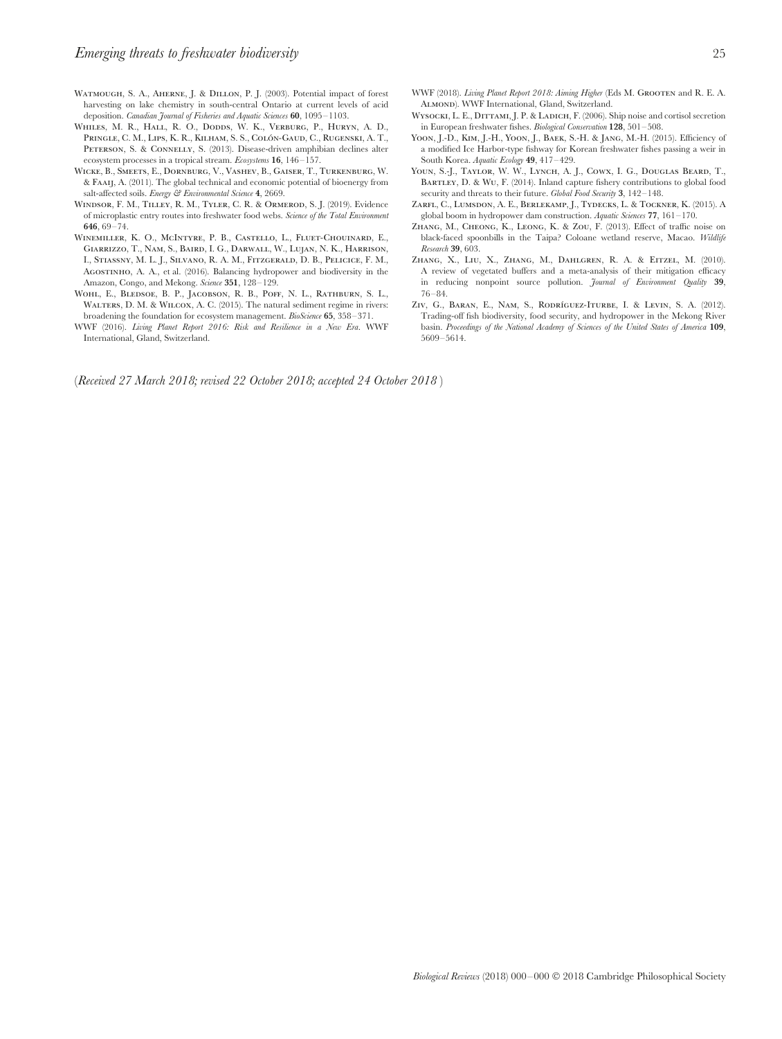Watmough, S. A., Aherne, J. & Dillon, P. J. (2003). Potential impact of forest harvesting on lake chemistry in south-central Ontario at current levels of acid deposition. *Canadian Journal of Fisheries and Aquatic Sciences* **60**, 1095–1103.

Whiles, M. R., Hall, R. O., Dodds, W. K., Verburg, P., Huryn, A. D., Pringle, C. M., Lips, K. R., Kilham, S. S., Colón-Gaud, C., Rugenski, A. T., Peterson, S. & Connelly, S. (2013). Disease-driven amphibian declines alter ecosystem processes in a tropical stream. *Ecosystems* **16**, 146–157.

Wicke, B., Smeets, E., Dornburg, V., Vashev, B., Gaiser, T., Turkenburg, W. & Faaij, A. (2011). The global technical and economic potential of bioenergy from salt-affected soils. *Energy & Environmental Science* **4**, 2669.

Windsor, F. M., Tilley, R. M., Tyler, C. R. & Ormerod, S. J. (2019). Evidence of microplastic entry routes into freshwater food webs. *Science of the Total Environment* **646**, 69–74.

Winemiller, K. O., McIntyre, P. B., Castello, L., Fluet-Chouinard, E., Giarrizzo, T., Nam, S., Baird, I. G., Darwall, W., Lujan, N. K., Harrison, I., Stiassny, M. L. J., Silvano, R. A. M., Fitzgerald, D. B., Pelicice, F. M., Agostinho, A. A., et al. (2016). Balancing hydropower and biodiversity in the Amazon, Congo, and Mekong. *Science* **351**, 128–129.

Wohl, E., Bledsoe, B. P., Jacobson, R. B., Poff, N. L., Rathburn, S. L., Walters, D. M. & Wilcox, A. C. (2015). The natural sediment regime in rivers: broadening the foundation for ecosystem management. *BioScience* **65**, 358–371.

WWF (2016). *Living Planet Report 2016: Risk and Resilience in a New Era*. WWF International, Gland, Switzerland.

WWF (2018). *Living Planet Report 2018: Aiming Higher* (Eds M. Grooten and R. E. A. Almond). WWF International, Gland, Switzerland.

Wysocki, L. E., Dittami, J. P. & Ladich, F. (2006). Ship noise and cortisol secretion in European freshwater fishes. *Biological Conservation* **128**, 501–508.

Yoon, J.-D., Kim, J.-H., Yoon, J., Baek, S.-H. & Jang, M.-H. (2015). Efficiency of a modified Ice Harbor-type fishway for Korean freshwater fishes passing a weir in South Korea. *Aquatic Ecology* **49**, 417–429.

Youn, S.-J., Taylor, W. W., Lynch, A. J., Cowx, I. G., Douglas Beard, T., Bartley, D. & Wu, F. (2014). Inland capture fishery contributions to global food security and threats to their future. *Global Food Security* **3**, 142–148.

Zarfl, C., Lumsdon, A. E., Berlekamp, J., Tydecks, L. & Tockner, K. (2015). A global boom in hydropower dam construction. *Aquatic Sciences* **77**, 161–170.

Zhang, M., Cheong, K., Leong, K. & Zou, F. (2013). Effect of traffic noise on black-faced spoonbills in the Taipa? Coloane wetland reserve, Macao. *Wildlife Research* **39**, 603.

Zhang, X., Liu, X., Zhang, M., Dahlgren, R. A. & Eitzel, M. (2010). A review of vegetated buffers and a meta-analysis of their mitigation efficacy in reducing nonpoint source pollution. *Journal of Environment Quality* **39**, 76–84.

Ziv, G., Baran, E., Nam, S., Rodríguez-Iturbe, I. & Levin, S. A. (2012). Trading-off fish biodiversity, food security, and hydropower in the Mekong River basin. *Proceedings of the National Academy of Sciences of the United States of America* **109**, 5609–5614.

(*Received 27 March 2018; revised 22 October 2018; accepted 24 October 2018*)